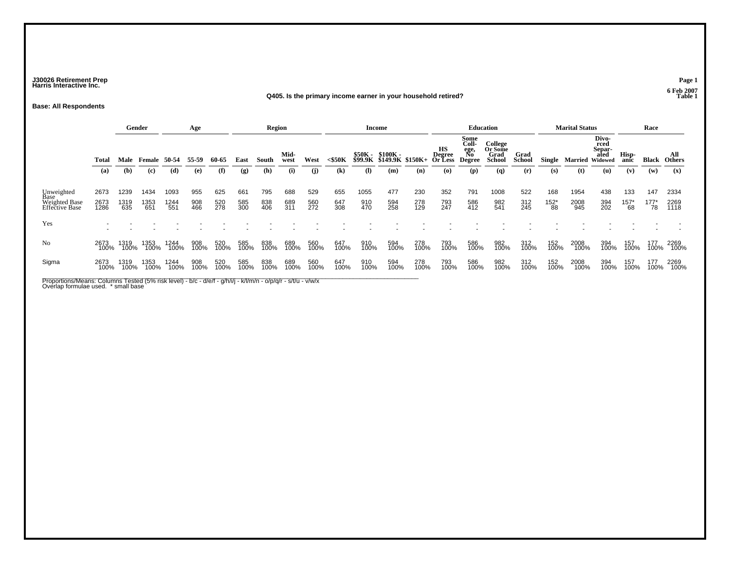J30026 Retirement Prep
Harris Interactive Inc.

6 Feb 2007
Table 1

**Q405. Is the primary income earner in your household retired?**

**Base: All Respondents**

| | | Gender | | Age | | | Region | | | | Income | | | | Education | | | | Marital Status | | | Race | | |
|---|---|---|---|---|---|---|---|---|---|---|---|---|---|---|---|---|---|---|---|---|---|---|---|---|
| | Total | Male | Female | 50-54 | 55-59 | 60-65 | East | South | Mid-west | West | <$50K | $50K - $99.9K | $100K - $149.9K | $150K+ | HS Degree Or Less | Some Coll-ege, No Degree | College Or Some Grad School | Grad School | Single | Married | Divo-rced Separ-ated Widowed | Hisp-anic | Black | All Others |
| | (a) | (b) | (c) | (d) | (e) | (f) | (g) | (h) | (i) | (j) | (k) | (l) | (m) | (n) | (o) | (p) | (q) | (r) | (s) | (t) | (u) | (v) | (w) | (x) |
| Unweighted Base | 2673 | 1239 | 1434 | 1093 | 955 | 625 | 661 | 795 | 688 | 529 | 655 | 1055 | 477 | 230 | 352 | 791 | 1008 | 522 | 168 | 1954 | 438 | 133 | 147 | 2334 |
| Weighted Base | 2673 | 1319 | 1353 | 1244 | 908 | 520 | 585 | 838 | 689 | 560 | 647 | 910 | 594 | 278 | 793 | 586 | 982 | 312 | 152* | 2008 | 394 | 157* | 177* | 2269 |
| Effective Base | 1286 | 635 | 651 | 551 | 466 | 278 | 300 | 406 | 311 | 272 | 308 | 470 | 258 | 129 | 247 | 412 | 541 | 245 | 88 | 945 | 202 | 68 | 78 | 1118 |
| Yes | - | - | - | - | - | - | - | - | - | - | - | - | - | - | - | - | - | - | - | - | - | - | - | - |
| | - | - | - | - | - | - | - | - | - | - | - | - | - | - | - | - | - | - | - | - | - | - | - | - |
| No | 2673 | 1319 | 1353 | 1244 | 908 | 520 | 585 | 838 | 689 | 560 | 647 | 910 | 594 | 278 | 793 | 586 | 982 | 312 | 152 | 2008 | 394 | 157 | 177 | 2269 |
| | 100% | 100% | 100% | 100% | 100% | 100% | 100% | 100% | 100% | 100% | 100% | 100% | 100% | 100% | 100% | 100% | 100% | 100% | 100% | 100% | 100% | 100% | 100% | 100% |
| Sigma | 2673 | 1319 | 1353 | 1244 | 908 | 520 | 585 | 838 | 689 | 560 | 647 | 910 | 594 | 278 | 793 | 586 | 982 | 312 | 152 | 2008 | 394 | 157 | 177 | 2269 |
| | 100% | 100% | 100% | 100% | 100% | 100% | 100% | 100% | 100% | 100% | 100% | 100% | 100% | 100% | 100% | 100% | 100% | 100% | 100% | 100% | 100% | 100% | 100% | 100% |

Proportions/Means: Columns Tested (5% risk level) - b/c - d/e/f - g/h/i/j - k/l/m/n - o/p/q/r - s/t/u - v/w/x
Overlap formulae used. * small base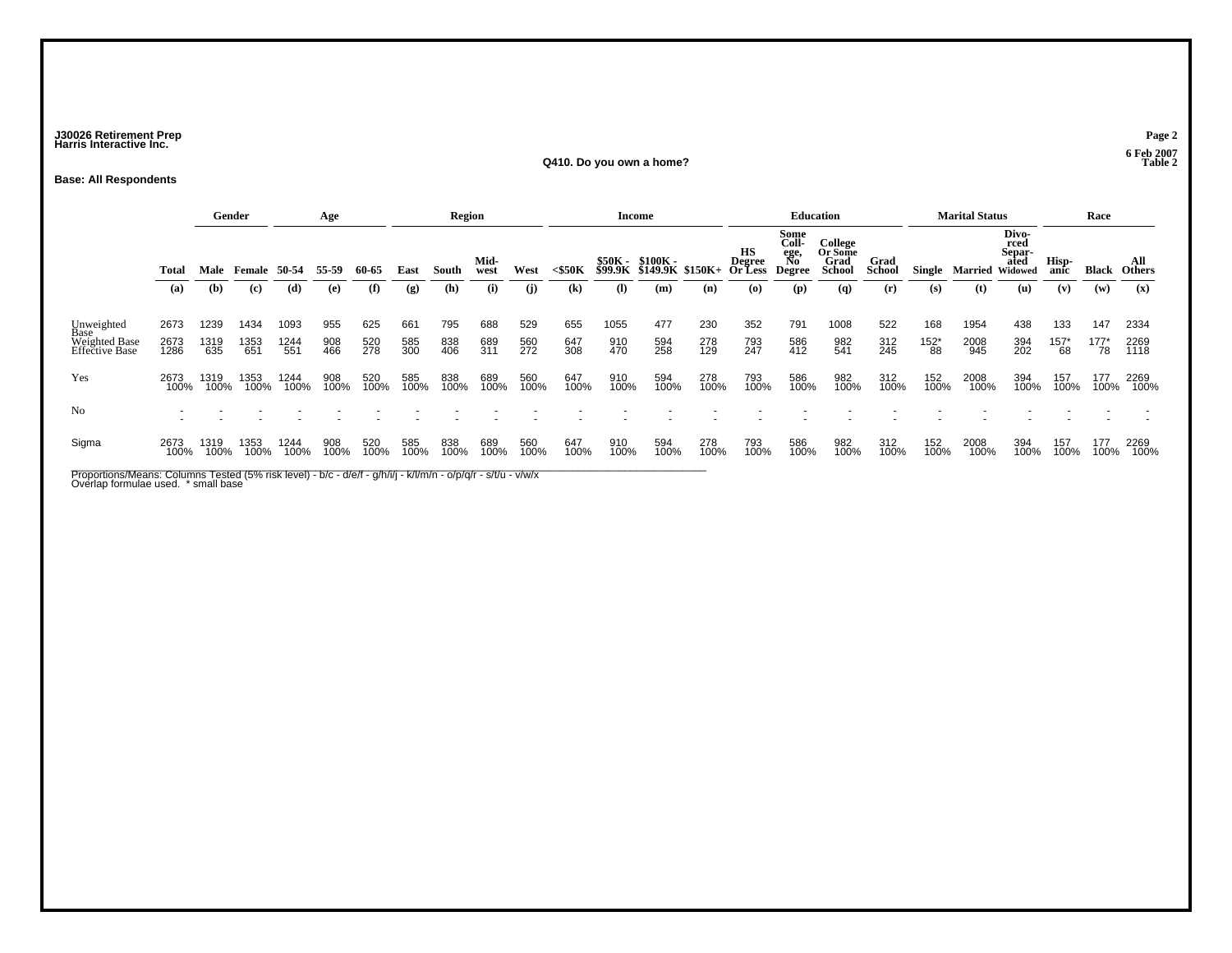J30026 Retirement Prep
Harris Interactive Inc.

6 Feb 2007
Table 2

## Q410. Do you own a home?

**Base: All Respondents**

| | | Gender | | Age | | | Region | | | | Income | | | | Education | | | | Marital Status | | | Race | | |
|---|---|---|---|---|---|---|---|---|---|---|---|---|---|---|---|---|---|---|---|---|---|---|---|---|
| | Total | Male | Female | 50-54 | 55-59 | 60-65 | East | South | Mid-west | West | <$50K | $50K - $99.9K | $100K - $149.9K | $150K+ | HS Degree Or Less | Some Coll-ege, No Degree | College Or Some Grad School | Grad School | Single | Married | Divo-rced Separ-ated Widowed | Hisp-anic | Black | All Others |
| | (a) | (b) | (c) | (d) | (e) | (f) | (g) | (h) | (i) | (j) | (k) | (l) | (m) | (n) | (o) | (p) | (q) | (r) | (s) | (t) | (u) | (v) | (w) | (x) |
| Unweighted Base | 2673 | 1239 | 1434 | 1093 | 955 | 625 | 661 | 795 | 688 | 529 | 655 | 1055 | 477 | 230 | 352 | 791 | 1008 | 522 | 168 | 1954 | 438 | 133 | 147 | 2334 |
| Weighted Base | 2673 | 1319 | 1353 | 1244 | 908 | 520 | 585 | 838 | 689 | 560 | 647 | 910 | 594 | 278 | 793 | 586 | 982 | 312 | 152* | 2008 | 394 | 157* | 177* | 2269 |
| Effective Base | 1286 | 635 | 651 | 551 | 466 | 278 | 300 | 406 | 311 | 272 | 308 | 470 | 258 | 129 | 247 | 412 | 541 | 245 | 88 | 945 | 202 | 68 | 78 | 1118 |
| Yes | 2673 | 1319 | 1353 | 1244 | 908 | 520 | 585 | 838 | 689 | 560 | 647 | 910 | 594 | 278 | 793 | 586 | 982 | 312 | 152 | 2008 | 394 | 157 | 177 | 2269 |
| | 100% | 100% | 100% | 100% | 100% | 100% | 100% | 100% | 100% | 100% | 100% | 100% | 100% | 100% | 100% | 100% | 100% | 100% | 100% | 100% | 100% | 100% | 100% | 100% |
| No | - | - | - | - | - | - | - | - | - | - | - | - | - | - | - | - | - | - | - | - | - | - | - | - |
| | - | - | - | - | - | - | - | - | - | - | - | - | - | - | - | - | - | - | - | - | - | - | - | - |
| Sigma | 2673 | 1319 | 1353 | 1244 | 908 | 520 | 585 | 838 | 689 | 560 | 647 | 910 | 594 | 278 | 793 | 586 | 982 | 312 | 152 | 2008 | 394 | 157 | 177 | 2269 |
| | 100% | 100% | 100% | 100% | 100% | 100% | 100% | 100% | 100% | 100% | 100% | 100% | 100% | 100% | 100% | 100% | 100% | 100% | 100% | 100% | 100% | 100% | 100% | 100% |

Proportions/Means: Columns Tested (5% risk level) - b/c - d/e/f - g/h/i/j - k/l/m/n - o/p/q/r - s/t/u - v/w/x
Overlap formulae used. * small base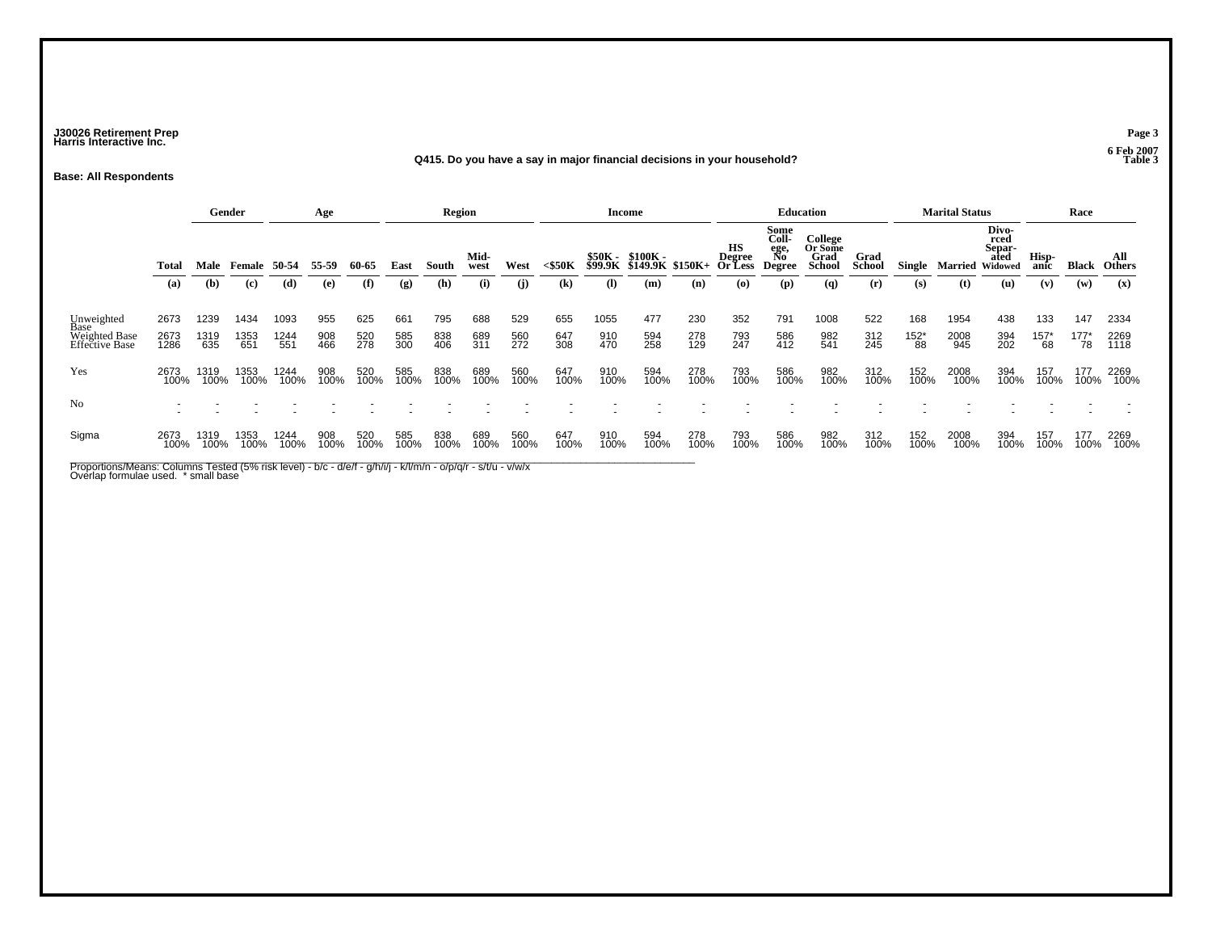J30026 Retirement Prep
Harris Interactive Inc.

6 Feb 2007
Table 3

**Q415. Do you have a say in major financial decisions in your household?**

**Base: All Respondents**

| | | Gender | | Age | | | Region | | | | Income | | | | Education | | | | Marital Status | | | Race | | |
|---|---|---|---|---|---|---|---|---|---|---|---|---|---|---|---|---|---|---|---|---|---|---|---|---|
| | Total | Male | Female | 50-54 | 55-59 | 60-65 | East | South | Mid-west | West | <$50K | $50K - $99.9K | $100K - $149.9K | $150K+ | HS Degree Or Less | Some Coll-ege, No Degree | College Or Some Grad School | Grad School | Single | Married | Divo-rced Separ-ated Widowed | Hisp-anic | Black | All Others |
| | (a) | (b) | (c) | (d) | (e) | (f) | (g) | (h) | (i) | (j) | (k) | (l) | (m) | (n) | (o) | (p) | (q) | (r) | (s) | (t) | (u) | (v) | (w) | (x) |
| Unweighted Base | 2673 | 1239 | 1434 | 1093 | 955 | 625 | 661 | 795 | 688 | 529 | 655 | 1055 | 477 | 230 | 352 | 791 | 1008 | 522 | 168 | 1954 | 438 | 133 | 147 | 2334 |
| Weighted Base | 2673 | 1319 | 1353 | 1244 | 908 | 520 | 585 | 838 | 689 | 560 | 647 | 910 | 594 | 278 | 793 | 586 | 982 | 312 | 152* | 2008 | 394 | 157* | 177* | 2269 |
| Effective Base | 1286 | 635 | 651 | 551 | 466 | 278 | 300 | 406 | 311 | 272 | 308 | 470 | 258 | 129 | 247 | 412 | 541 | 245 | 88 | 945 | 202 | 68 | 78 | 1118 |
| Yes | 2673 | 1319 | 1353 | 1244 | 908 | 520 | 585 | 838 | 689 | 560 | 647 | 910 | 594 | 278 | 793 | 586 | 982 | 312 | 152 | 2008 | 394 | 157 | 177 | 2269 |
| | 100% | 100% | 100% | 100% | 100% | 100% | 100% | 100% | 100% | 100% | 100% | 100% | 100% | 100% | 100% | 100% | 100% | 100% | 100% | 100% | 100% | 100% | 100% | 100% |
| No | - | - | - | - | - | - | - | - | - | - | - | - | - | - | - | - | - | - | - | - | - | - | - | - |
| | - | - | - | - | - | - | - | - | - | - | - | - | - | - | - | - | - | - | - | - | - | - | - | - |
| Sigma | 2673 | 1319 | 1353 | 1244 | 908 | 520 | 585 | 838 | 689 | 560 | 647 | 910 | 594 | 278 | 793 | 586 | 982 | 312 | 152 | 2008 | 394 | 157 | 177 | 2269 |
| | 100% | 100% | 100% | 100% | 100% | 100% | 100% | 100% | 100% | 100% | 100% | 100% | 100% | 100% | 100% | 100% | 100% | 100% | 100% | 100% | 100% | 100% | 100% | 100% |

Proportions/Means: Columns Tested (5% risk level) - b/c - d/e/f - g/h/i/j - k/l/m/n - o/p/q/r - s/t/u - v/w/x
Overlap formulae used. * small base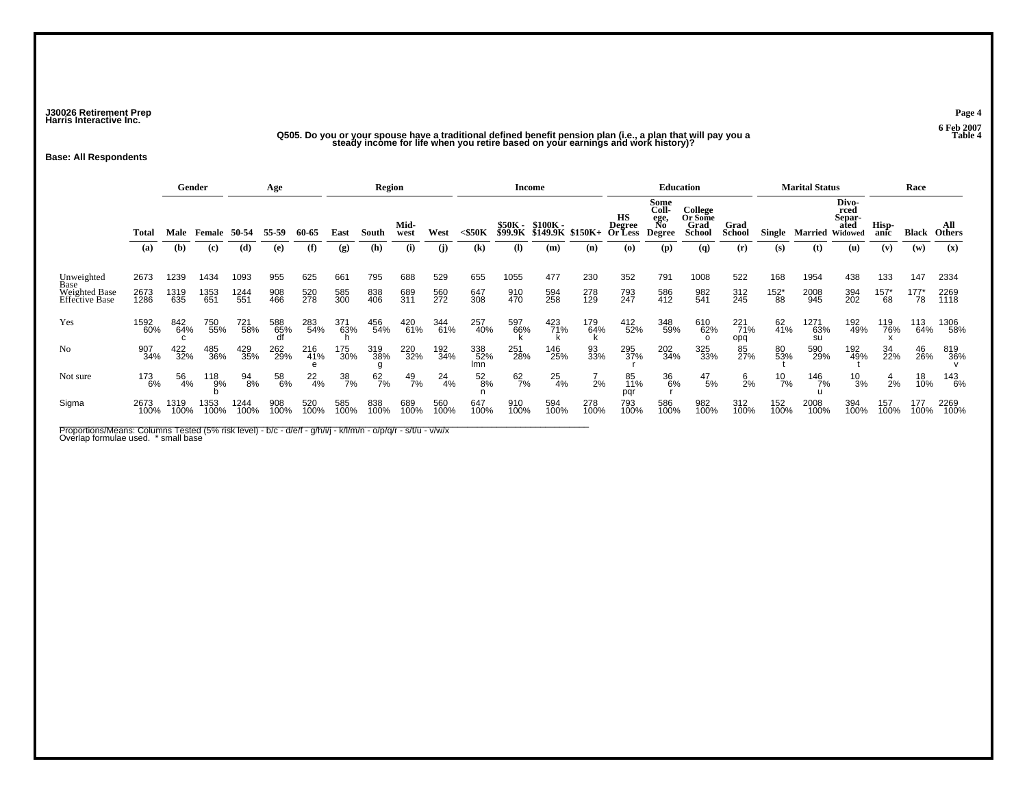J30026 Retirement Prep
Harris Interactive Inc.

6 Feb 2007
Table 4

**Q505. Do you or your spouse have a traditional defined benefit pension plan (i.e., a plan that will pay you a steady income for life when you retire based on your earnings and work history)?**

**Base: All Respondents**

| | | Gender | | Age | | | Region | | | | Income | | | | Education | | | | Marital Status | | | Race | | |
|---|---|---|---|---|---|---|---|---|---|---|---|---|---|---|---|---|---|---|---|---|---|---|---|---|
| | Total | Male | Female | 50-54 | 55-59 | 60-65 | East | South | Mid-west | West | <$50K | $50K - $99.9K | $100K - $149.9K | $150K+ | HS Degree Or Less | Some Coll-ege, No Degree | College Or Some Grad School | Grad School | Single | Married | Divo-rced Separ-ated Widowed | Hisp-anic | Black | All Others |
| | (a) | (b) | (c) | (d) | (e) | (f) | (g) | (h) | (i) | (j) | (k) | (l) | (m) | (n) | (o) | (p) | (q) | (r) | (s) | (t) | (u) | (v) | (w) | (x) |
| Unweighted Base | 2673 | 1239 | 1434 | 1093 | 955 | 625 | 661 | 795 | 688 | 529 | 655 | 1055 | 477 | 230 | 352 | 791 | 1008 | 522 | 168 | 1954 | 438 | 133 | 147 | 2334 |
| Weighted Base | 2673 | 1319 | 1353 | 1244 | 908 | 520 | 585 | 838 | 689 | 560 | 647 | 910 | 594 | 278 | 793 | 586 | 982 | 312 | 152* | 2008 | 394 | 157* | 177* | 2269 |
| Effective Base | 1286 | 635 | 651 | 551 | 466 | 278 | 300 | 406 | 311 | 272 | 308 | 470 | 258 | 129 | 247 | 412 | 541 | 245 | 88 | 945 | 202 | 68 | 78 | 1118 |
| Yes | 1592 | 842 | 750 | 721 | 588 | 283 | 371 | 456 | 420 | 344 | 257 | 597 | 423 | 179 | 412 | 348 | 610 | 221 | 62 | 1271 | 192 | 119 | 113 | 1306 |
| | 60% | 64% | 55% | 58% | 65% | 54% | 63% | 54% | 61% | 61% | 40% | 66% | 71% | 64% | 52% | 59% | 62% | 71% | 41% | 63% | 49% | 76% | 64% | 58% |
| | | c | | | df | | h | | | | | k | k | k | | | o | opq | | su | | x | | |
| No | 907 | 422 | 485 | 429 | 262 | 216 | 175 | 319 | 220 | 192 | 338 | 251 | 146 | 93 | 295 | 202 | 325 | 85 | 80 | 590 | 192 | 34 | 46 | 819 |
| | 34% | 32% | 36% | 35% | 29% | 41% | 30% | 38% | 32% | 34% | 52% | 28% | 25% | 33% | 37% | 34% | 33% | 27% | 53% | 29% | 49% | 22% | 26% | 36% |
| | | | | | | e | | g | | | lmn | | | | r | | | | t | | t | | | v |
| Not sure | 173 | 56 | 118 | 94 | 58 | 22 | 38 | 62 | 49 | 24 | 52 | 62 | 25 | 7 | 85 | 36 | 47 | 6 | 10 | 146 | 10 | 4 | 18 | 143 |
| | 6% | 4% | 9% | 8% | 6% | 4% | 7% | 7% | 7% | 4% | 8% | 7% | 4% | 2% | 11% | 6% | 5% | 2% | 7% | 7% | 3% | 2% | 10% | 6% |
| | | | b | | | | | | | | n | | | | pqr | r | | | | u | | | | |
| Sigma | 2673 | 1319 | 1353 | 1244 | 908 | 520 | 585 | 838 | 689 | 560 | 647 | 910 | 594 | 278 | 793 | 586 | 982 | 312 | 152 | 2008 | 394 | 157 | 177 | 2269 |
| | 100% | 100% | 100% | 100% | 100% | 100% | 100% | 100% | 100% | 100% | 100% | 100% | 100% | 100% | 100% | 100% | 100% | 100% | 100% | 100% | 100% | 100% | 100% | 100% |

Proportions/Means: Columns Tested (5% risk level) - b/c - d/e/f - g/h/i/j - k/l/m/n - o/p/q/r - s/t/u - v/w/x
Overlap formulae used. * small base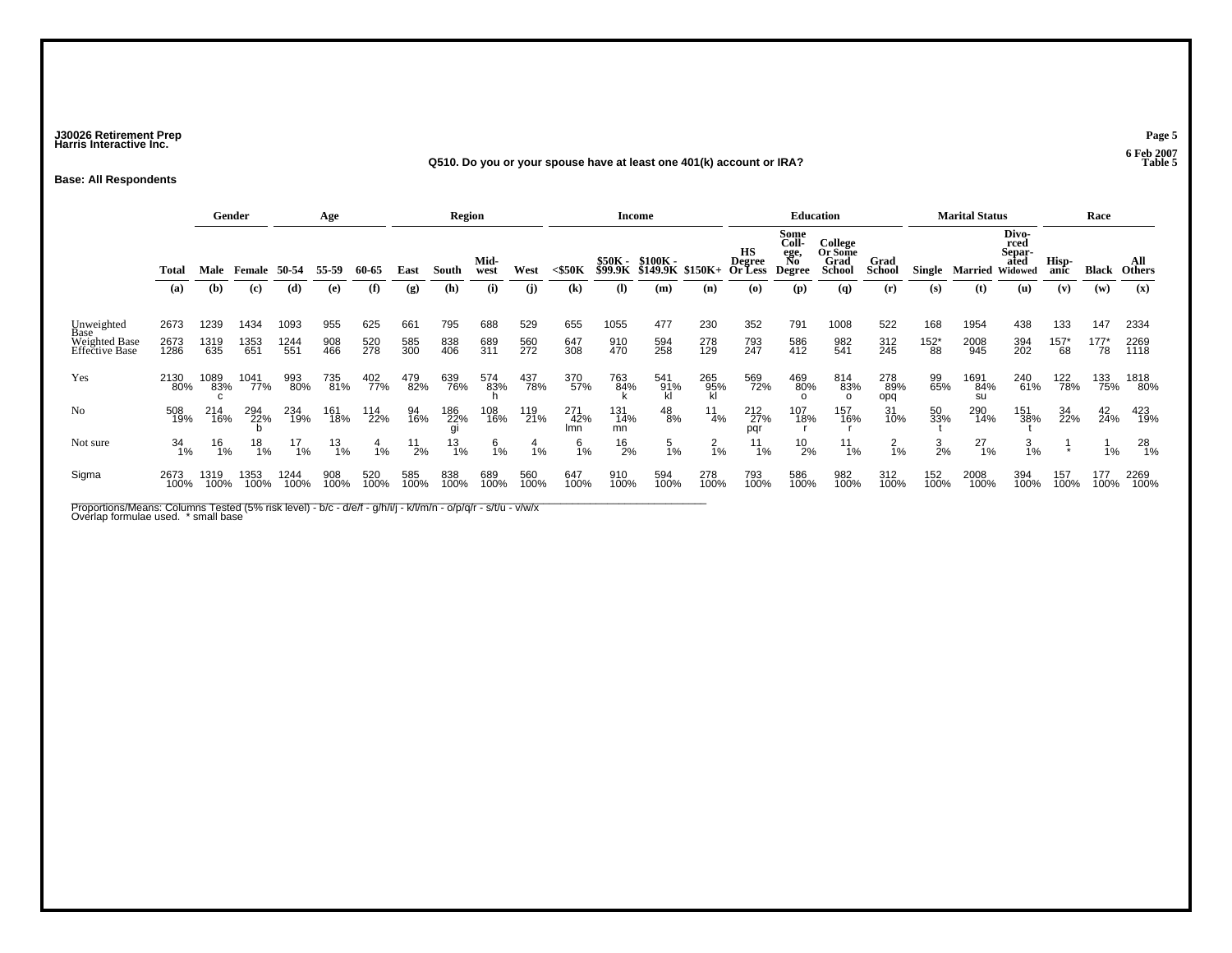J30026 Retirement Prep
Harris Interactive Inc.

6 Feb 2007
Table 5

**Q510. Do you or your spouse have at least one 401(k) account or IRA?**

**Base: All Respondents**

| | | Gender | | Age | | | Region | | | | Income | | | | Education | | | | Marital Status | | | Race | | |
|---|---|---|---|---|---|---|---|---|---|---|---|---|---|---|---|---|---|---|---|---|---|---|---|---|
| | Total | Male | Female | 50-54 | 55-59 | 60-65 | East | South | Mid-west | West | <$50K | $50K - $99.9K | $100K - $149.9K | $150K+ | HS Degree Or Less | Some Coll-ege, No Degree | College Or Some Grad School | Grad School | Single | Married | Divo-rced Separ-ated Widowed | Hisp-anic | Black | All Others |
| | (a) | (b) | (c) | (d) | (e) | (f) | (g) | (h) | (i) | (j) | (k) | (l) | (m) | (n) | (o) | (p) | (q) | (r) | (s) | (t) | (u) | (v) | (w) | (x) |
| Unweighted Base | 2673 | 1239 | 1434 | 1093 | 955 | 625 | 661 | 795 | 688 | 529 | 655 | 1055 | 477 | 230 | 352 | 791 | 1008 | 522 | 168 | 1954 | 438 | 133 | 147 | 2334 |
| Weighted Base | 2673 | 1319 | 1353 | 1244 | 908 | 520 | 585 | 838 | 689 | 560 | 647 | 910 | 594 | 278 | 793 | 586 | 982 | 312 | 152* | 2008 | 394 | 157* | 177* | 2269 |
| Effective Base | 1286 | 635 | 651 | 551 | 466 | 278 | 300 | 406 | 311 | 272 | 308 | 470 | 258 | 129 | 247 | 412 | 541 | 245 | 88 | 945 | 202 | 68 | 78 | 1118 |
| Yes | 2130 | 1089 | 1041 | 993 | 735 | 402 | 479 | 639 | 574 | 437 | 370 | 763 | 541 | 265 | 569 | 469 | 814 | 278 | 99 | 1691 | 240 | 122 | 133 | 1818 |
| | 80% | 83% | 77% | 80% | 81% | 77% | 82% | 76% | 83% | 78% | 57% | 84% | 91% | 95% | 72% | 80% | 83% | 89% | 65% | 84% | 61% | 78% | 75% | 80% |
| | | c | | | | | | | h | | | k | kl | kl | | o | o | opq | | su | | | | |
| No | 508 | 214 | 294 | 234 | 161 | 114 | 94 | 186 | 108 | 119 | 271 | 131 | 48 | 11 | 212 | 107 | 157 | 31 | 50 | 290 | 151 | 34 | 42 | 423 |
| | 19% | 16% | 22% | 19% | 18% | 22% | 16% | 22% | 16% | 21% | 42% | 14% | 8% | 4% | 27% | 18% | 16% | 10% | 33% | 14% | 38% | 22% | 24% | 19% |
| | | | b | | | | | gi | | | lmn | mn | | | pqr | r | r | | t | | t | | | |
| Not sure | 34 | 16 | 18 | 17 | 13 | 4 | 11 | 13 | 6 | 4 | 6 | 16 | 5 | 2 | 11 | 10 | 11 | 2 | 3 | 27 | 3 | 1 | 1 | 28 |
| | 1% | 1% | 1% | 1% | 1% | 1% | 2% | 1% | 1% | 1% | 1% | 2% | 1% | 1% | 1% | 2% | 1% | 1% | 2% | 1% | 1% | * | 1% | 1% |
| Sigma | 2673 | 1319 | 1353 | 1244 | 908 | 520 | 585 | 838 | 689 | 560 | 647 | 910 | 594 | 278 | 793 | 586 | 982 | 312 | 152 | 2008 | 394 | 157 | 177 | 2269 |
| | 100% | 100% | 100% | 100% | 100% | 100% | 100% | 100% | 100% | 100% | 100% | 100% | 100% | 100% | 100% | 100% | 100% | 100% | 100% | 100% | 100% | 100% | 100% | 100% |

Proportions/Means: Columns Tested (5% risk level) - b/c - d/e/f - g/h/i/j - k/l/m/n - o/p/q/r - s/t/u - v/w/x
Overlap formulae used. * small base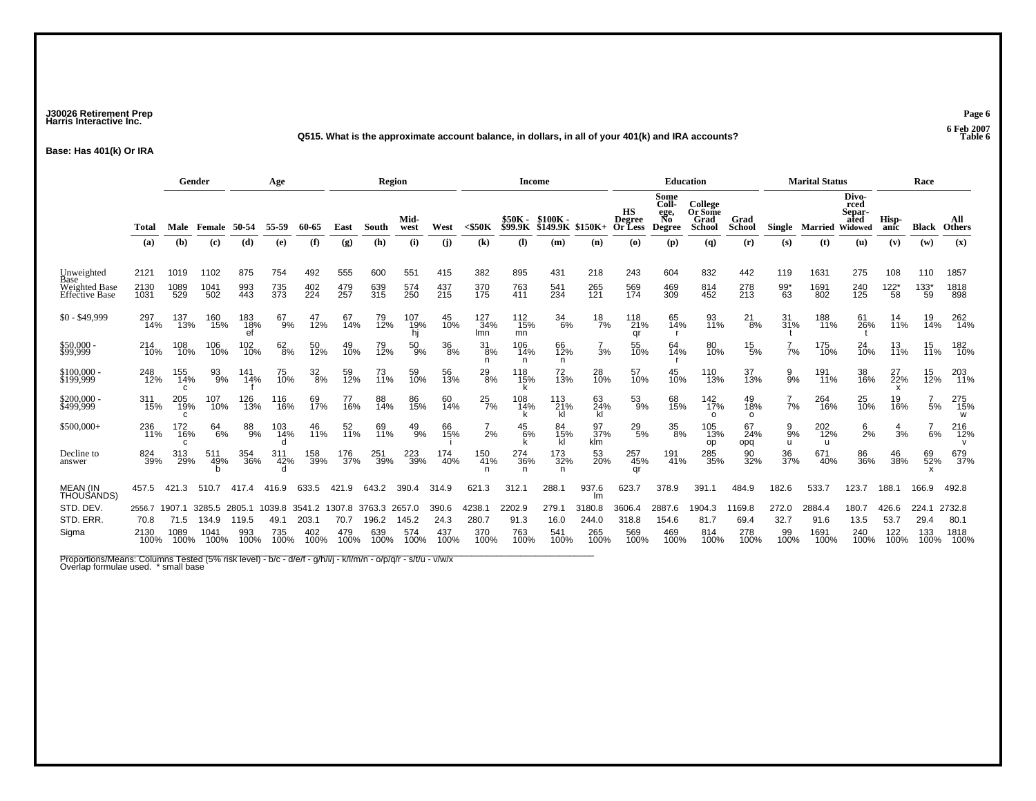J30026 Retirement Prep
Harris Interactive Inc.

6 Feb 2007
Table 6

**Q515. What is the approximate account balance, in dollars, in all of your 401(k) and IRA accounts?**

**Base: Has 401(k) Or IRA**

| | | Gender | | Age | | | Region | | | | Income | | | | Education | | | | Marital Status | | | Race | | |
|---|---|---|---|---|---|---|---|---|---|---|---|---|---|---|---|---|---|---|---|---|---|---|---|---|
| | Total | Male | Female | 50-54 | 55-59 | 60-65 | East | South | Mid-west | West | <$50K | $50K - $99.9K | $100K - $149.9K | $150K+ | HS Degree Or Less | Some Coll-ege, No Degree | College Or Some Grad School | Grad School | Single | Married | Divo-rced Separ-ated Widowed | Hisp-anic | Black | All Others |
| | (a) | (b) | (c) | (d) | (e) | (f) | (g) | (h) | (i) | (j) | (k) | (l) | (m) | (n) | (o) | (p) | (q) | (r) | (s) | (t) | (u) | (v) | (w) | (x) |
| Unweighted Base | 2121 | 1019 | 1102 | 875 | 754 | 492 | 555 | 600 | 551 | 415 | 382 | 895 | 431 | 218 | 243 | 604 | 832 | 442 | 119 | 1631 | 275 | 108 | 110 | 1857 |
| Weighted Base | 2130 | 1089 | 1041 | 993 | 735 | 402 | 479 | 639 | 574 | 437 | 370 | 763 | 541 | 265 | 569 | 469 | 814 | 278 | 99* | 1691 | 240 | 122* | 133* | 1818 |
| Effective Base | 1031 | 529 | 502 | 443 | 373 | 224 | 257 | 315 | 250 | 215 | 175 | 411 | 234 | 121 | 174 | 309 | 452 | 213 | 63 | 802 | 125 | 58 | 59 | 898 |
| $0 - $49,999 | 297 14% | 137 13% | 160 15% | 183 18% ef | 67 9% | 47 12% | 67 14% | 79 12% | 107 19% hj | 45 10% | 127 34% lmn | 112 15% mn | 34 6% | 18 7% | 118 21% qr | 65 14% r | 93 11% | 21 8% | 31 31% t | 188 11% | 61 26% t | 14 11% | 19 14% | 262 14% |
| $50,000 - $99,999 | 214 10% | 108 10% | 106 10% | 102 10% | 62 8% | 50 12% | 49 10% | 79 12% | 50 9% | 36 8% | 31 8% n | 106 14% n | 66 12% n | 7 3% | 55 10% | 64 14% r | 80 10% | 15 5% | 7 7% | 175 10% | 24 10% | 13 11% | 15 11% | 182 10% |
| $100,000 - $199,999 | 248 12% | 155 14% c | 93 9% | 141 14% f | 75 10% | 32 8% | 59 12% | 73 11% | 59 10% | 56 13% | 29 8% | 118 15% k | 72 13% | 28 10% | 57 10% | 45 10% | 110 13% | 37 13% | 9 9% | 191 11% | 38 16% | 27 22% x | 15 12% | 203 11% |
| $200,000 - $499,999 | 311 15% | 205 19% c | 107 10% | 126 13% | 116 16% | 69 17% | 77 16% | 88 14% | 86 15% | 60 14% | 25 7% | 108 14% k | 113 21% kl | 63 24% kl | 53 9% | 68 15% | 142 17% o | 49 18% o | 7 7% | 264 16% | 25 10% | 19 16% | 7 5% | 275 15% w |
| $500,000+ | 236 11% | 172 16% c | 64 6% | 88 9% | 103 14% d | 46 11% | 52 11% | 69 11% | 49 9% | 66 15% i | 7 2% | 45 6% k | 84 15% kl | 97 37% klm | 29 5% | 35 8% | 105 13% op | 67 24% opq | 9 9% u | 202 12% u | 6 2% | 4 3% | 7 6% | 216 12% v |
| Decline to answer | 824 39% | 313 29% | 511 49% b | 354 36% | 311 42% d | 158 39% | 176 37% | 251 39% | 223 39% | 174 40% | 150 41% n | 274 36% n | 173 32% n | 53 20% | 257 45% qr | 191 41% | 285 35% | 90 32% | 36 37% | 671 40% | 86 36% | 46 38% | 69 52% x | 679 37% |
| MEAN (IN THOUSANDS) | 457.5 | 421.3 | 510.7 | 417.4 | 416.9 | 633.5 | 421.9 | 643.2 | 390.4 | 314.9 | 621.3 | 312.1 | 288.1 | 937.6 lm | 623.7 | 378.9 | 391.1 | 484.9 | 182.6 | 533.7 | 123.7 | 188.1 | 166.9 | 492.8 |
| STD. DEV. | 2556.7 | 1907.1 | 3285.5 | 2805.1 | 1039.8 | 3541.2 | 1307.8 | 3763.3 | 2657.0 | 390.6 | 4238.1 | 2202.9 | 279.1 | 3180.8 | 3606.4 | 2887.6 | 1904.3 | 1169.8 | 272.0 | 2884.4 | 180.7 | 426.6 | 224.1 | 2732.8 |
| STD. ERR. | 70.8 | 71.5 | 134.9 | 119.5 | 49.1 | 203.1 | 70.7 | 196.2 | 145.2 | 24.3 | 280.7 | 91.3 | 16.0 | 244.0 | 318.8 | 154.6 | 81.7 | 69.4 | 32.7 | 91.6 | 13.5 | 53.7 | 29.4 | 80.1 |
| Sigma | 2130 100% | 1089 100% | 1041 100% | 993 100% | 735 100% | 402 100% | 479 100% | 639 100% | 574 100% | 437 100% | 370 100% | 763 100% | 541 100% | 265 100% | 569 100% | 469 100% | 814 100% | 278 100% | 99 100% | 1691 100% | 240 100% | 122 100% | 133 100% | 1818 100% |

Proportions/Means: Columns Tested (5% risk level) - b/c - d/e/f - g/h/i/j - k/l/m/n - o/p/q/r - s/t/u - v/w/x
Overlap formulae used. * small base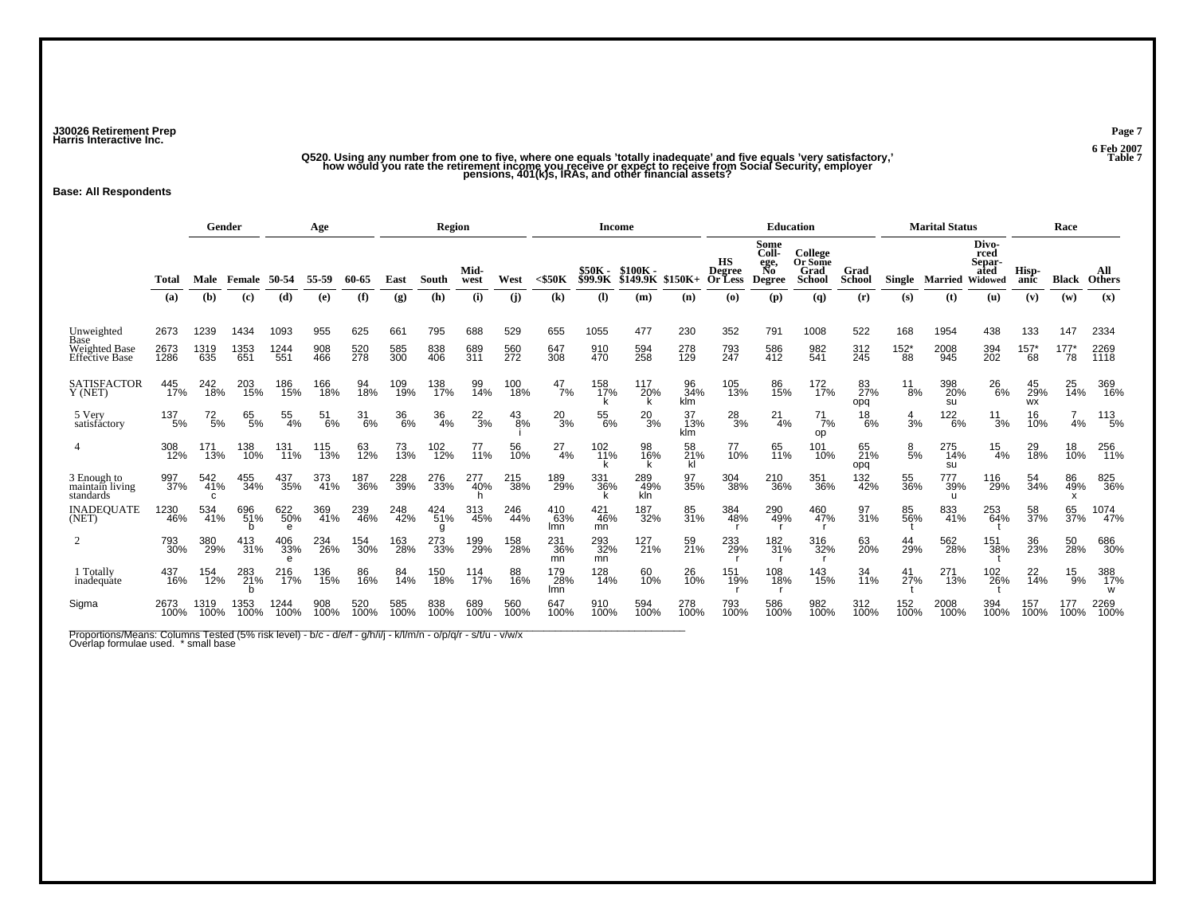J30026 Retirement Prep
Harris Interactive Inc.

6 Feb 2007
Table 7

**Q520. Using any number from one to five, where one equals 'totally inadequate' and five equals 'very satisfactory,' how would you rate the retirement income you receive or expect to receive from Social Security, employer pensions, 401(k)s, IRAs, and other financial assets?**

**Base: All Respondents**

| | | Gender | | Age | | | Region | | | | Income | | | | Education | | | | Marital Status | | | Race | | |
|---|---|---|---|---|---|---|---|---|---|---|---|---|---|---|---|---|---|---|---|---|---|---|---|---|
| | Total | Male | Female | 50-54 | 55-59 | 60-65 | East | South | Mid-west | West | <$50K | $50K - $99.9K | $100K - $149.9K | $150K+ | HS Degree Or Less | Some Coll-ege, No Degree | College Or Some Grad School | Grad School | Single | Married | Divo-rced Separ-ated Widowed | Hisp-anic | Black | All Others |
| | (a) | (b) | (c) | (d) | (e) | (f) | (g) | (h) | (i) | (j) | (k) | (l) | (m) | (n) | (o) | (p) | (q) | (r) | (s) | (t) | (u) | (v) | (w) | (x) |
| Unweighted Base | 2673 | 1239 | 1434 | 1093 | 955 | 625 | 661 | 795 | 688 | 529 | 655 | 1055 | 477 | 230 | 352 | 791 | 1008 | 522 | 168 | 1954 | 438 | 133 | 147 | 2334 |
| Weighted Base | 2673 | 1319 | 1353 | 1244 | 908 | 520 | 585 | 838 | 689 | 560 | 647 | 910 | 594 | 278 | 793 | 586 | 982 | 312 | 152* | 2008 | 394 | 157* | 177* | 2269 |
| Effective Base | 1286 | 635 | 651 | 551 | 466 | 278 | 300 | 406 | 311 | 272 | 308 | 470 | 258 | 129 | 247 | 412 | 541 | 245 | 88 | 945 | 202 | 68 | 78 | 1118 |
| SATISFACTORY (NET) | 445 17% | 242 18% | 203 15% | 186 15% | 166 18% | 94 18% | 109 19% | 138 17% | 99 14% | 100 18% | 47 7% | 158 17% k | 117 20% k | 96 34% klm | 105 13% | 86 15% | 172 17% | 83 27% opq | 11 8% | 398 20% su | 26 6% | 45 29% wx | 25 14% | 369 16% |
| 5 Very satisfactory | 137 5% | 72 5% | 65 5% | 55 4% | 51 6% | 31 6% | 36 6% | 36 4% | 22 3% | 43 8% i | 20 3% | 55 6% | 20 3% | 37 13% klm | 28 3% | 21 4% | 71 7% op | 18 6% | 4 3% | 122 6% | 11 3% | 16 10% | 7 4% | 113 5% |
| 4 | 308 12% | 171 13% | 138 10% | 131 11% | 115 13% | 63 12% | 73 13% | 102 12% | 77 11% | 56 10% | 27 4% | 102 11% k | 98 16% k | 58 21% kl | 77 10% | 65 11% | 101 10% | 65 21% opq | 8 5% | 275 14% su | 15 4% | 29 18% | 18 10% | 256 11% |
| 3 Enough to maintain living standards | 997 37% | 542 41% c | 455 34% | 437 35% | 373 41% | 187 36% | 228 39% | 276 33% | 277 40% h | 215 38% | 189 29% | 331 36% k | 289 49% kln | 97 35% | 304 38% | 210 36% | 351 36% | 132 42% | 55 36% | 777 39% u | 116 29% | 54 34% | 86 49% x | 825 36% |
| INADEQUATE (NET) | 1230 46% | 534 41% | 696 51% b | 622 50% e | 369 41% | 239 46% | 248 42% | 424 51% g | 313 45% | 246 44% | 410 63% lmn | 421 46% mn | 187 32% | 85 31% | 384 48% r | 290 49% r | 460 47% r | 97 31% | 85 56% t | 833 41% | 253 64% t | 58 37% | 65 37% | 1074 47% |
| 2 | 793 30% | 380 29% | 413 31% | 406 33% e | 234 26% | 154 30% | 163 28% | 273 33% | 199 29% | 158 28% | 231 36% mn | 293 32% mn | 127 21% | 59 21% | 233 29% r | 182 31% r | 316 32% r | 63 20% | 44 29% | 562 28% | 151 38% t | 36 23% | 50 28% | 686 30% |
| 1 Totally inadequate | 437 16% | 154 12% | 283 21% b | 216 17% | 136 15% | 86 16% | 84 14% | 150 18% | 114 17% | 88 16% | 179 28% lmn | 128 14% | 60 10% | 26 10% | 151 19% r | 108 18% r | 143 15% | 34 11% | 41 27% t | 271 13% | 102 26% t | 22 14% | 15 9% | 388 17% w |
| Sigma | 2673 100% | 1319 100% | 1353 100% | 1244 100% | 908 100% | 520 100% | 585 100% | 838 100% | 689 100% | 560 100% | 647 100% | 910 100% | 594 100% | 278 100% | 793 100% | 586 100% | 982 100% | 312 100% | 152 100% | 2008 100% | 394 100% | 157 100% | 177 100% | 2269 100% |

Proportions/Means: Columns Tested (5% risk level) - b/c - d/e/f - g/h/i/j - k/l/m/n - o/p/q/r - s/t/u - v/w/x
Overlap formulae used. * small base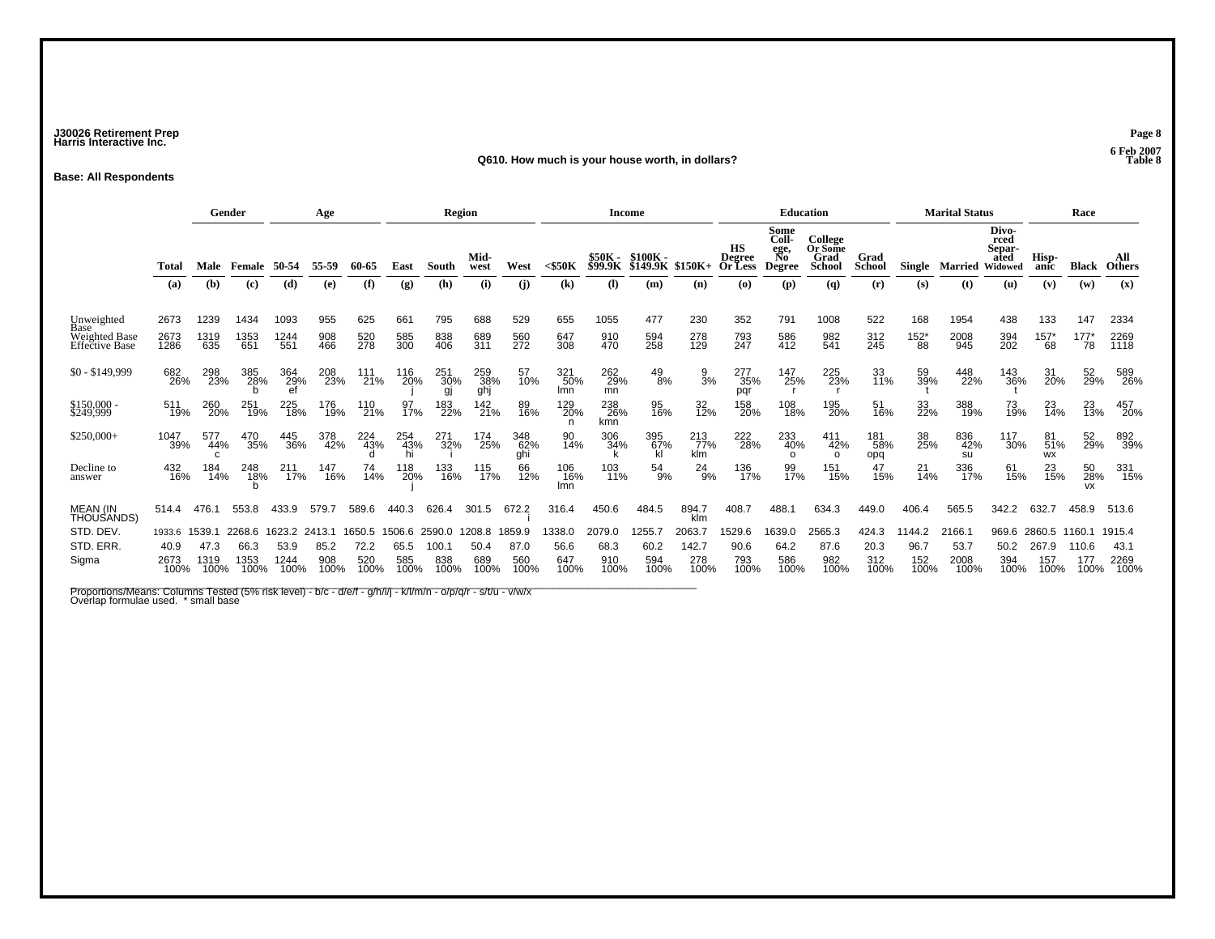J30026 Retirement Prep
Harris Interactive Inc.

6 Feb 2007
Table 8

**Q610. How much is your house worth, in dollars?**

**Base: All Respondents**

| | | Gender | | Age | | | Region | | | | Income | | | | Education | | | | Marital Status | | | Race | | |
|---|---|---|---|---|---|---|---|---|---|---|---|---|---|---|---|---|---|---|---|---|---|---|---|---|
| | Total | Male | Female | 50-54 | 55-59 | 60-65 | East | South | Mid-west | West | <$50K | $50K - $99.9K | $100K - $149.9K | $150K+ | HS Degree Or Less | Some Coll-ege, No Degree | College Or Some Grad School | Grad School | Single | Married | Divo-rced Separ-ated Widowed | Hisp-anic | Black | All Others |
| | (a) | (b) | (c) | (d) | (e) | (f) | (g) | (h) | (i) | (j) | (k) | (l) | (m) | (n) | (o) | (p) | (q) | (r) | (s) | (t) | (u) | (v) | (w) | (x) |
| Unweighted Base | 2673 | 1239 | 1434 | 1093 | 955 | 625 | 661 | 795 | 688 | 529 | 655 | 1055 | 477 | 230 | 352 | 791 | 1008 | 522 | 168 | 1954 | 438 | 133 | 147 | 2334 |
| Weighted Base | 2673 | 1319 | 1353 | 1244 | 908 | 520 | 585 | 838 | 689 | 560 | 647 | 910 | 594 | 278 | 793 | 586 | 982 | 312 | 152* | 2008 | 394 | 157* | 177* | 2269 |
| Effective Base | 1286 | 635 | 651 | 551 | 466 | 278 | 300 | 406 | 311 | 272 | 308 | 470 | 258 | 129 | 247 | 412 | 541 | 245 | 88 | 945 | 202 | 68 | 78 | 1118 |
| $0 - $149,999 | 682 26% | 298 23% | 385 28% b | 364 29% ef | 208 23% | 111 21% | 116 20% j | 251 30% gj | 259 38% ghj | 57 10% | 321 50% lmn | 262 29% mn | 49 8% | 9 3% | 277 35% pqr | 147 25% r | 225 23% r | 33 11% | 59 39% t | 448 22% | 143 36% t | 31 20% | 52 29% | 589 26% |
| $150,000 - $249,999 | 511 19% | 260 20% | 251 19% | 225 18% | 176 19% | 110 21% | 97 17% | 183 22% | 142 21% | 89 16% | 129 20% n | 238 26% kmn | 95 16% | 32 12% | 158 20% | 108 18% | 195 20% | 51 16% | 33 22% | 388 19% | 73 19% | 23 14% | 23 13% | 457 20% |
| $250,000+ | 1047 39% | 577 44% c | 470 35% | 445 36% | 378 42% | 224 43% d | 254 43% hi | 271 32% i | 174 25% | 348 62% ghi | 90 14% | 306 34% k | 395 67% kl | 213 77% klm | 222 28% | 233 40% o | 411 42% o | 181 58% opq | 38 25% | 836 42% su | 117 30% | 81 51% wx | 52 29% | 892 39% |
| Decline to answer | 432 16% | 184 14% | 248 18% b | 211 17% | 147 16% | 74 14% | 118 20% j | 133 16% | 115 17% | 66 12% | 106 16% lmn | 103 11% | 54 9% | 24 9% | 136 17% | 99 17% | 151 15% | 47 15% | 21 14% | 336 17% | 61 15% | 23 15% | 50 28% vx | 331 15% |
| MEAN (IN THOUSANDS) | 514.4 | 476.1 | 553.8 | 433.9 | 579.7 | 589.6 | 440.3 | 626.4 | 301.5 | 672.2 i | 316.4 | 450.6 | 484.5 | 894.7 klm | 408.7 | 488.1 | 634.3 | 449.0 | 406.4 | 565.5 | 342.2 | 632.7 | 458.9 | 513.6 |
| STD. DEV. | 1933.6 | 1539.1 | 2268.6 | 1623.2 | 2413.1 | 1650.5 | 1506.6 | 2590.0 | 1208.8 | 1859.9 | 1338.0 | 2079.0 | 1255.7 | 2063.7 | 1529.6 | 1639.0 | 2565.3 | 424.3 | 1144.2 | 2166.1 | 969.6 | 2860.5 | 1160.1 | 1915.4 |
| STD. ERR. | 40.9 | 47.3 | 66.3 | 53.9 | 85.2 | 72.2 | 65.5 | 100.1 | 50.4 | 87.0 | 56.6 | 68.3 | 60.2 | 142.7 | 90.6 | 64.2 | 87.6 | 20.3 | 96.7 | 53.7 | 50.2 | 267.9 | 110.6 | 43.1 |
| Sigma | 2673 100% | 1319 100% | 1353 100% | 1244 100% | 908 100% | 520 100% | 585 100% | 838 100% | 689 100% | 560 100% | 647 100% | 910 100% | 594 100% | 278 100% | 793 100% | 586 100% | 982 100% | 312 100% | 152 100% | 2008 100% | 394 100% | 157 100% | 177 100% | 2269 100% |

Proportions/Means: Columns Tested (5% risk level) - b/c - d/e/f - g/h/i/j - k/l/m/n - o/p/q/r - s/t/u - v/w/x
Overlap formulae used. * small base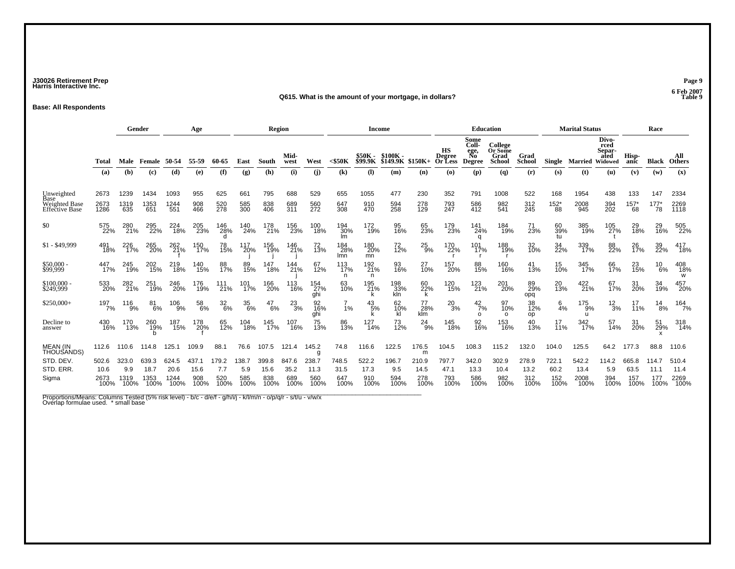J30026 Retirement Prep
Harris Interactive Inc.

6 Feb 2007
Table 9

## Q615. What is the amount of your mortgage, in dollars?

**Base: All Respondents**

| | Total | Gender | | Age | | | Region | | | | Income | | | | Education | | | | Marital Status | | | Race | | |
|---|---|---|---|---|---|---|---|---|---|---|---|---|---|---|---|---|---|---|---|---|---|---|---|---|
| | Total | Male | Female | 50-54 | 55-59 | 60-65 | East | South | Mid-west | West | <$50K | $50K - $99.9K | $100K - $149.9K | $150K+ | HS Degree Or Less | Some Coll-ege, No Degree | College Or Some Grad School | Grad School | Single | Married | Divo-rced Separ-ated Widowed | Hisp-anic | Black | All Others |
| | (a) | (b) | (c) | (d) | (e) | (f) | (g) | (h) | (i) | (j) | (k) | (l) | (m) | (n) | (o) | (p) | (q) | (r) | (s) | (t) | (u) | (v) | (w) | (x) |
| Unweighted Base | 2673 | 1239 | 1434 | 1093 | 955 | 625 | 661 | 795 | 688 | 529 | 655 | 1055 | 477 | 230 | 352 | 791 | 1008 | 522 | 168 | 1954 | 438 | 133 | 147 | 2334 |
| Weighted Base | 2673 | 1319 | 1353 | 1244 | 908 | 520 | 585 | 838 | 689 | 560 | 647 | 910 | 594 | 278 | 793 | 586 | 982 | 312 | 152* | 2008 | 394 | 157* | 177* | 2269 |
| Effective Base | 1286 | 635 | 651 | 551 | 466 | 278 | 300 | 406 | 311 | 272 | 308 | 470 | 258 | 129 | 247 | 412 | 541 | 245 | 88 | 945 | 202 | 68 | 78 | 1118 |
| $0 | 575 | 280 | 295 | 224 | 205 | 146 | 140 | 178 | 156 | 100 | 194 | 172 | 95 | 65 | 179 | 141 | 184 | 71 | 60 | 385 | 105 | 29 | 29 | 505 |
| | 22% | 21% | 22% | 18% | 23% | 28% | 24% | 21% | 23% | 18% | 30% | 19% | 16% | 23% | 23% | 24% | 19% | 23% | 39% | 19% | 27% | 18% | 16% | 22% |
| | | | | | | d | | | | | lm | | | | | q | | | tu | | t | | | |
| $1 - $49,999 | 491 | 226 | 265 | 262 | 150 | 78 | 117 | 156 | 146 | 72 | 184 | 180 | 72 | 25 | 170 | 101 | 188 | 32 | 34 | 339 | 88 | 26 | 39 | 417 |
| | 18% | 17% | 20% | 21% | 17% | 15% | 20% | 19% | 21% | 13% | 28% | 20% | 12% | 9% | 22% | 17% | 19% | 10% | 22% | 17% | 22% | 17% | 22% | 18% |
| | | | | f | | | j | j | j | | lmn | mn | | | r | r | r | | | | | | | |
| $50,000 - $99,999 | 447 | 245 | 202 | 219 | 140 | 88 | 89 | 147 | 144 | 67 | 113 | 192 | 93 | 27 | 157 | 88 | 160 | 41 | 15 | 345 | 66 | 23 | 10 | 408 |
| | 17% | 19% | 15% | 18% | 15% | 17% | 15% | 18% | 21% | 12% | 17% | 21% | 16% | 10% | 20% | 15% | 16% | 13% | 10% | 17% | 17% | 15% | 6% | 18% |
| | | | | | | | | | j | | n | n | | | | | | | | | | | | w |
| $100,000 - $249,999 | 533 | 282 | 251 | 246 | 176 | 111 | 101 | 166 | 113 | 154 | 63 | 195 | 198 | 60 | 120 | 123 | 201 | 89 | 20 | 422 | 67 | 31 | 34 | 457 |
| | 20% | 21% | 19% | 20% | 19% | 21% | 17% | 20% | 16% | 27% | 10% | 21% | 33% | 22% | 15% | 21% | 20% | 29% | 13% | 21% | 17% | 20% | 19% | 20% |
| | | | | | | | | | | ghi | | k | kln | k | | | | opq | | | | | | |
| $250,000+ | 197 | 116 | 81 | 106 | 58 | 32 | 35 | 47 | 23 | 92 | 7 | 43 | 62 | 77 | 20 | 42 | 97 | 38 | 6 | 175 | 12 | 17 | 14 | 164 |
| | 7% | 9% | 6% | 9% | 6% | 6% | 6% | 6% | 3% | 16% | 1% | 5% | 10% | 28% | 3% | 7% | 10% | 12% | 4% | 9% | 3% | 11% | 8% | 7% |
| | | | | | | | | | | ghi | | k | kl | klm | | o | o | op | | u | | | | |
| Decline to answer | 430 | 170 | 260 | 187 | 178 | 65 | 104 | 145 | 107 | 75 | 86 | 127 | 73 | 24 | 145 | 92 | 153 | 40 | 17 | 342 | 57 | 31 | 51 | 318 |
| | 16% | 13% | 19% | 15% | 20% | 12% | 18% | 17% | 16% | 13% | 13% | 14% | 12% | 9% | 18% | 16% | 16% | 13% | 11% | 17% | 14% | 20% | 29% | 14% |
| | | | b | | f | | | | | | | | | | | | | | | | | | x | |
| MEAN (IN THOUSANDS) | 112.6 | 110.6 | 114.8 | 125.1 | 109.9 | 88.1 | 76.6 | 107.5 | 121.4 | 145.2 | 74.8 | 116.6 | 122.5 | 176.5 | 104.5 | 108.3 | 115.2 | 132.0 | 104.0 | 125.5 | 64.2 | 177.3 | 88.8 | 110.6 |
| | | | | | | | | | | g | | | | m | | | | | | | | | | |
| STD. DEV. | 502.6 | 323.0 | 639.3 | 624.5 | 437.1 | 179.2 | 138.7 | 399.8 | 847.6 | 238.7 | 748.5 | 522.2 | 196.7 | 210.9 | 797.7 | 342.0 | 302.9 | 278.9 | 722.1 | 542.2 | 114.2 | 665.8 | 114.7 | 510.4 |
| STD. ERR. | 10.6 | 9.9 | 18.7 | 20.6 | 15.6 | 7.7 | 5.9 | 15.6 | 35.2 | 11.3 | 31.5 | 17.3 | 9.5 | 14.5 | 47.1 | 13.3 | 10.4 | 13.2 | 60.2 | 13.4 | 5.9 | 63.5 | 11.1 | 11.4 |
| Sigma | 2673 | 1319 | 1353 | 1244 | 908 | 520 | 585 | 838 | 689 | 560 | 647 | 910 | 594 | 278 | 793 | 586 | 982 | 312 | 152 | 2008 | 394 | 157 | 177 | 2269 |
| | 100% | 100% | 100% | 100% | 100% | 100% | 100% | 100% | 100% | 100% | 100% | 100% | 100% | 100% | 100% | 100% | 100% | 100% | 100% | 100% | 100% | 100% | 100% | 100% |

Proportions/Means: Columns Tested (5% risk level) - b/c - d/e/f - g/h/i/j - k/l/m/n - o/p/q/r - s/t/u - v/w/x
Overlap formulae used. * small base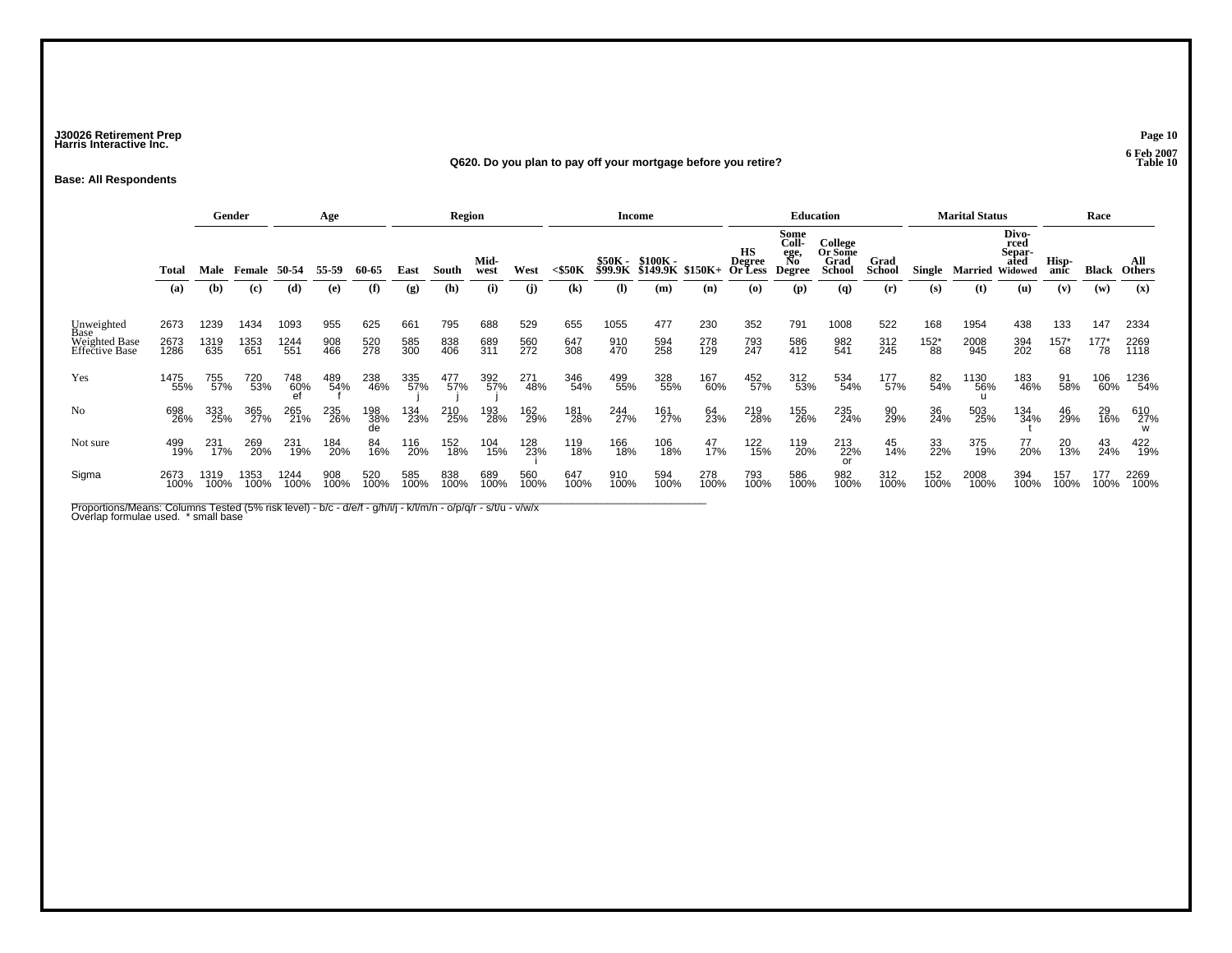J30026 Retirement Prep
Harris Interactive Inc.

6 Feb 2007
Table 10

**Q620. Do you plan to pay off your mortgage before you retire?**

**Base: All Respondents**

| | | Gender | | Age | | | Region | | | | Income | | | | Education | | | | Marital Status | | | Race | | |
|---|---|---|---|---|---|---|---|---|---|---|---|---|---|---|---|---|---|---|---|---|---|---|---|---|
| | Total | Male | Female | 50-54 | 55-59 | 60-65 | East | South | Mid-west | West | <$50K | $50K - $99.9K | $100K - $149.9K | $150K+ | HS Degree Or Less | Some Coll-ege, No Degree | College Or Some Grad School | Grad School | Single | Married | Divo-rced Separ-ated Widowed | Hisp-anic | Black | All Others |
| | (a) | (b) | (c) | (d) | (e) | (f) | (g) | (h) | (i) | (j) | (k) | (l) | (m) | (n) | (o) | (p) | (q) | (r) | (s) | (t) | (u) | (v) | (w) | (x) |
| Unweighted Base | 2673 | 1239 | 1434 | 1093 | 955 | 625 | 661 | 795 | 688 | 529 | 655 | 1055 | 477 | 230 | 352 | 791 | 1008 | 522 | 168 | 1954 | 438 | 133 | 147 | 2334 |
| Weighted Base | 2673 | 1319 | 1353 | 1244 | 908 | 520 | 585 | 838 | 689 | 560 | 647 | 910 | 594 | 278 | 793 | 586 | 982 | 312 | 152* | 2008 | 394 | 157* | 177* | 2269 |
| Effective Base | 1286 | 635 | 651 | 551 | 466 | 278 | 300 | 406 | 311 | 272 | 308 | 470 | 258 | 129 | 247 | 412 | 541 | 245 | 88 | 945 | 202 | 68 | 78 | 1118 |
| Yes | 1475 | 755 | 720 | 748 | 489 | 238 | 335 | 477 | 392 | 271 | 346 | 499 | 328 | 167 | 452 | 312 | 534 | 177 | 82 | 1130 | 183 | 91 | 106 | 1236 |
| | 55% | 57% | 53% | 60% | 54% | 46% | 57% | 57% | 57% | 48% | 54% | 55% | 55% | 60% | 57% | 53% | 54% | 57% | 54% | 56% | 46% | 58% | 60% | 54% |
| | | | | ef | f | | j | j | j | | | | | | | | | | | u | | | | |
| No | 698 | 333 | 365 | 265 | 235 | 198 | 134 | 210 | 193 | 162 | 181 | 244 | 161 | 64 | 219 | 155 | 235 | 90 | 36 | 503 | 134 | 46 | 29 | 610 |
| | 26% | 25% | 27% | 21% | 26% | 38% | 23% | 25% | 28% | 29% | 28% | 27% | 27% | 23% | 28% | 26% | 24% | 29% | 24% | 25% | 34% | 29% | 16% | 27% |
| | | | | | | de | | | | | | | | | | | | | | | t | | | w |
| Not sure | 499 | 231 | 269 | 231 | 184 | 84 | 116 | 152 | 104 | 128 | 119 | 166 | 106 | 47 | 122 | 119 | 213 | 45 | 33 | 375 | 77 | 20 | 43 | 422 |
| | 19% | 17% | 20% | 19% | 20% | 16% | 20% | 18% | 15% | 23% | 18% | 18% | 18% | 17% | 15% | 20% | 22% | 14% | 22% | 19% | 20% | 13% | 24% | 19% |
| | | | | | | | | | | i | | | | | | | or | | | | | | | |
| Sigma | 2673 | 1319 | 1353 | 1244 | 908 | 520 | 585 | 838 | 689 | 560 | 647 | 910 | 594 | 278 | 793 | 586 | 982 | 312 | 152 | 2008 | 394 | 157 | 177 | 2269 |
| | 100% | 100% | 100% | 100% | 100% | 100% | 100% | 100% | 100% | 100% | 100% | 100% | 100% | 100% | 100% | 100% | 100% | 100% | 100% | 100% | 100% | 100% | 100% | 100% |

Proportions/Means: Columns Tested (5% risk level) - b/c - d/e/f - g/h/i/j - k/l/m/n - o/p/q/r - s/t/u - v/w/x
Overlap formulae used. * small base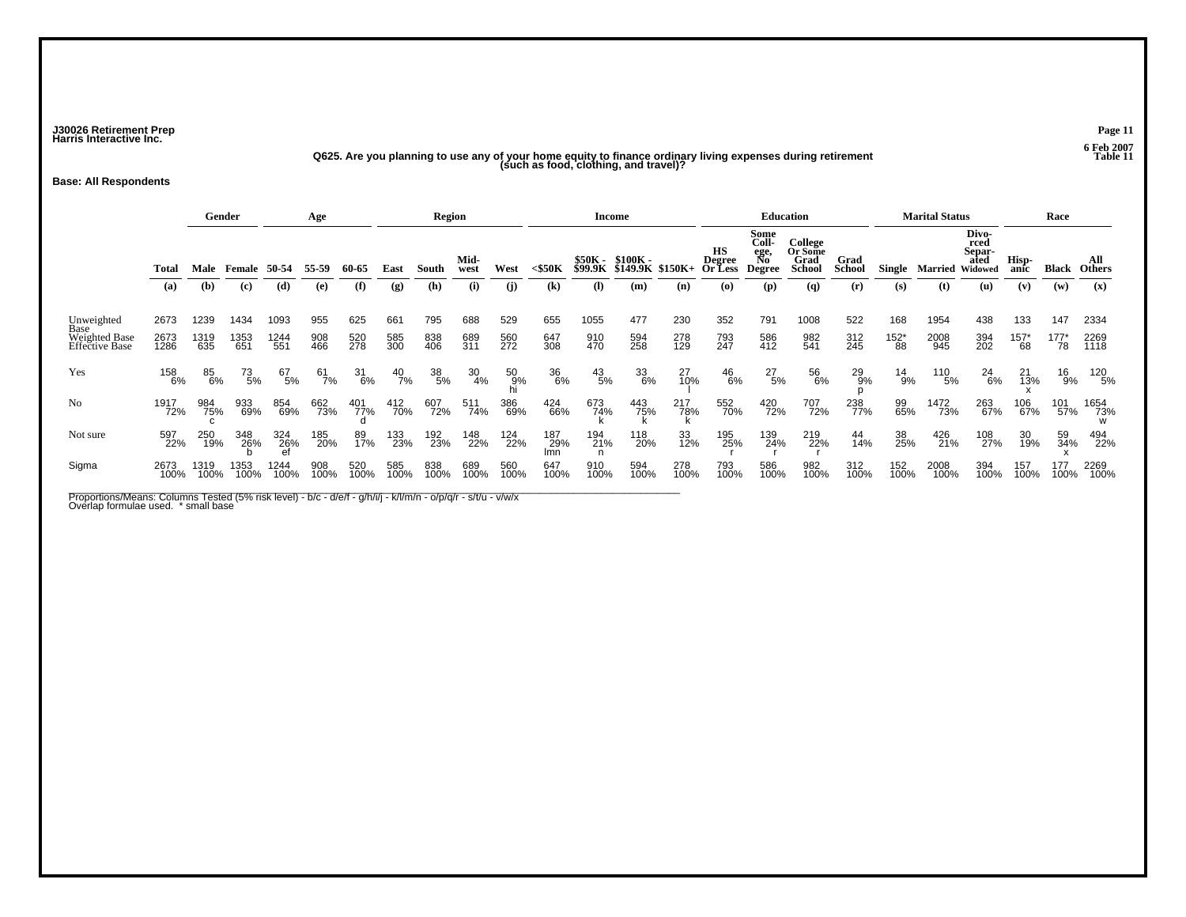J30026 Retirement Prep
Harris Interactive Inc.

6 Feb 2007
Table 11

**Q625. Are you planning to use any of your home equity to finance ordinary living expenses during retirement (such as food, clothing, and travel)?**

**Base: All Respondents**

| | | Gender | | Age | | | Region | | | | Income | | | | Education | | | | Marital Status | | | Race | | |
|---|---|---|---|---|---|---|---|---|---|---|---|---|---|---|---|---|---|---|---|---|---|---|---|---|
| | Total | Male | Female | 50-54 | 55-59 | 60-65 | East | South | Mid-west | West | <$50K | $50K - $99.9K | $100K - $149.9K | $150K+ | HS Degree Or Less | Some Coll-ege, No Degree | College Or Some Grad School | Grad School | Single | Married | Divo-rced Separ-ated Widowed | Hisp-anic | Black | All Others |
| | (a) | (b) | (c) | (d) | (e) | (f) | (g) | (h) | (i) | (j) | (k) | (l) | (m) | (n) | (o) | (p) | (q) | (r) | (s) | (t) | (u) | (v) | (w) | (x) |
| Unweighted Base | 2673 | 1239 | 1434 | 1093 | 955 | 625 | 661 | 795 | 688 | 529 | 655 | 1055 | 477 | 230 | 352 | 791 | 1008 | 522 | 168 | 1954 | 438 | 133 | 147 | 2334 |
| Weighted Base | 2673 | 1319 | 1353 | 1244 | 908 | 520 | 585 | 838 | 689 | 560 | 647 | 910 | 594 | 278 | 793 | 586 | 982 | 312 | 152* | 2008 | 394 | 157* | 177* | 2269 |
| Effective Base | 1286 | 635 | 651 | 551 | 466 | 278 | 300 | 406 | 311 | 272 | 308 | 470 | 258 | 129 | 247 | 412 | 541 | 245 | 88 | 945 | 202 | 68 | 78 | 1118 |
| Yes | 158 | 85 | 73 | 67 | 61 | 31 | 40 | 38 | 30 | 50 | 36 | 43 | 33 | 27 | 46 | 27 | 56 | 29 | 14 | 110 | 24 | 21 | 16 | 120 |
| | 6% | 6% | 5% | 5% | 7% | 6% | 7% | 5% | 4% | 9% | 6% | 5% | 6% | 10% | 6% | 5% | 6% | 9% | 9% | 5% | 6% | 13% | 9% | 5% |
| | | | | | | | | | | hi | | | | l | | | | p | | | | x | | |
| No | 1917 | 984 | 933 | 854 | 662 | 401 | 412 | 607 | 511 | 386 | 424 | 673 | 443 | 217 | 552 | 420 | 707 | 238 | 99 | 1472 | 263 | 106 | 101 | 1654 |
| | 72% | 75% | 69% | 69% | 73% | 77% | 70% | 72% | 74% | 69% | 66% | 74% | 75% | 78% | 70% | 72% | 72% | 77% | 65% | 73% | 67% | 67% | 57% | 73% |
| | | c | | | | d | | | | | | k | k | k | | | | | | | | | | w |
| Not sure | 597 | 250 | 348 | 324 | 185 | 89 | 133 | 192 | 148 | 124 | 187 | 194 | 118 | 33 | 195 | 139 | 219 | 44 | 38 | 426 | 108 | 30 | 59 | 494 |
| | 22% | 19% | 26% | 26% | 20% | 17% | 23% | 23% | 22% | 22% | 29% | 21% | 20% | 12% | 25% | 24% | 22% | 14% | 25% | 21% | 27% | 19% | 34% | 22% |
| | | | b | ef | | | | | | | lmn | n | | | r | r | r | | | | | | x | |
| Sigma | 2673 | 1319 | 1353 | 1244 | 908 | 520 | 585 | 838 | 689 | 560 | 647 | 910 | 594 | 278 | 793 | 586 | 982 | 312 | 152 | 2008 | 394 | 157 | 177 | 2269 |
| | 100% | 100% | 100% | 100% | 100% | 100% | 100% | 100% | 100% | 100% | 100% | 100% | 100% | 100% | 100% | 100% | 100% | 100% | 100% | 100% | 100% | 100% | 100% | 100% |

Proportions/Means: Columns Tested (5% risk level) - b/c - d/e/f - g/h/i/j - k/l/m/n - o/p/q/r - s/t/u - v/w/x
Overlap formulae used. * small base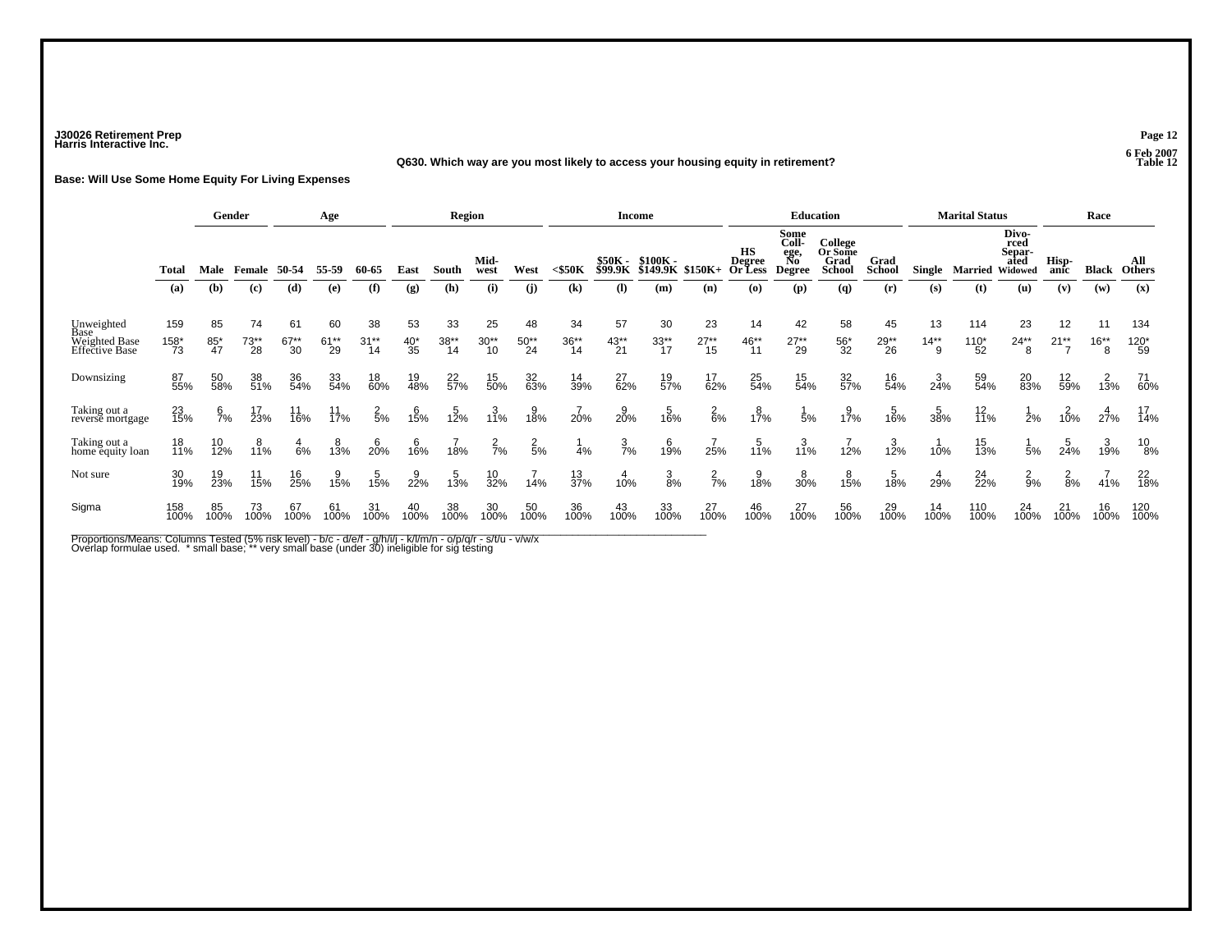J30026 Retirement Prep
Harris Interactive Inc.

6 Feb 2007
Table 12

**Q630. Which way are you most likely to access your housing equity in retirement?**

**Base: Will Use Some Home Equity For Living Expenses**

| | | Gender | | Age | | | Region | | | | Income | | | | Education | | | | Marital Status | | | Race | | |
|---|---|---|---|---|---|---|---|---|---|---|---|---|---|---|---|---|---|---|---|---|---|---|---|---|
| | Total | Male | Female | 50-54 | 55-59 | 60-65 | East | South | Mid-west | West | <$50K | $50K - $99.9K | $100K - $149.9K | $150K+ | HS Degree Or Less | Some Coll-ege, No Degree | College Or Some Grad School | Grad School | Single | Married | Divo-rced Separ-ated Widowed | Hisp-anic | Black | All Others |
| | (a) | (b) | (c) | (d) | (e) | (f) | (g) | (h) | (i) | (j) | (k) | (l) | (m) | (n) | (o) | (p) | (q) | (r) | (s) | (t) | (u) | (v) | (w) | (x) |
| Unweighted Base | 159 | 85 | 74 | 61 | 60 | 38 | 53 | 33 | 25 | 48 | 34 | 57 | 30 | 23 | 14 | 42 | 58 | 45 | 13 | 114 | 23 | 12 | 11 | 134 |
| Weighted Base | 158* | 85* | 73** | 67** | 61** | 31** | 40* | 38** | 30** | 50** | 36** | 43** | 33** | 27** | 46** | 27** | 56* | 29** | 14** | 110* | 24** | 21** | 16** | 120* |
| Effective Base | 73 | 47 | 28 | 30 | 29 | 14 | 35 | 14 | 10 | 24 | 14 | 21 | 17 | 15 | 11 | 29 | 32 | 26 | 9 | 52 | 8 | 7 | 8 | 59 |
| Downsizing | 87 | 50 | 38 | 36 | 33 | 18 | 19 | 22 | 15 | 32 | 14 | 27 | 19 | 17 | 25 | 15 | 32 | 16 | 3 | 59 | 20 | 12 | 2 | 71 |
| | 55% | 58% | 51% | 54% | 54% | 60% | 48% | 57% | 50% | 63% | 39% | 62% | 57% | 62% | 54% | 54% | 57% | 54% | 24% | 54% | 83% | 59% | 13% | 60% |
| Taking out a reverse mortgage | 23 | 6 | 17 | 11 | 11 | 2 | 6 | 5 | 3 | 9 | 7 | 9 | 5 | 2 | 8 | 1 | 9 | 5 | 5 | 12 | 1 | 2 | 4 | 17 |
| | 15% | 7% | 23% | 16% | 17% | 5% | 15% | 12% | 11% | 18% | 20% | 20% | 16% | 6% | 17% | 5% | 17% | 16% | 38% | 11% | 2% | 10% | 27% | 14% |
| Taking out a home equity loan | 18 | 10 | 8 | 4 | 8 | 6 | 6 | 7 | 2 | 2 | 1 | 3 | 6 | 7 | 5 | 3 | 7 | 3 | 1 | 15 | 1 | 5 | 3 | 10 |
| | 11% | 12% | 11% | 6% | 13% | 20% | 16% | 18% | 7% | 5% | 4% | 7% | 19% | 25% | 11% | 11% | 12% | 12% | 10% | 13% | 5% | 24% | 19% | 8% |
| Not sure | 30 | 19 | 11 | 16 | 9 | 5 | 9 | 5 | 10 | 7 | 13 | 4 | 3 | 2 | 9 | 8 | 8 | 5 | 4 | 24 | 2 | 2 | 7 | 22 |
| | 19% | 23% | 15% | 25% | 15% | 15% | 22% | 13% | 32% | 14% | 37% | 10% | 8% | 7% | 18% | 30% | 15% | 18% | 29% | 22% | 9% | 8% | 41% | 18% |
| Sigma | 158 | 85 | 73 | 67 | 61 | 31 | 40 | 38 | 30 | 50 | 36 | 43 | 33 | 27 | 46 | 27 | 56 | 29 | 14 | 110 | 24 | 21 | 16 | 120 |
| | 100% | 100% | 100% | 100% | 100% | 100% | 100% | 100% | 100% | 100% | 100% | 100% | 100% | 100% | 100% | 100% | 100% | 100% | 100% | 100% | 100% | 100% | 100% | 100% |

Proportions/Means: Columns Tested (5% risk level) - b/c - d/e/f - g/h/i/j - k/l/m/n - o/p/q/r - s/t/u - v/w/x
Overlap formulae used. * small base; ** very small base (under 30) ineligible for sig testing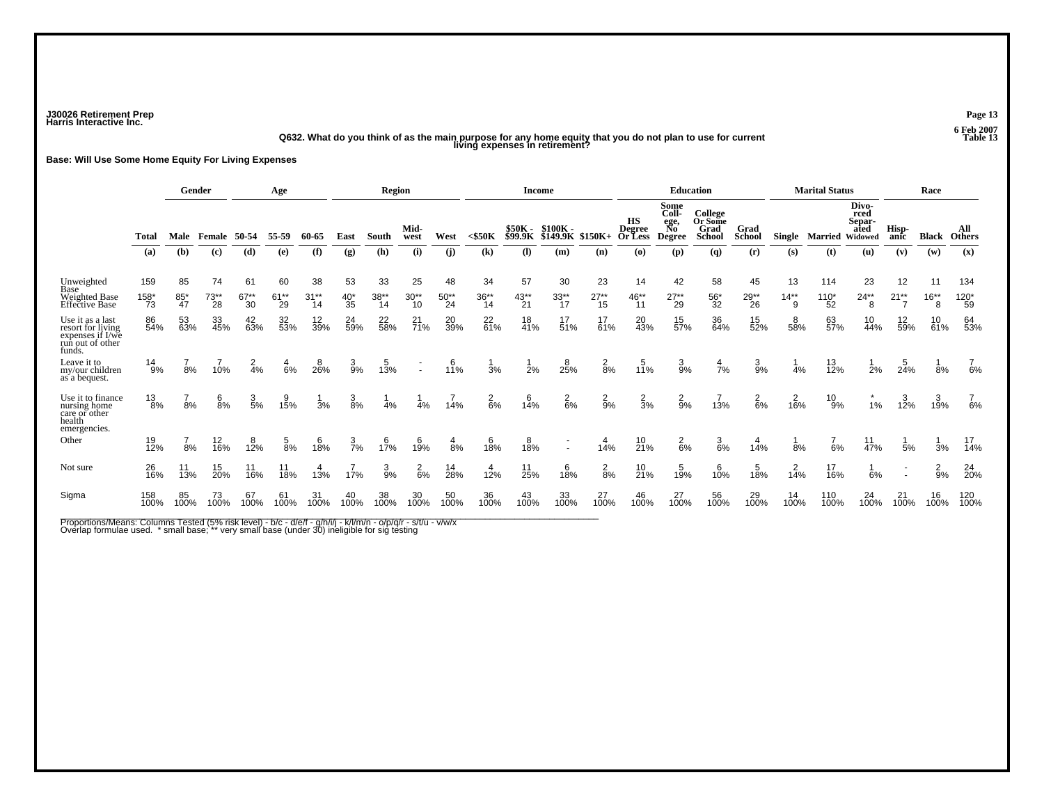J30026 Retirement Prep
Harris Interactive Inc.

6 Feb 2007
Table 13

**Q632. What do you think of as the main purpose for any home equity that you do not plan to use for current living expenses in retirement?**

**Base: Will Use Some Home Equity For Living Expenses**

| | Total | Gender | | Age | | | Region | | | | Income | | | | Education | | | | Marital Status | | | Race | | |
|---|---|---|---|---|---|---|---|---|---|---|---|---|---|---|---|---|---|---|---|---|---|---|---|---|
| | Total | Male | Female | 50-54 | 55-59 | 60-65 | East | South | Mid-west | West | <$50K | $50K - $99.9K | $100K - $149.9K | $150K+ | HS Degree Or Less | Some College, No Degree | College Or Some Grad School | Grad School | Single | Married | Divorced Separated Widowed | Hispanic | Black | All Others |
| | (a) | (b) | (c) | (d) | (e) | (f) | (g) | (h) | (i) | (j) | (k) | (l) | (m) | (n) | (o) | (p) | (q) | (r) | (s) | (t) | (u) | (v) | (w) | (x) |
| Unweighted Base | 159 | 85 | 74 | 61 | 60 | 38 | 53 | 33 | 25 | 48 | 34 | 57 | 30 | 23 | 14 | 42 | 58 | 45 | 13 | 114 | 23 | 12 | 11 | 134 |
| Weighted Base | 158* | 85* | 73** | 67** | 61** | 31** | 40* | 38** | 30** | 50** | 36** | 43** | 33** | 27** | 46** | 27** | 56* | 29** | 14** | 110* | 24** | 21** | 16** | 120* |
| Effective Base | 73 | 47 | 28 | 30 | 29 | 14 | 35 | 14 | 10 | 24 | 14 | 21 | 17 | 15 | 11 | 29 | 32 | 26 | 9 | 52 | 8 | 7 | 8 | 59 |
| Use it as a last resort for living expenses if I/we run out of other funds. | 86 | 53 | 33 | 42 | 32 | 12 | 24 | 22 | 21 | 20 | 22 | 18 | 17 | 17 | 20 | 15 | 36 | 15 | 8 | 63 | 10 | 12 | 10 | 64 |
| | 54% | 63% | 45% | 63% | 53% | 39% | 59% | 58% | 71% | 39% | 61% | 41% | 51% | 61% | 43% | 57% | 64% | 52% | 58% | 57% | 44% | 59% | 61% | 53% |
| Leave it to my/our children as a bequest. | 14 | 7 | 7 | 2 | 4 | 8 | 3 | 5 | - | 6 | 1 | 1 | 8 | 2 | 5 | 3 | 4 | 3 | 1 | 13 | 1 | 5 | 1 | 7 |
| | 9% | 8% | 10% | 4% | 6% | 26% | 9% | 13% | - | 11% | 3% | 2% | 25% | 8% | 11% | 9% | 7% | 9% | 4% | 12% | 2% | 24% | 8% | 6% |
| Use it to finance nursing home care or other health emergencies. | 13 | 7 | 6 | 3 | 9 | 1 | 3 | 1 | 1 | 7 | 2 | 6 | 2 | 2 | 2 | 2 | 7 | 2 | 2 | 10 | * | 3 | 3 | 7 |
| | 8% | 8% | 8% | 5% | 15% | 3% | 8% | 4% | 4% | 14% | 6% | 14% | 6% | 9% | 3% | 9% | 13% | 6% | 16% | 9% | 1% | 12% | 19% | 6% |
| Other | 19 | 7 | 12 | 8 | 5 | 6 | 3 | 6 | 6 | 4 | 6 | 8 | - | 4 | 10 | 2 | 3 | 4 | 1 | 7 | 11 | 1 | 1 | 17 |
| | 12% | 8% | 16% | 12% | 8% | 18% | 7% | 17% | 19% | 8% | 18% | 18% | - | 14% | 21% | 6% | 6% | 14% | 8% | 6% | 47% | 5% | 3% | 14% |
| Not sure | 26 | 11 | 15 | 11 | 11 | 4 | 7 | 3 | 2 | 14 | 4 | 11 | 6 | 2 | 10 | 5 | 6 | 5 | 2 | 17 | 1 | - | 2 | 24 |
| | 16% | 13% | 20% | 16% | 18% | 13% | 17% | 9% | 6% | 28% | 12% | 25% | 18% | 8% | 21% | 19% | 10% | 18% | 14% | 16% | 6% | - | 9% | 20% |
| Sigma | 158 | 85 | 73 | 67 | 61 | 31 | 40 | 38 | 30 | 50 | 36 | 43 | 33 | 27 | 46 | 27 | 56 | 29 | 14 | 110 | 24 | 21 | 16 | 120 |
| | 100% | 100% | 100% | 100% | 100% | 100% | 100% | 100% | 100% | 100% | 100% | 100% | 100% | 100% | 100% | 100% | 100% | 100% | 100% | 100% | 100% | 100% | 100% | 100% |

Proportions/Means: Columns Tested (5% risk level) - b/c - d/e/f - g/h/i/j - k/l/m/n - o/p/q/r - s/t/u - v/w/x
Overlap formulae used. * small base; ** very small base (under 30) ineligible for sig testing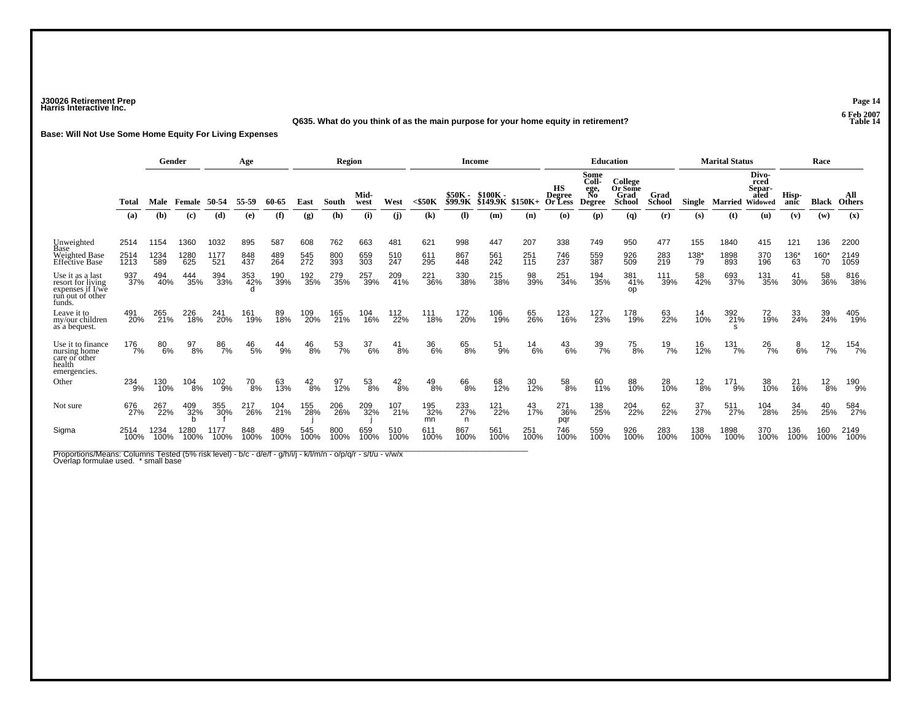J30026 Retirement Prep
Harris Interactive Inc.

6 Feb 2007
Table 14

**Q635. What do you think of as the main purpose for your home equity in retirement?**

**Base: Will Not Use Some Home Equity For Living Expenses**

| | | Gender | | Age | | | Region | | | | Income | | | | Education | | | | Marital Status | | | Race | | |
|---|---|---|---|---|---|---|---|---|---|---|---|---|---|---|---|---|---|---|---|---|---|---|---|---|
| | Total | Male | Female | 50-54 | 55-59 | 60-65 | East | South | Mid-west | West | <$50K | $50K - $99.9K | $100K - $149.9K | $150K+ | HS Degree Or Less | Some Coll-ege, No Degree | College Or Some Grad School | Grad School | Single | Married | Divo-rced Separ-ated Widowed | Hisp-anic | Black | All Others |
| | (a) | (b) | (c) | (d) | (e) | (f) | (g) | (h) | (i) | (j) | (k) | (l) | (m) | (n) | (o) | (p) | (q) | (r) | (s) | (t) | (u) | (v) | (w) | (x) |
| Unweighted Base | 2514 | 1154 | 1360 | 1032 | 895 | 587 | 608 | 762 | 663 | 481 | 621 | 998 | 447 | 207 | 338 | 749 | 950 | 477 | 155 | 1840 | 415 | 121 | 136 | 2200 |
| Weighted Base | 2514 | 1234 | 1280 | 1177 | 848 | 489 | 545 | 800 | 659 | 510 | 611 | 867 | 561 | 251 | 746 | 559 | 926 | 283 | 138* | 1898 | 370 | 136* | 160* | 2149 |
| Effective Base | 1213 | 589 | 625 | 521 | 437 | 264 | 272 | 393 | 303 | 247 | 295 | 448 | 242 | 115 | 237 | 387 | 509 | 219 | 79 | 893 | 196 | 63 | 70 | 1059 |
| Use it as a last resort for living expenses if I/we run out of other funds. | 937<br>37% | 494<br>40% | 444<br>35% | 394<br>33% | 353<br>42%<br>d | 190<br>39% | 192<br>35% | 279<br>35% | 257<br>39% | 209<br>41% | 221<br>36% | 330<br>38% | 215<br>38% | 98<br>39% | 251<br>34% | 194<br>35% | 381<br>41%<br>op | 111<br>39% | 58<br>42% | 693<br>37% | 131<br>35% | 41<br>30% | 58<br>36% | 816<br>38% |
| Leave it to my/our children as a bequest. | 491<br>20% | 265<br>21% | 226<br>18% | 241<br>20% | 161<br>19% | 89<br>18% | 109<br>20% | 165<br>21% | 104<br>16% | 112<br>22% | 111<br>18% | 172<br>20% | 106<br>19% | 65<br>26% | 123<br>16% | 127<br>23% | 178<br>19% | 63<br>22% | 14<br>10% | 392<br>21%<br>s | 72<br>19% | 33<br>24% | 39<br>24% | 405<br>19% |
| Use it to finance nursing home care or other health emergencies. | 176<br>7% | 80<br>6% | 97<br>8% | 86<br>7% | 46<br>5% | 44<br>9% | 46<br>8% | 53<br>7% | 37<br>6% | 41<br>8% | 36<br>6% | 65<br>8% | 51<br>9% | 14<br>6% | 43<br>6% | 39<br>7% | 75<br>8% | 19<br>7% | 16<br>12% | 131<br>7% | 26<br>7% | 8<br>6% | 12<br>7% | 154<br>7% |
| Other | 234<br>9% | 130<br>10% | 104<br>8% | 102<br>9% | 70<br>8% | 63<br>13% | 42<br>8% | 97<br>12% | 53<br>8% | 42<br>8% | 49<br>8% | 66<br>8% | 68<br>12% | 30<br>12% | 58<br>8% | 60<br>11% | 88<br>10% | 28<br>10% | 12<br>8% | 171<br>9% | 38<br>10% | 21<br>16% | 12<br>8% | 190<br>9% |
| Not sure | 676<br>27% | 267<br>22% | 409<br>32%<br>b | 355<br>30%<br>f | 217<br>26% | 104<br>21% | 155<br>28%<br>j | 206<br>26% | 209<br>32%<br>j | 107<br>21% | 195<br>32%<br>mn | 233<br>27%<br>n | 121<br>22% | 43<br>17% | 271<br>36%<br>pqr | 138<br>25% | 204<br>22% | 62<br>22% | 37<br>27% | 511<br>27% | 104<br>28% | 34<br>25% | 40<br>25% | 584<br>27% |
| Sigma | 2514<br>100% | 1234<br>100% | 1280<br>100% | 1177<br>100% | 848<br>100% | 489<br>100% | 545<br>100% | 800<br>100% | 659<br>100% | 510<br>100% | 611<br>100% | 867<br>100% | 561<br>100% | 251<br>100% | 746<br>100% | 559<br>100% | 926<br>100% | 283<br>100% | 138<br>100% | 1898<br>100% | 370<br>100% | 136<br>100% | 160<br>100% | 2149<br>100% |

Proportions/Means: Columns Tested (5% risk level) - b/c - d/e/f - g/h/i/j - k/l/m/n - o/p/q/r - s/t/u - v/w/x
Overlap formulae used. * small base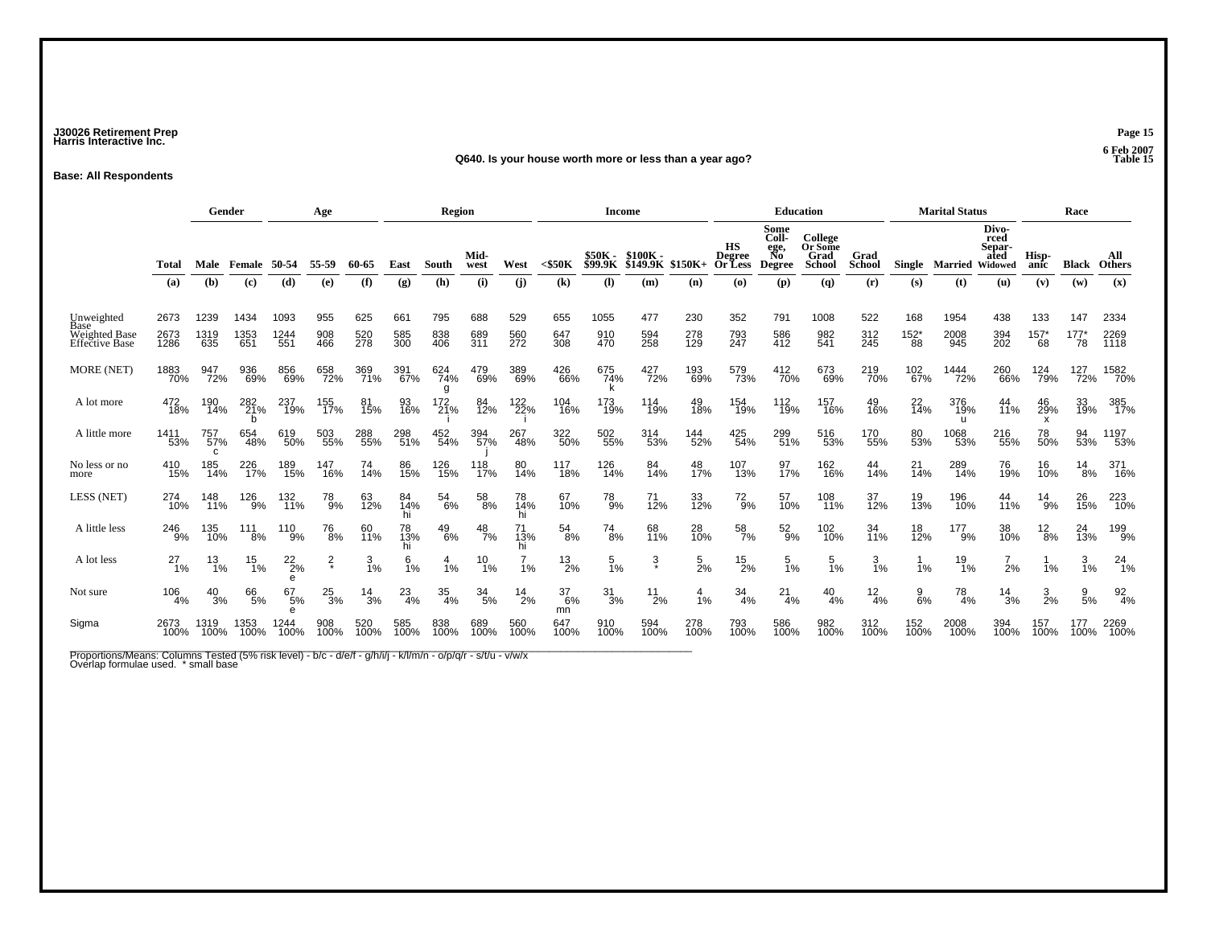J30026 Retirement Prep
Harris Interactive Inc.

6 Feb 2007
Table 15

**Q640. Is your house worth more or less than a year ago?**

**Base: All Respondents**

| | | Gender | | Age | | | Region | | | | Income | | | | Education | | | | Marital Status | | | Race | | |
|---|---|---|---|---|---|---|---|---|---|---|---|---|---|---|---|---|---|---|---|---|---|---|---|---|
| | Total | Male | Female | 50-54 | 55-59 | 60-65 | East | South | Mid-west | West | <$50K | $50K - $99.9K | $100K - $149.9K | $150K+ | HS Degree Or Less | Some Coll-ege, No Degree | College Or Some Grad School | Grad School | Single | Married | Divo-rced Separ-ated Widowed | Hisp-anic | Black | All Others |
| | (a) | (b) | (c) | (d) | (e) | (f) | (g) | (h) | (i) | (j) | (k) | (l) | (m) | (n) | (o) | (p) | (q) | (r) | (s) | (t) | (u) | (v) | (w) | (x) |
| Unweighted Base | 2673 | 1239 | 1434 | 1093 | 955 | 625 | 661 | 795 | 688 | 529 | 655 | 1055 | 477 | 230 | 352 | 791 | 1008 | 522 | 168 | 1954 | 438 | 133 | 147 | 2334 |
| Weighted Base | 2673 | 1319 | 1353 | 1244 | 908 | 520 | 585 | 838 | 689 | 560 | 647 | 910 | 594 | 278 | 793 | 586 | 982 | 312 | 152* | 2008 | 394 | 157* | 177* | 2269 |
| Effective Base | 1286 | 635 | 651 | 551 | 466 | 278 | 300 | 406 | 311 | 272 | 308 | 470 | 258 | 129 | 247 | 412 | 541 | 245 | 88 | 945 | 202 | 68 | 78 | 1118 |
| MORE (NET) | 1883 70% | 947 72% | 936 69% | 856 69% | 658 72% | 369 71% | 391 67% | 624 74% g | 479 69% | 389 69% | 426 66% | 675 74% k | 427 72% | 193 69% | 579 73% | 412 70% | 673 69% | 219 70% | 102 67% | 1444 72% | 260 66% | 124 79% | 127 72% | 1582 70% |
| A lot more | 472 18% | 190 14% | 282 21% b | 237 19% | 155 17% | 81 15% | 93 16% | 172 21% i | 84 12% | 122 22% i | 104 16% | 173 19% | 114 19% | 49 18% | 154 19% | 112 19% | 157 16% | 49 16% | 22 14% | 376 19% u | 44 11% | 46 29% x | 33 19% | 385 17% |
| A little more | 1411 53% | 757 57% c | 654 48% | 619 50% | 503 55% | 288 55% | 298 51% | 452 54% | 394 57% j | 267 48% | 322 50% | 502 55% | 314 53% | 144 52% | 425 54% | 299 51% | 516 53% | 170 55% | 80 53% | 1068 53% | 216 55% | 78 50% | 94 53% | 1197 53% |
| No less or no more | 410 15% | 185 14% | 226 17% | 189 15% | 147 16% | 74 14% | 86 15% | 126 15% | 118 17% | 80 14% | 117 18% | 126 14% | 84 14% | 48 17% | 107 13% | 97 17% | 162 16% | 44 14% | 21 14% | 289 14% | 76 19% | 16 10% | 14 8% | 371 16% |
| LESS (NET) | 274 10% | 148 11% | 126 9% | 132 11% | 78 9% | 63 12% | 84 14% hi | 54 6% | 58 8% | 78 14% hi | 67 10% | 78 9% | 71 12% | 33 12% | 72 9% | 57 10% | 108 11% | 37 12% | 19 13% | 196 10% | 44 11% | 14 9% | 26 15% | 223 10% |
| A little less | 246 9% | 135 10% | 111 8% | 110 9% | 76 8% | 60 11% | 78 13% hi | 49 6% | 48 7% | 71 13% hi | 54 8% | 74 8% | 68 11% | 28 10% | 58 7% | 52 9% | 102 10% | 34 11% | 18 12% | 177 9% | 38 10% | 12 8% | 24 13% | 199 9% |
| A lot less | 27 1% | 13 1% | 15 1% | 22 2% e | 2 * | 3 1% | 6 1% | 4 1% | 10 1% | 7 1% | 13 2% | 5 1% | 3 * | 5 2% | 15 2% | 5 1% | 5 1% | 3 1% | 1 1% | 19 1% | 7 2% | 1 1% | 3 1% | 24 1% |
| Not sure | 106 4% | 40 3% | 66 5% | 67 5% e | 25 3% | 14 3% | 23 4% | 35 4% | 34 5% | 14 2% | 37 6% mn | 31 3% | 11 2% | 4 1% | 34 4% | 21 4% | 40 4% | 12 4% | 9 6% | 78 4% | 14 3% | 3 2% | 9 5% | 92 4% |
| Sigma | 2673 100% | 1319 100% | 1353 100% | 1244 100% | 908 100% | 520 100% | 585 100% | 838 100% | 689 100% | 560 100% | 647 100% | 910 100% | 594 100% | 278 100% | 793 100% | 586 100% | 982 100% | 312 100% | 152 100% | 2008 100% | 394 100% | 157 100% | 177 100% | 2269 100% |

Proportions/Means: Columns Tested (5% risk level) - b/c - d/e/f - g/h/i/j - k/l/m/n - o/p/q/r - s/t/u - v/w/x
Overlap formulae used. * small base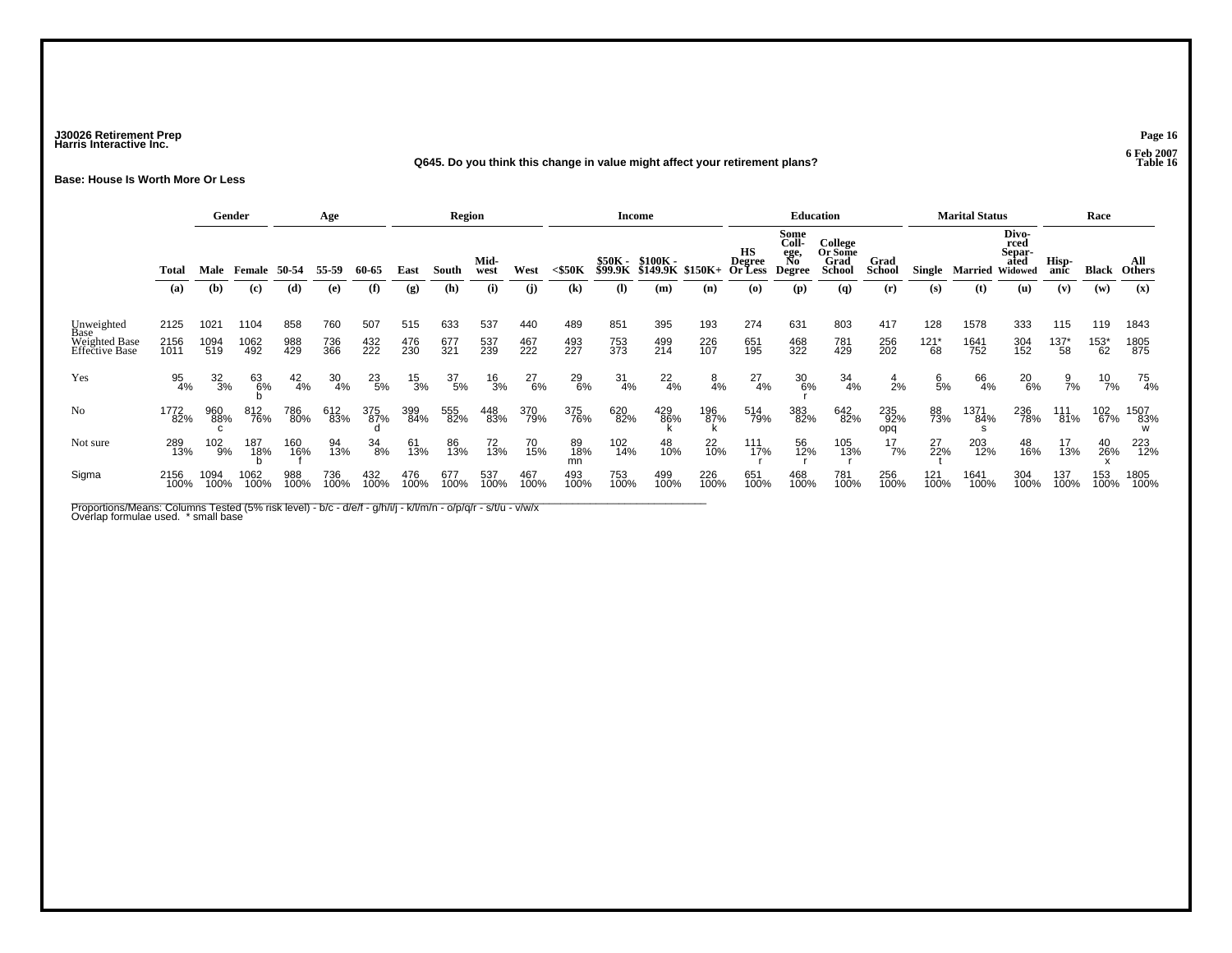J30026 Retirement Prep
Harris Interactive Inc.

6 Feb 2007
Table 16

**Q645. Do you think this change in value might affect your retirement plans?**

**Base: House Is Worth More Or Less**

| | | Gender | | Age | | | Region | | | | Income | | | | Education | | | | Marital Status | | | Race | | |
|---|---|---|---|---|---|---|---|---|---|---|---|---|---|---|---|---|---|---|---|---|---|---|---|---|
| | Total | Male | Female | 50-54 | 55-59 | 60-65 | East | South | Mid-west | West | <$50K | $50K - $99.9K | $100K - $149.9K | $150K+ | HS Degree Or Less | Some College, No Degree | College Or Some Grad School | Grad School | Single | Married | Divorced Separated Widowed | Hispanic | Black | All Others |
| | (a) | (b) | (c) | (d) | (e) | (f) | (g) | (h) | (i) | (j) | (k) | (l) | (m) | (n) | (o) | (p) | (q) | (r) | (s) | (t) | (u) | (v) | (w) | (x) |
| Unweighted Base | 2125 | 1021 | 1104 | 858 | 760 | 507 | 515 | 633 | 537 | 440 | 489 | 851 | 395 | 193 | 274 | 631 | 803 | 417 | 128 | 1578 | 333 | 115 | 119 | 1843 |
| Weighted Base | 2156 | 1094 | 1062 | 988 | 736 | 432 | 476 | 677 | 537 | 467 | 493 | 753 | 499 | 226 | 651 | 468 | 781 | 256 | 121* | 1641 | 304 | 137* | 153* | 1805 |
| Effective Base | 1011 | 519 | 492 | 429 | 366 | 222 | 230 | 321 | 239 | 222 | 227 | 373 | 214 | 107 | 195 | 322 | 429 | 202 | 68 | 752 | 152 | 58 | 62 | 875 |
| Yes | 95 | 32 | 63 | 42 | 30 | 23 | 15 | 37 | 16 | 27 | 29 | 31 | 22 | 8 | 27 | 30 | 34 | 4 | 6 | 66 | 20 | 9 | 10 | 75 |
| | 4% | 3% | 6% | 4% | 4% | 5% | 3% | 5% | 3% | 6% | 6% | 4% | 4% | 4% | 4% | 6% | 4% | 2% | 5% | 4% | 6% | 7% | 7% | 4% |
| | | | b | | | | | | | | | | | | | r | | | | | | | | |
| No | 1772 | 960 | 812 | 786 | 612 | 375 | 399 | 555 | 448 | 370 | 375 | 620 | 429 | 196 | 514 | 383 | 642 | 235 | 88 | 1371 | 236 | 111 | 102 | 1507 |
| | 82% | 88% | 76% | 80% | 83% | 87% | 84% | 82% | 83% | 79% | 76% | 82% | 86% | 87% | 79% | 82% | 82% | 92% | 73% | 84% | 78% | 81% | 67% | 83% |
| | | c | | | | d | | | | | | | k | k | | | | opq | | s | | | | w |
| Not sure | 289 | 102 | 187 | 160 | 94 | 34 | 61 | 86 | 72 | 70 | 89 | 102 | 48 | 22 | 111 | 56 | 105 | 17 | 27 | 203 | 48 | 17 | 40 | 223 |
| | 13% | 9% | 18% | 16% | 13% | 8% | 13% | 13% | 13% | 15% | 18% | 14% | 10% | 10% | 17% | 12% | 13% | 7% | 22% | 12% | 16% | 13% | 26% | 12% |
| | | | b | f | | | | | | | mn | | | | r | r | r | | t | | | | x | |
| Sigma | 2156 | 1094 | 1062 | 988 | 736 | 432 | 476 | 677 | 537 | 467 | 493 | 753 | 499 | 226 | 651 | 468 | 781 | 256 | 121 | 1641 | 304 | 137 | 153 | 1805 |
| | 100% | 100% | 100% | 100% | 100% | 100% | 100% | 100% | 100% | 100% | 100% | 100% | 100% | 100% | 100% | 100% | 100% | 100% | 100% | 100% | 100% | 100% | 100% | 100% |

Proportions/Means: Columns Tested (5% risk level) - b/c - d/e/f - g/h/i/j - k/l/m/n - o/p/q/r - s/t/u - v/w/x
Overlap formulae used. * small base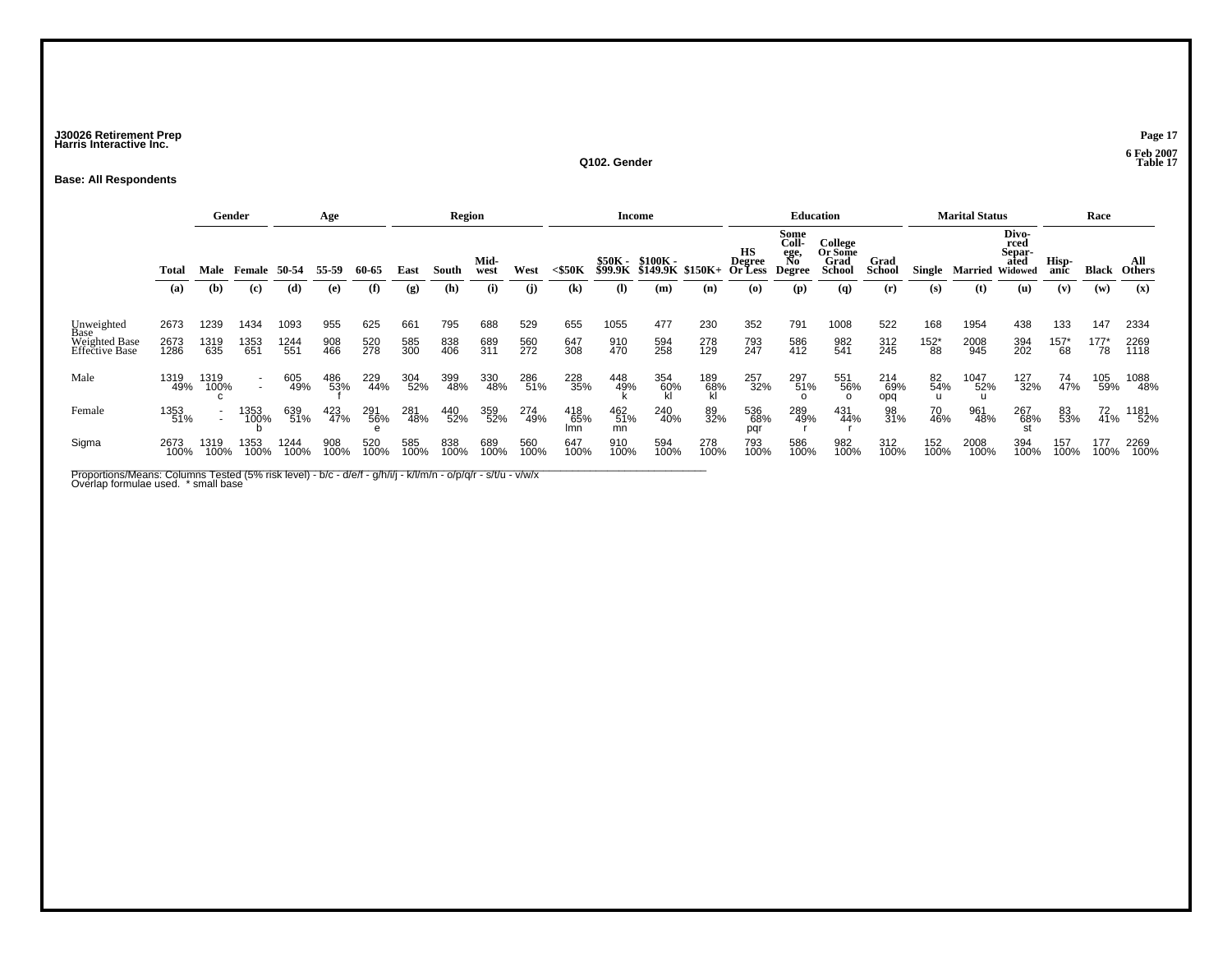J30026 Retirement Prep
Harris Interactive Inc.

6 Feb 2007
Table 17

## Q102. Gender

**Base: All Respondents**

| | | Gender | | Age | | | Region | | | | Income | | | | Education | | | | Marital Status | | | Race | | |
|---|---|---|---|---|---|---|---|---|---|---|---|---|---|---|---|---|---|---|---|---|---|---|---|---|
| | Total | Male | Female | 50-54 | 55-59 | 60-65 | East | South | Mid-west | West | <$50K | $50K - $99.9K | $100K - $149.9K | $150K+ | HS Degree Or Less | Some Coll-ege, No Degree | College Or Some Grad School | Grad School | Single | Married | Divo-rced Separ-ated Widowed | Hisp-anic | Black | All Others |
| | (a) | (b) | (c) | (d) | (e) | (f) | (g) | (h) | (i) | (j) | (k) | (l) | (m) | (n) | (o) | (p) | (q) | (r) | (s) | (t) | (u) | (v) | (w) | (x) |
| Unweighted Base | 2673 | 1239 | 1434 | 1093 | 955 | 625 | 661 | 795 | 688 | 529 | 655 | 1055 | 477 | 230 | 352 | 791 | 1008 | 522 | 168 | 1954 | 438 | 133 | 147 | 2334 |
| Weighted Base | 2673 | 1319 | 1353 | 1244 | 908 | 520 | 585 | 838 | 689 | 560 | 647 | 910 | 594 | 278 | 793 | 586 | 982 | 312 | 152* | 2008 | 394 | 157* | 177* | 2269 |
| Effective Base | 1286 | 635 | 651 | 551 | 466 | 278 | 300 | 406 | 311 | 272 | 308 | 470 | 258 | 129 | 247 | 412 | 541 | 245 | 88 | 945 | 202 | 68 | 78 | 1118 |
| Male | 1319 | 1319 | - | 605 | 486 | 229 | 304 | 399 | 330 | 286 | 228 | 448 | 354 | 189 | 257 | 297 | 551 | 214 | 82 | 1047 | 127 | 74 | 105 | 1088 |
| | 49% | 100% | - | 49% | 53% | 44% | 52% | 48% | 48% | 51% | 35% | 49% | 60% | 68% | 32% | 51% | 56% | 69% | 54% | 52% | 32% | 47% | 59% | 48% |
| | | c | | | f | | | | | | | k | kl | kl | | o | o | opq | u | u | | | | |
| Female | 1353 | - | 1353 | 639 | 423 | 291 | 281 | 440 | 359 | 274 | 418 | 462 | 240 | 89 | 536 | 289 | 431 | 98 | 70 | 961 | 267 | 83 | 72 | 1181 |
| | 51% | - | 100% | 51% | 47% | 56% | 48% | 52% | 52% | 49% | 65% | 51% | 40% | 32% | 68% | 49% | 44% | 31% | 46% | 48% | 68% | 53% | 41% | 52% |
| | | | b | | | e | | | | | lmn | mn | | | pqr | r | r | | | | st | | | |
| Sigma | 2673 | 1319 | 1353 | 1244 | 908 | 520 | 585 | 838 | 689 | 560 | 647 | 910 | 594 | 278 | 793 | 586 | 982 | 312 | 152 | 2008 | 394 | 157 | 177 | 2269 |
| | 100% | 100% | 100% | 100% | 100% | 100% | 100% | 100% | 100% | 100% | 100% | 100% | 100% | 100% | 100% | 100% | 100% | 100% | 100% | 100% | 100% | 100% | 100% | 100% |

Proportions/Means: Columns Tested (5% risk level) - b/c - d/e/f - g/h/i/j - k/l/m/n - o/p/q/r - s/t/u - v/w/x
Overlap formulae used. * small base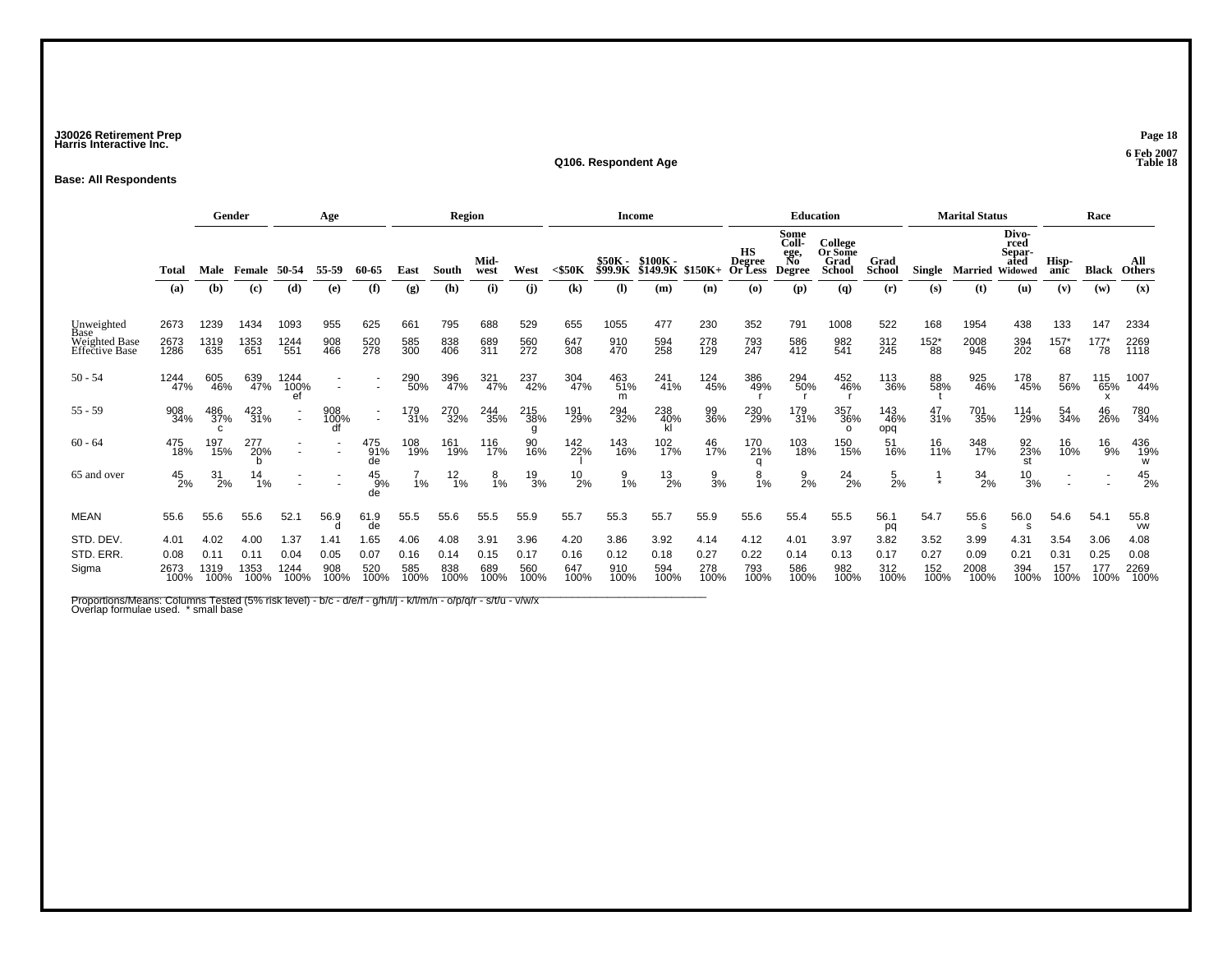J30026 Retirement Prep
Harris Interactive Inc.

6 Feb 2007
Table 18

## Q106. Respondent Age

**Base: All Respondents**

| | | Gender | | Age | | | Region | | | | Income | | | | Education | | | | Marital Status | | | Race | | |
|---|---|---|---|---|---|---|---|---|---|---|---|---|---|---|---|---|---|---|---|---|---|---|---|---|
| | Total | Male | Female | 50-54 | 55-59 | 60-65 | East | South | Mid-west | West | <$50K | $50K - $99.9K | $100K - $149.9K | $150K+ | HS Degree Or Less | Some Coll-ege, No Degree | College Or Some Grad School | Grad School | Single | Married | Divo-rced Separ-ated Widowed | Hisp-anic | Black | All Others |
| | (a) | (b) | (c) | (d) | (e) | (f) | (g) | (h) | (i) | (j) | (k) | (l) | (m) | (n) | (o) | (p) | (q) | (r) | (s) | (t) | (u) | (v) | (w) | (x) |
| Unweighted Base | 2673 | 1239 | 1434 | 1093 | 955 | 625 | 661 | 795 | 688 | 529 | 655 | 1055 | 477 | 230 | 352 | 791 | 1008 | 522 | 168 | 1954 | 438 | 133 | 147 | 2334 |
| Weighted Base | 2673 | 1319 | 1353 | 1244 | 908 | 520 | 585 | 838 | 689 | 560 | 647 | 910 | 594 | 278 | 793 | 586 | 982 | 312 | 152* | 2008 | 394 | 157* | 177* | 2269 |
| Effective Base | 1286 | 635 | 651 | 551 | 466 | 278 | 300 | 406 | 311 | 272 | 308 | 470 | 258 | 129 | 247 | 412 | 541 | 245 | 88 | 945 | 202 | 68 | 78 | 1118 |
| 50 - 54 | 1244 | 605 | 639 | 1244 | - | - | 290 | 396 | 321 | 237 | 304 | 463 | 241 | 124 | 386 | 294 | 452 | 113 | 88 | 925 | 178 | 87 | 115 | 1007 |
| | 47% | 46% | 47% | 100% | - | - | 50% | 47% | 47% | 42% | 47% | 51% | 41% | 45% | 49% | 50% | 46% | 36% | 58% | 46% | 45% | 56% | 65% | 44% |
| | | | | ef | | | | | | | | m | | | r | r | r | | t | | | | x | |
| 55 - 59 | 908 | 486 | 423 | - | 908 | - | 179 | 270 | 244 | 215 | 191 | 294 | 238 | 99 | 230 | 179 | 357 | 143 | 47 | 701 | 114 | 54 | 46 | 780 |
| | 34% | 37% | 31% | - | 100% | - | 31% | 32% | 35% | 38% | 29% | 32% | 40% | 36% | 29% | 31% | 36% | 46% | 31% | 35% | 29% | 34% | 26% | 34% |
| | | c | | | df | | | | | g | | | kl | | | | o | opq | | | | | | |
| 60 - 64 | 475 | 197 | 277 | - | - | 475 | 108 | 161 | 116 | 90 | 142 | 143 | 102 | 46 | 170 | 103 | 150 | 51 | 16 | 348 | 92 | 16 | 16 | 436 |
| | 18% | 15% | 20% | - | - | 91% | 19% | 19% | 17% | 16% | 22% | 16% | 17% | 17% | 21% | 18% | 15% | 16% | 11% | 17% | 23% | 10% | 9% | 19% |
| | | | b | | | de | | | | | l | | | | q | | | | | | st | | | w |
| 65 and over | 45 | 31 | 14 | - | - | 45 | 7 | 12 | 8 | 19 | 10 | 9 | 13 | 9 | 8 | 9 | 24 | 5 | 1 | 34 | 10 | - | - | 45 |
| | 2% | 2% | 1% | - | - | 9% | 1% | 1% | 1% | 3% | 2% | 1% | 2% | 3% | 1% | 2% | 2% | 2% | * | 2% | 3% | - | - | 2% |
| | | | | | | de | | | | | | | | | | | | | | | | | | |
| MEAN | 55.6 | 55.6 | 55.6 | 52.1 | 56.9 | 61.9 | 55.5 | 55.6 | 55.5 | 55.9 | 55.7 | 55.3 | 55.7 | 55.9 | 55.6 | 55.4 | 55.5 | 56.1 | 54.7 | 55.6 | 56.0 | 54.6 | 54.1 | 55.8 |
| | | | | | d | de | | | | | | | | | | | | pq | | s | s | | | vw |
| STD. DEV. | 4.01 | 4.02 | 4.00 | 1.37 | 1.41 | 1.65 | 4.06 | 4.08 | 3.91 | 3.96 | 4.20 | 3.86 | 3.92 | 4.14 | 4.12 | 4.01 | 3.97 | 3.82 | 3.52 | 3.99 | 4.31 | 3.54 | 3.06 | 4.08 |
| STD. ERR. | 0.08 | 0.11 | 0.11 | 0.04 | 0.05 | 0.07 | 0.16 | 0.14 | 0.15 | 0.17 | 0.16 | 0.12 | 0.18 | 0.27 | 0.22 | 0.14 | 0.13 | 0.17 | 0.27 | 0.09 | 0.21 | 0.31 | 0.25 | 0.08 |
| Sigma | 2673 | 1319 | 1353 | 1244 | 908 | 520 | 585 | 838 | 689 | 560 | 647 | 910 | 594 | 278 | 793 | 586 | 982 | 312 | 152 | 2008 | 394 | 157 | 177 | 2269 |
| | 100% | 100% | 100% | 100% | 100% | 100% | 100% | 100% | 100% | 100% | 100% | 100% | 100% | 100% | 100% | 100% | 100% | 100% | 100% | 100% | 100% | 100% | 100% | 100% |

Proportions/Means: Columns Tested (5% risk level) - b/c - d/e/f - g/h/i/j - k/l/m/n - o/p/q/r - s/t/u - v/w/x
Overlap formulae used. * small base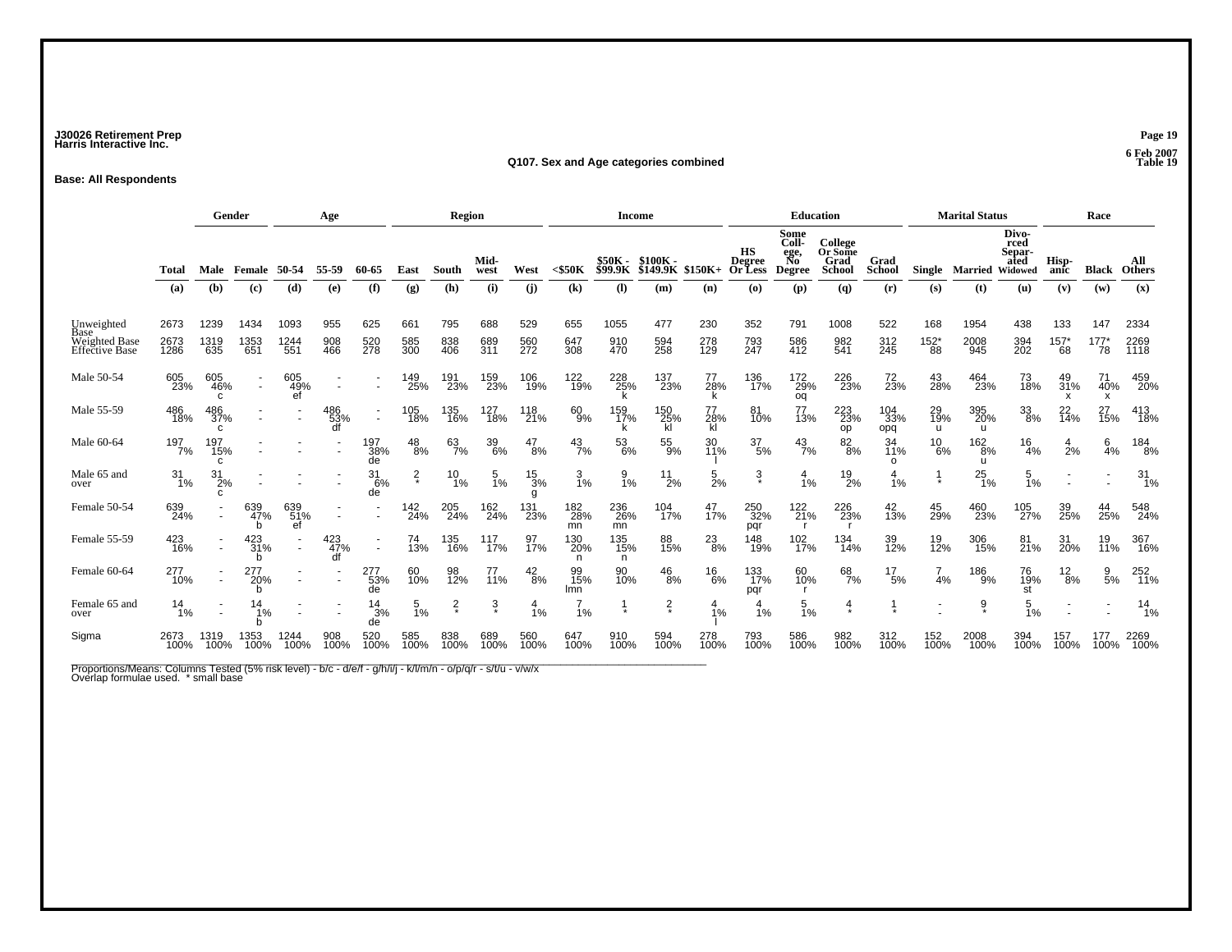J30026 Retirement Prep
Harris Interactive Inc.

6 Feb 2007
Table 19

## Q107. Sex and Age categories combined

**Base: All Respondents**

| | | Gender | | Age | | | Region | | | | Income | | | | Education | | | | Marital Status | | | Race | | |
|---|---|---|---|---|---|---|---|---|---|---|---|---|---|---|---|---|---|---|---|---|---|---|---|---|
| | Total | Male | Female | 50-54 | 55-59 | 60-65 | East | South | Mid-west | West | <$50K | $50K - $99.9K | $100K - $149.9K | $150K+ | HS Degree Or Less | Some Coll-ege, No Degree | College Or Some Grad School | Grad School | Single | Married | Divo-rced Separ-ated Widowed | Hisp-anic | Black | All Others |
| | (a) | (b) | (c) | (d) | (e) | (f) | (g) | (h) | (i) | (j) | (k) | (l) | (m) | (n) | (o) | (p) | (q) | (r) | (s) | (t) | (u) | (v) | (w) | (x) |
| Unweighted Base | 2673 | 1239 | 1434 | 1093 | 955 | 625 | 661 | 795 | 688 | 529 | 655 | 1055 | 477 | 230 | 352 | 791 | 1008 | 522 | 168 | 1954 | 438 | 133 | 147 | 2334 |
| Weighted Base | 2673 | 1319 | 1353 | 1244 | 908 | 520 | 585 | 838 | 689 | 560 | 647 | 910 | 594 | 278 | 793 | 586 | 982 | 312 | 152* | 2008 | 394 | 157* | 177* | 2269 |
| Effective Base | 1286 | 635 | 651 | 551 | 466 | 278 | 300 | 406 | 311 | 272 | 308 | 470 | 258 | 129 | 247 | 412 | 541 | 245 | 88 | 945 | 202 | 68 | 78 | 1118 |
| Male 50-54 | 605 23% | 605 46% c | - - | 605 49% ef | - - | - - | 149 25% | 191 23% | 159 23% | 106 19% | 122 19% | 228 25% k | 137 23% | 77 28% k | 136 17% | 172 29% oq | 226 23% | 72 23% | 43 28% | 464 23% | 73 18% | 49 31% x | 71 40% x | 459 20% |
| Male 55-59 | 486 18% | 486 37% c | - - | - - | 486 53% df | - - | 105 18% | 135 16% | 127 18% | 118 21% | 60 9% | 159 17% k | 150 25% kl | 77 28% kl | 81 10% | 77 13% | 223 23% op | 104 33% opq | 29 19% u | 395 20% u | 33 8% | 22 14% | 27 15% | 413 18% |
| Male 60-64 | 197 7% | 197 15% c | - - | - - | - - | 197 38% de | 48 8% | 63 7% | 39 6% | 47 8% | 43 7% | 53 6% | 55 9% | 30 11% l | 37 5% | 43 7% | 82 8% | 34 11% o | 10 6% | 162 8% u | 16 4% | 4 2% | 6 4% | 184 8% |
| Male 65 and over | 31 1% | 31 2% c | - - | - - | - - | 31 6% de | 2 * | 10 1% | 5 1% | 15 3% g | 3 1% | 9 1% | 11 2% | 5 2% | 3 * | 4 1% | 19 2% | 4 1% | 1 * | 25 1% | 5 1% | - - | - - | 31 1% |
| Female 50-54 | 639 24% | - - | 639 47% b | 639 51% ef | - - | - - | 142 24% | 205 24% | 162 24% | 131 23% | 182 28% mn | 236 26% mn | 104 17% | 47 17% | 250 32% pqr | 122 21% r | 226 23% r | 42 13% | 45 29% | 460 23% | 105 27% | 39 25% | 44 25% | 548 24% |
| Female 55-59 | 423 16% | - - | 423 31% b | - - | 423 47% df | - - | 74 13% | 135 16% | 117 17% | 97 17% | 130 20% n | 135 15% n | 88 15% | 23 8% | 148 19% | 102 17% | 134 14% | 39 12% | 19 12% | 306 15% | 81 21% | 31 20% | 19 11% | 367 16% |
| Female 60-64 | 277 10% | - - | 277 20% b | - - | - - | 277 53% de | 60 10% | 98 12% | 77 11% | 42 8% | 99 15% lmn | 90 10% | 46 8% | 16 6% | 133 17% pqr | 60 10% r | 68 7% | 17 5% | 7 4% | 186 9% | 76 19% st | 12 8% | 9 5% | 252 11% |
| Female 65 and over | 14 1% | - - | 14 1% b | - - | - - | 14 3% de | 5 1% | 2 * | 3 * | 4 1% | 7 1% | 1 * | 2 * | 4 1% l | 4 1% | 5 1% | 4 * | 1 * | - - | 9 * | 5 1% | - - | - - | 14 1% |
| Sigma | 2673 100% | 1319 100% | 1353 100% | 1244 100% | 908 100% | 520 100% | 585 100% | 838 100% | 689 100% | 560 100% | 647 100% | 910 100% | 594 100% | 278 100% | 793 100% | 586 100% | 982 100% | 312 100% | 152 100% | 2008 100% | 394 100% | 157 100% | 177 100% | 2269 100% |

Proportions/Means: Columns Tested (5% risk level) - b/c - d/e/f - g/h/i/j - k/l/m/n - o/p/q/r - s/t/u - v/w/x
Overlap formulae used. * small base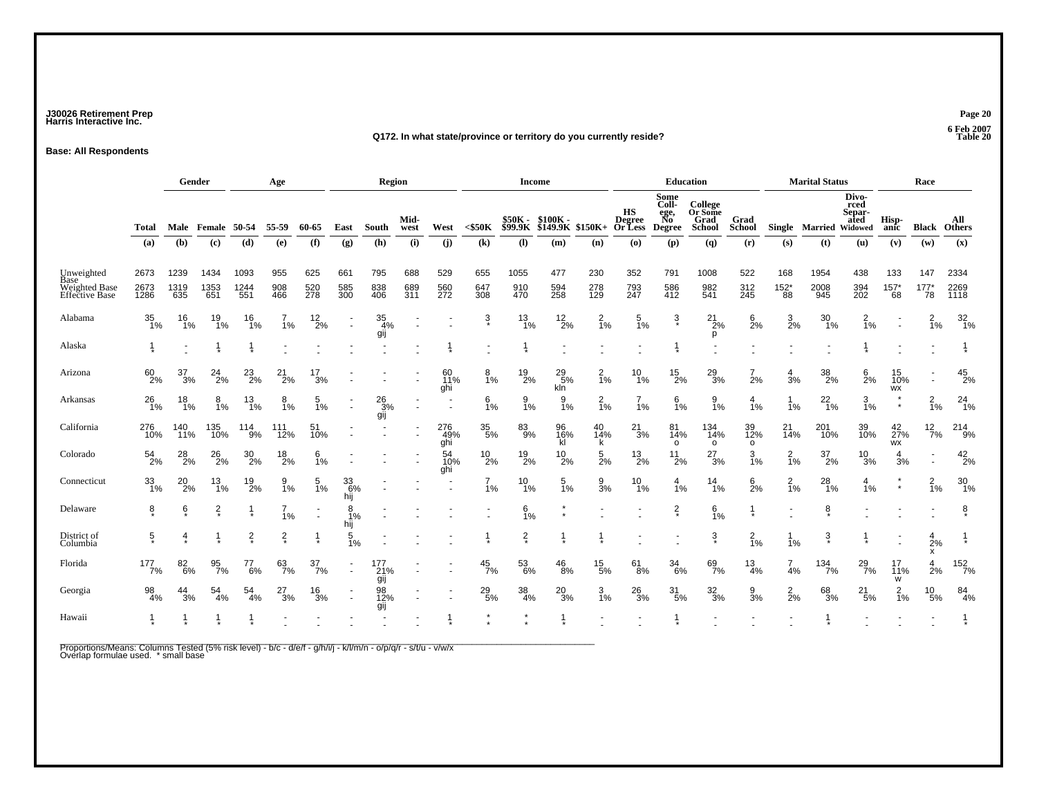J30026 Retirement Prep
Harris Interactive Inc.

6 Feb 2007
Table 20

**Q172. In what state/province or territory do you currently reside?**

**Base: All Respondents**

| | | Gender | | Age | | | Region | | | | Income | | | | Education | | | | Marital Status | | | Race | | |
|---|---|---|---|---|---|---|---|---|---|---|---|---|---|---|---|---|---|---|---|---|---|---|---|---|
| | Total | Male | Female | 50-54 | 55-59 | 60-65 | East | South | Mid-west | West | <$50K | $50K - $99.9K | $100K - $149.9K | $150K+ | HS Degree Or Less | Some Coll-ege, No Degree | College Or Some Grad School | Grad School | Single | Married | Divo-rced Separ-ated Widowed | Hisp-anic | Black | All Others |
| | (a) | (b) | (c) | (d) | (e) | (f) | (g) | (h) | (i) | (j) | (k) | (l) | (m) | (n) | (o) | (p) | (q) | (r) | (s) | (t) | (u) | (v) | (w) | (x) |
| Unweighted Base | 2673 | 1239 | 1434 | 1093 | 955 | 625 | 661 | 795 | 688 | 529 | 655 | 1055 | 477 | 230 | 352 | 791 | 1008 | 522 | 168 | 1954 | 438 | 133 | 147 | 2334 |
| Weighted Base | 2673 | 1319 | 1353 | 1244 | 908 | 520 | 585 | 838 | 689 | 560 | 647 | 910 | 594 | 278 | 793 | 586 | 982 | 312 | 152* | 2008 | 394 | 157* | 177* | 2269 |
| Effective Base | 1286 | 635 | 651 | 551 | 466 | 278 | 300 | 406 | 311 | 272 | 308 | 470 | 258 | 129 | 247 | 412 | 541 | 245 | 88 | 945 | 202 | 68 | 78 | 1118 |
| Alabama | 35 | 16 | 19 | 16 | 7 | 12 | - | 35 | - | - | 3 | 13 | 12 | 2 | 5 | 3 | 21 | 6 | 3 | 30 | 2 | - | 2 | 32 |
| | 1% | 1% | 1% | 1% | 1% | 2% | - | 4% | - | - | * | 1% | 2% | 1% | 1% | * | 2% | 2% | 2% | 1% | 1% | - | 1% | 1% |
| | | | | | | | | gij | | | | | | | | | p | | | | | | | |
| Alaska | 1 | - | 1 | 1 | - | - | - | - | - | 1 | - | 1 | - | - | - | 1 | - | - | - | - | 1 | - | - | 1 |
| | * | - | * | * | - | - | - | - | - | * | - | * | - | - | - | * | - | - | - | - | * | - | - | * |
| Arizona | 60 | 37 | 24 | 23 | 21 | 17 | - | - | - | 60 | 8 | 19 | 29 | 2 | 10 | 15 | 29 | 7 | 4 | 38 | 6 | 15 | - | 45 |
| | 2% | 3% | 2% | 2% | 2% | 3% | - | - | - | 11% | 1% | 2% | 5% | 1% | 1% | 2% | 3% | 2% | 3% | 2% | 2% | 10% | - | 2% |
| | | | | | | | | | | ghi | | | kln | | | | | | | | | wx | | |
| Arkansas | 26 | 18 | 8 | 13 | 8 | 5 | - | 26 | - | - | 6 | 9 | 9 | 2 | 7 | 6 | 9 | 4 | 1 | 22 | 3 | * | 2 | 24 |
| | 1% | 1% | 1% | 1% | 1% | 1% | - | 3% | - | - | 1% | 1% | 1% | 1% | 1% | 1% | 1% | 1% | 1% | 1% | 1% | * | 1% | 1% |
| | | | | | | | | gij | | | | | | | | | | | | | | | | |
| California | 276 | 140 | 135 | 114 | 111 | 51 | - | - | - | 276 | 35 | 83 | 96 | 40 | 21 | 81 | 134 | 39 | 21 | 201 | 39 | 42 | 12 | 214 |
| | 10% | 11% | 10% | 9% | 12% | 10% | - | - | - | 49% | 5% | 9% | 16% | 14% | 3% | 14% | 14% | 12% | 14% | 10% | 10% | 27% | 7% | 9% |
| | | | | | | | | | | ghi | | | kl | k | | o | o | o | | | | wx | | |
| Colorado | 54 | 28 | 26 | 30 | 18 | 6 | - | - | - | 54 | 10 | 19 | 10 | 5 | 13 | 11 | 27 | 3 | 2 | 37 | 10 | 4 | - | 42 |
| | 2% | 2% | 2% | 2% | 2% | 1% | - | - | - | 10% | 2% | 2% | 2% | 2% | 2% | 2% | 3% | 1% | 1% | 2% | 3% | 3% | - | 2% |
| | | | | | | | | | | ghi | | | | | | | | | | | | | | |
| Connecticut | 33 | 20 | 13 | 19 | 9 | 5 | 33 | - | - | - | 7 | 10 | 5 | 9 | 10 | 4 | 14 | 6 | 2 | 28 | 4 | * | 2 | 30 |
| | 1% | 2% | 1% | 2% | 1% | 1% | 6% | - | - | - | 1% | 1% | 1% | 3% | 1% | 1% | 1% | 2% | 1% | 1% | 1% | * | 1% | 1% |
| | | | | | | | hij | | | | | | | | | | | | | | | | | |
| Delaware | 8 | 6 | 2 | 1 | 7 | - | 8 | - | - | - | - | 6 | * | - | - | 2 | 6 | 1 | - | 8 | - | - | - | 8 |
| | * | * | * | * | 1% | - | 1% | - | - | - | - | 1% | * | - | - | * | 1% | * | - | * | - | - | - | * |
| | | | | | | | hij | | | | | | | | | | | | | | | | | |
| District of Columbia | 5 | 4 | 1 | 2 | 2 | 1 | 5 | - | - | - | 1 | 2 | 1 | 1 | - | - | 3 | 2 | 1 | 3 | 1 | - | 4 | 1 |
| | * | * | * | * | * | * | 1% | - | - | - | * | * | * | * | - | - | * | 1% | 1% | * | * | - | 2% | * |
| | | | | | | | | | | | | | | | | | | | | | | | x | |
| Florida | 177 | 82 | 95 | 77 | 63 | 37 | - | 177 | - | - | 45 | 53 | 46 | 15 | 61 | 34 | 69 | 13 | 7 | 134 | 29 | 17 | 4 | 152 |
| | 7% | 6% | 7% | 6% | 7% | 7% | - | 21% | - | - | 7% | 6% | 8% | 5% | 8% | 6% | 7% | 4% | 4% | 7% | 7% | 11% | 2% | 7% |
| | | | | | | | | gij | | | | | | | | | | | | | | w | | |
| Georgia | 98 | 44 | 54 | 54 | 27 | 16 | - | 98 | - | - | 29 | 38 | 20 | 3 | 26 | 31 | 32 | 9 | 2 | 68 | 21 | 2 | 10 | 84 |
| | 4% | 3% | 4% | 4% | 3% | 3% | - | 12% | - | - | 5% | 4% | 3% | 1% | 3% | 5% | 3% | 3% | 2% | 3% | 5% | 1% | 5% | 4% |
| | | | | | | | | gij | | | | | | | | | | | | | | | | |
| Hawaii | 1 | 1 | 1 | 1 | - | - | - | - | - | 1 | * | * | 1 | - | - | 1 | - | - | - | 1 | - | - | - | 1 |
| | * | * | * | * | - | - | - | - | - | * | * | * | * | - | - | * | - | - | - | * | - | - | - | * |

Proportions/Means: Columns Tested (5% risk level) - b/c - d/e/f - g/h/i/j - k/l/m/n - o/p/q/r - s/t/u - v/w/x
Overlap formulae used. * small base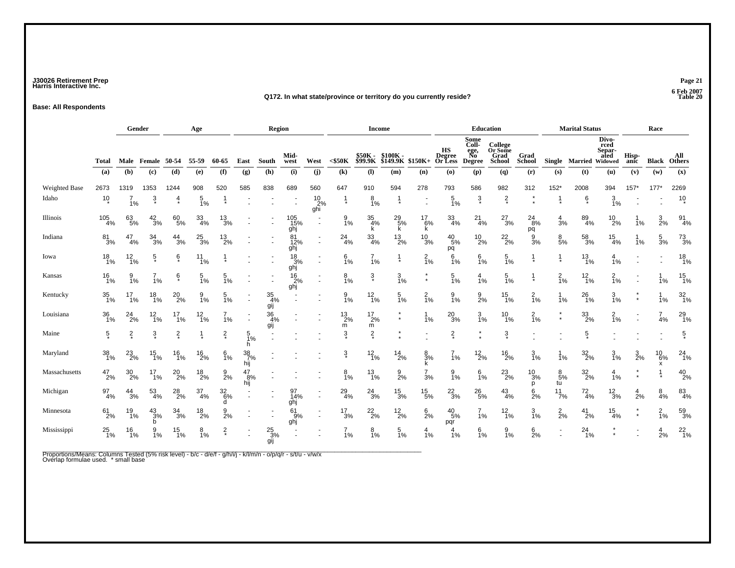J30026 Retirement Prep
Harris Interactive Inc.

6 Feb 2007
Table 20

**Q172. In what state/province or territory do you currently reside?**

**Base: All Respondents**

| | Total | Gender | | Age | | | Region | | | | Income | | | | Education | | | | Marital Status | | | Race | | |
|---|---|---|---|---|---|---|---|---|---|---|---|---|---|---|---|---|---|---|---|---|---|---|---|---|
| | Total | Male | Female | 50-54 | 55-59 | 60-65 | East | South | Mid-west | West | <$50K | $50K - $99.9K | $100K - $149.9K | $150K+ | HS Degree Or Less | Some Coll-ege, No Degree | College Or Some Grad School | Grad School | Single | Married | Divo-rced Separ-ated Widowed | Hisp-anic | Black | All Others |
| | (a) | (b) | (c) | (d) | (e) | (f) | (g) | (h) | (i) | (j) | (k) | (l) | (m) | (n) | (o) | (p) | (q) | (r) | (s) | (t) | (u) | (v) | (w) | (x) |
| Weighted Base | 2673 | 1319 | 1353 | 1244 | 908 | 520 | 585 | 838 | 689 | 560 | 647 | 910 | 594 | 278 | 793 | 586 | 982 | 312 | 152* | 2008 | 394 | 157* | 177* | 2269 |
| Idaho | 10 * | 7 1% | 3 * | 4 * | 5 1% | 1 * | - - | - - | - - | 10 2% ghi | 1 * | 8 1% | 1 * | - - | 5 1% | 3 * | 2 * | * * | 1 * | 6 * | 3 1% | - - | - - | 10 * |
| Illinois | 105 4% | 63 5% | 42 3% | 60 5% | 33 4% | 13 3% | - - | - - | 105 15% ghj | - - | 9 1% | 35 4% k | 29 5% k | 17 6% k | 33 4% | 21 4% | 27 3% | 24 8% pq | 4 3% | 89 4% | 10 2% | 1 1% | 3 2% | 91 4% |
| Indiana | 81 3% | 47 4% | 34 3% | 44 3% | 25 3% | 13 2% | - - | - - | 81 12% ghj | - - | 24 4% | 33 4% | 13 2% | 10 3% | 40 5% pq | 10 2% | 22 2% | 9 3% | 8 5% | 58 3% | 15 4% | 1 1% | 5 3% | 73 3% |
| Iowa | 18 1% | 12 1% | 5 * | 6 * | 11 1% | 1 * | - - | - - | 18 3% ghj | - - | 6 1% | 7 1% | 1 * | 2 1% | 6 1% | 6 1% | 5 1% | 1 * | 1 * | 13 1% | 4 1% | - - | - - | 18 1% |
| Kansas | 16 1% | 9 1% | 7 1% | 6 * | 5 1% | 5 1% | - - | - - | 16 2% ghj | - - | 8 1% | 3 * | 3 1% | * * | 5 1% | 4 1% | 5 1% | 1 * | 2 1% | 12 1% | 2 1% | - - | 1 1% | 15 1% |
| Kentucky | 35 1% | 17 1% | 18 1% | 20 2% | 9 1% | 5 1% | - - | 35 4% gij | - - | - - | 9 1% | 12 1% | 5 1% | 2 1% | 9 1% | 9 2% | 15 1% | 2 1% | 1 1% | 26 1% | 3 1% | * * | 1 1% | 32 1% |
| Louisiana | 36 1% | 24 2% | 12 1% | 17 1% | 12 1% | 7 1% | - - | 36 4% gij | - - | - - | 13 2% m | 17 2% m | * * | 1 1% | 20 3% | 3 1% | 10 1% | 2 1% | * * | 33 2% | 2 1% | - - | 7 4% | 29 1% |
| Maine | 5 * | 2 * | 3 * | 2 * | 1 * | 2 * | 5 1% h | - - | - - | - - | 3 * | 2 * | * * | - - | 2 * | * * | 3 * | - - | - - | 5 * | - - | - - | - - | 5 * |
| Maryland | 38 1% | 23 2% | 15 1% | 16 1% | 16 2% | 6 1% | 38 7% hij | - - | - - | - - | 3 * | 12 1% | 14 2% | 8 3% k | 7 1% | 12 2% | 16 2% | 3 1% | 1 1% | 32 2% | 3 1% | 3 2% | 10 6% x | 24 1% |
| Massachusetts | 47 2% | 30 2% | 17 1% | 20 2% | 18 2% | 9 2% | 47 8% hij | - - | - - | - - | 8 1% | 13 1% | 9 2% | 7 3% | 9 1% | 6 1% | 23 2% | 10 3% p | 8 5% tu | 32 2% | 4 1% | * * | 1 * | 40 2% |
| Michigan | 97 4% | 44 3% | 53 4% | 28 2% | 37 4% | 32 6% d | - - | - - | 97 14% ghj | - - | 29 4% | 24 3% | 15 3% | 15 5% | 22 3% | 26 5% | 43 4% | 6 2% | 11 7% | 72 4% | 12 3% | 4 2% | 8 4% | 83 4% |
| Minnesota | 61 2% | 19 1% | 43 3% b | 34 3% | 18 2% | 9 2% | - - | - - | 61 9% ghj | - - | 17 3% | 22 2% | 12 2% | 6 2% | 40 5% pqr | 7 1% | 12 1% | 3 1% | 2 2% | 41 2% | 15 4% | * * | 2 1% | 59 3% |
| Mississippi | 25 1% | 16 1% | 9 1% | 15 1% | 8 1% | 2 * | - - | 25 3% gij | - - | - - | 7 1% | 8 1% | 5 1% | 4 1% | 4 1% | 6 1% | 9 1% | 6 2% | - - | 24 1% | * * | - - | 4 2% | 22 1% |

Proportions/Means: Columns Tested (5% risk level) - b/c - d/e/f - g/h/i/j - k/l/m/n - o/p/q/r - s/t/u - v/w/x
Overlap formulae used. * small base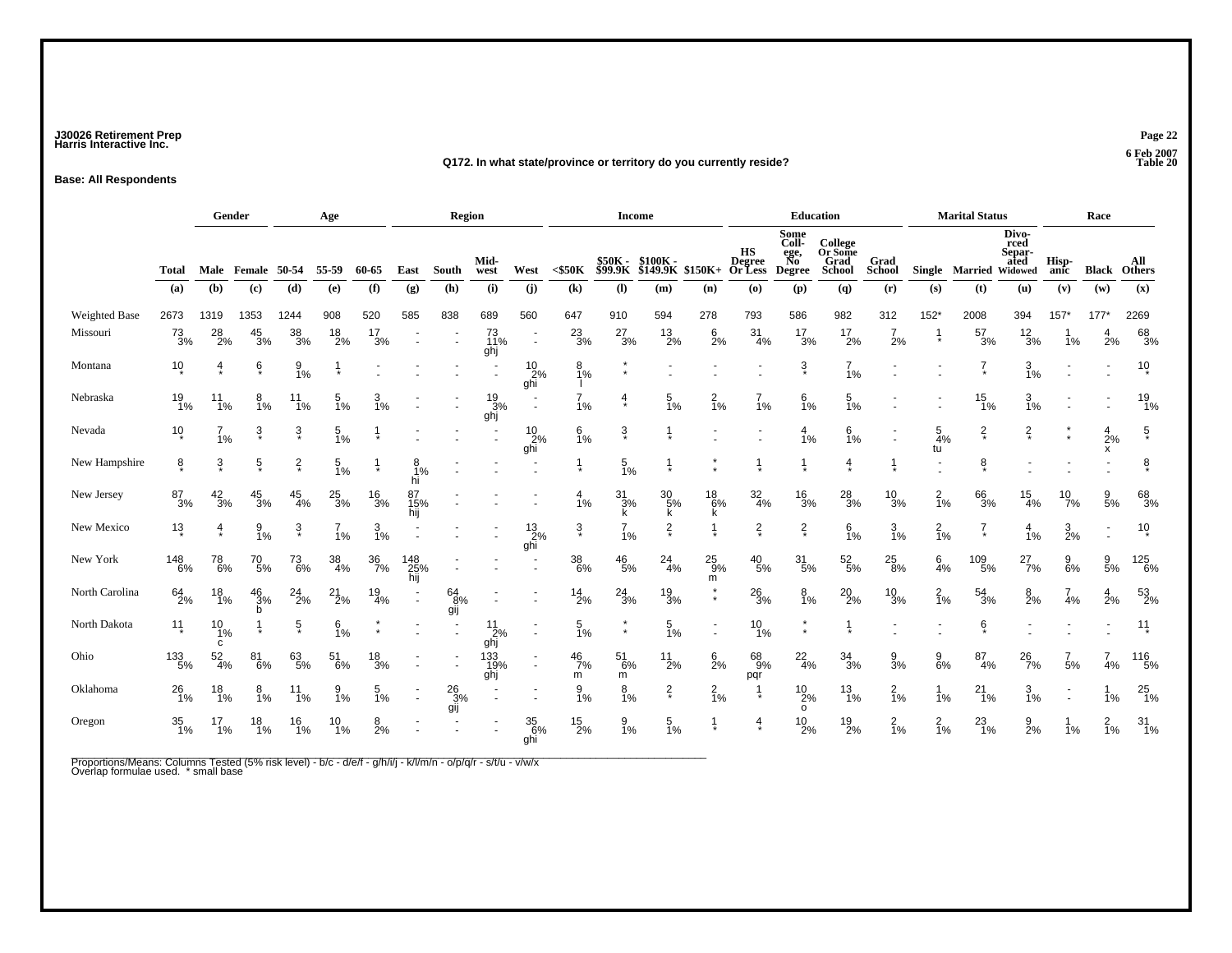**J30026 Retirement Prep**
**Harris Interactive Inc.**

6 Feb 2007
Table 20

**Q172. In what state/province or territory do you currently reside?**

**Base: All Respondents**

| | Total | Gender | | Age | | | Region | | | | Income | | | | Education | | | | Marital Status | | | Race | | |
|---|---|---|---|---|---|---|---|---|---|---|---|---|---|---|---|---|---|---|---|---|---|---|---|---|
| | | Male | Female | 50-54 | 55-59 | 60-65 | East | South | Mid-west | West | <$50K | $50K - $99.9K | $100K - $149.9K | $150K+ | HS Degree Or Less | Some College, No Degree | College Or Some Grad School | Grad School | Single | Married | Divorced Separated Widowed | Hispanic | Black | All Others |
| | (a) | (b) | (c) | (d) | (e) | (f) | (g) | (h) | (i) | (j) | (k) | (l) | (m) | (n) | (o) | (p) | (q) | (r) | (s) | (t) | (u) | (v) | (w) | (x) |
| Weighted Base | 2673 | 1319 | 1353 | 1244 | 908 | 520 | 585 | 838 | 689 | 560 | 647 | 910 | 594 | 278 | 793 | 586 | 982 | 312 | 152* | 2008 | 394 | 157* | 177* | 2269 |
| Missouri | 73 3% | 28 2% | 45 3% | 38 3% | 18 2% | 17 3% | - - | - - | 73 11% ghj | - - | 23 3% | 27 3% | 13 2% | 6 2% | 31 4% | 17 3% | 17 2% | 7 2% | 1 * | 57 3% | 12 3% | 1 1% | 4 2% | 68 3% |
| Montana | 10 * | 4 * | 6 * | 9 1% | 1 * | - - | - - | - - | - - | 10 2% ghi | 8 1% l | * * | - - | - - | - - | 3 * | 7 1% | - - | - - | 7 * | 3 1% | - - | - - | 10 * |
| Nebraska | 19 1% | 11 1% | 8 1% | 11 1% | 5 1% | 3 1% | - - | - - | 19 3% ghj | - - | 7 1% | 4 * | 5 1% | 2 1% | 7 1% | 6 1% | 5 1% | - - | - - | 15 1% | 3 1% | - - | - - | 19 1% |
| Nevada | 10 * | 7 1% | 3 * | 3 * | 5 1% | 1 * | - - | - - | - - | 10 2% ghi | 6 1% | 3 * | 1 * | - - | - - | 4 1% | 6 1% | - - | 5 4% tu | 2 * | 2 * | * * | 4 2% x | 5 * |
| New Hampshire | 8 * | 3 * | 5 * | 2 * | 5 1% | 1 * | 8 1% hi | - - | - - | - - | 1 * | 5 1% | 1 * | * * | 1 * | 1 * | 4 * | 1 * | - - | 8 * | - - | - - | - - | 8 * |
| New Jersey | 87 3% | 42 3% | 45 3% | 45 4% | 25 3% | 16 3% | 87 15% hij | - - | - - | - - | 4 1% | 31 3% k | 30 5% k | 18 6% k | 32 4% | 16 3% | 28 3% | 10 3% | 2 1% | 66 3% | 15 4% | 10 7% | 9 5% | 68 3% |
| New Mexico | 13 * | 4 * | 9 1% | 3 * | 7 1% | 3 1% | - - | - - | - - | 13 2% ghi | 3 * | 7 1% | 2 * | 1 * | 2 * | 2 * | 6 1% | 3 1% | 2 1% | 7 * | 4 1% | 3 2% | - - | 10 * |
| New York | 148 6% | 78 6% | 70 5% | 73 6% | 38 4% | 36 7% | 148 25% hij | - - | - - | - - | 38 6% | 46 5% | 24 4% | 25 9% m | 40 5% | 31 5% | 52 5% | 25 8% | 6 4% | 109 5% | 27 7% | 9 6% | 9 5% | 125 6% |
| North Carolina | 64 2% | 18 1% | 46 3% b | 24 2% | 21 2% | 19 4% | - - | 64 8% gij | - - | - - | 14 2% | 24 3% | 19 3% | * * | 26 3% | 8 1% | 20 2% | 10 3% | 2 1% | 54 3% | 8 2% | 7 4% | 4 2% | 53 2% |
| North Dakota | 11 * | 10 1% c | 1 * | 5 * | 6 1% | * * | - - | - - | 11 2% ghj | - - | 5 1% | * * | 5 1% | - - | 10 1% | * * | 1 * | - - | - - | 6 * | - - | - - | - - | 11 * |
| Ohio | 133 5% | 52 4% | 81 6% | 63 5% | 51 6% | 18 3% | - - | - - | 133 19% ghj | - - | 46 7% m | 51 6% m | 11 2% | 6 2% | 68 9% pqr | 22 4% | 34 3% | 9 3% | 9 6% | 87 4% | 26 7% | 7 5% | 7 4% | 116 5% |
| Oklahoma | 26 1% | 18 1% | 8 1% | 11 1% | 9 1% | 5 1% | - - | 26 3% gij | - - | - - | 9 1% | 8 1% | 2 * | 2 1% | 1 * | 10 2% o | 13 1% | 2 1% | 1 1% | 21 1% | 3 1% | - - | 1 1% | 25 1% |
| Oregon | 35 1% | 17 1% | 18 1% | 16 1% | 10 1% | 8 2% | - - | - - | - - | 35 6% ghi | 15 2% | 9 1% | 5 1% | 1 * | 4 * | 10 2% | 19 2% | 2 1% | 2 1% | 23 1% | 9 2% | 1 1% | 2 1% | 31 1% |

Proportions/Means: Columns Tested (5% risk level) - b/c - d/e/f - g/h/i/j - k/l/m/n - o/p/q/r - s/t/u - v/w/x
Overlap formulae used. * small base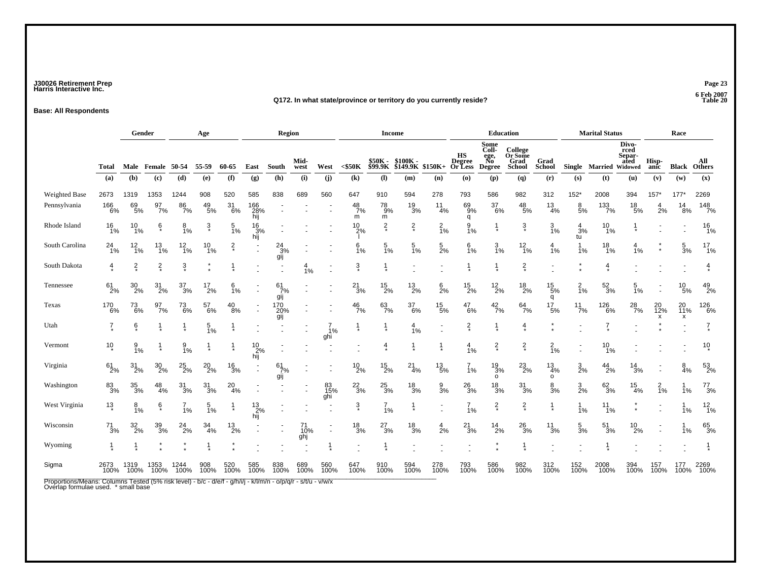J30026 Retirement Prep
Harris Interactive Inc.

6 Feb 2007
Table 20

Q172. In what state/province or territory do you currently reside?

Base: All Respondents

| | Total | Gender | | Age | | | Region | | | | Income | | | | Education | | | | Marital Status | | | Race | | |
|---|---|---|---|---|---|---|---|---|---|---|---|---|---|---|---|---|---|---|---|---|---|---|---|---|
| | Total | Male | Female | 50-54 | 55-59 | 60-65 | East | South | Mid-west | West | <$50K | $50K - $99.9K | $100K - $149.9K | $150K+ | HS Degree Or Less | Some Coll-ege, No Degree | College Or Some Grad School | Grad School | Single | Married | Divo-rced Separ-ated Widowed | Hisp-anic | Black | All Others |
| | (a) | (b) | (c) | (d) | (e) | (f) | (g) | (h) | (i) | (j) | (k) | (l) | (m) | (n) | (o) | (p) | (q) | (r) | (s) | (t) | (u) | (v) | (w) | (x) |
| Weighted Base | 2673 | 1319 | 1353 | 1244 | 908 | 520 | 585 | 838 | 689 | 560 | 647 | 910 | 594 | 278 | 793 | 586 | 982 | 312 | 152* | 2008 | 394 | 157* | 177* | 2269 |
| Pennsylvania | 166 6% | 69 5% | 97 7% | 86 7% | 49 5% | 31 6% | 166 28% hij | - - | - - | - - | 48 7% m | 78 9% m | 19 3% | 11 4% | 69 9% q | 37 6% | 48 5% | 13 4% | 8 5% | 133 7% | 18 5% | 4 2% | 14 8% | 148 7% |
| Rhode Island | 16 1% | 10 1% | 6 * | 8 1% | 3 * | 5 1% | 16 3% hij | - - | - - | - - | 10 2% l | 2 * | 2 * | 2 1% | 9 1% | 1 * | 3 * | 3 1% | 4 3% tu | 10 1% | 1 * | - - | - - | 16 1% |
| South Carolina | 24 1% | 12 1% | 13 1% | 12 1% | 10 1% | 2 * | - - | 24 3% gij | - - | - - | 6 1% | 5 1% | 5 1% | 5 2% | 6 1% | 3 1% | 12 1% | 4 1% | 1 1% | 18 1% | 4 1% | * * | 5 3% | 17 1% |
| South Dakota | 4 * | 2 * | 2 * | 3 * | * * | 1 * | - - | - - | 4 1% | - - | 3 * | 1 * | - - | - - | 1 * | 1 * | 2 * | - - | * * | 4 * | - - | - - | - - | 4 * |
| Tennessee | 61 2% | 30 2% | 31 2% | 37 3% | 17 2% | 6 1% | - - | 61 7% gij | - - | - - | 21 3% | 15 2% | 13 2% | 6 2% | 15 2% | 12 2% | 18 2% | 15 5% q | 2 1% | 52 3% | 5 1% | - - | 10 5% | 49 2% |
| Texas | 170 6% | 73 6% | 97 7% | 73 6% | 57 6% | 40 8% | - - | 170 20% gij | - - | - - | 46 7% | 63 7% | 37 6% | 15 5% | 47 6% | 42 7% | 64 7% | 17 5% | 11 7% | 126 6% | 28 7% | 20 12% x | 20 11% x | 126 6% |
| Utah | 7 * | 6 * | 1 * | 1 * | 5 1% | 1 * | - - | - - | - - | 7 1% ghi | 1 * | 1 * | 4 1% | - - | 2 * | 1 * | 4 * | * * | - - | 7 * | - - | * * | - - | 7 * |
| Vermont | 10 * | 9 1% | 1 * | 9 1% | 1 * | 1 * | 10 2% hij | - - | - - | - - | - - | 4 * | 1 * | 1 * | 4 1% | 2 * | 2 * | 2 1% | - - | 10 1% | - - | - - | - - | 10 * |
| Virginia | 61 2% | 31 2% | 30 2% | 25 2% | 20 2% | 16 3% | - - | 61 7% gij | - - | - - | 10 2% | 15 2% | 21 4% | 13 5% | 7 1% | 19 3% o | 23 2% | 13 4% o | 3 2% | 44 2% | 14 3% | - - | 8 4% | 53 2% |
| Washington | 83 3% | 35 3% | 48 4% | 31 3% | 31 3% | 20 4% | - - | - - | - - | 83 15% ghi | 22 3% | 25 3% | 18 3% | 9 3% | 26 3% | 18 3% | 31 3% | 8 3% | 3 2% | 62 3% | 15 4% | 2 1% | 1 1% | 77 3% |
| West Virginia | 13 * | 8 1% | 6 * | 7 1% | 5 1% | 1 * | 13 2% hij | - - | - - | - - | 3 * | 7 1% | 1 * | - - | 7 1% | 2 * | 2 * | 1 * | 1 1% | 11 1% | * * | - - | 1 1% | 12 1% |
| Wisconsin | 71 3% | 32 2% | 39 3% | 24 2% | 34 4% | 13 2% | - - | - - | 71 10% ghj | - - | 18 3% | 27 3% | 18 3% | 4 2% | 21 3% | 14 2% | 26 3% | 11 3% | 5 3% | 51 3% | 10 2% | - - | 1 1% | 65 3% |
| Wyoming | 1 * | 1 * | * * | * * | 1 * | * * | - - | - - | - - | 1 * | - - | 1 * | - - | - - | - - | * * | 1 * | - - | - - | 1 * | - - | - - | - - | 1 * |
| Sigma | 2673 100% | 1319 100% | 1353 100% | 1244 100% | 908 100% | 520 100% | 585 100% | 838 100% | 689 100% | 560 100% | 647 100% | 910 100% | 594 100% | 278 100% | 793 100% | 586 100% | 982 100% | 312 100% | 152 100% | 2008 100% | 394 100% | 157 100% | 177 100% | 2269 100% |

Proportions/Means: Columns Tested (5% risk level) - b/c - d/e/f - g/h/i/j - k/l/m/n - o/p/q/r - s/t/u - v/w/x
Overlap formulae used. * small base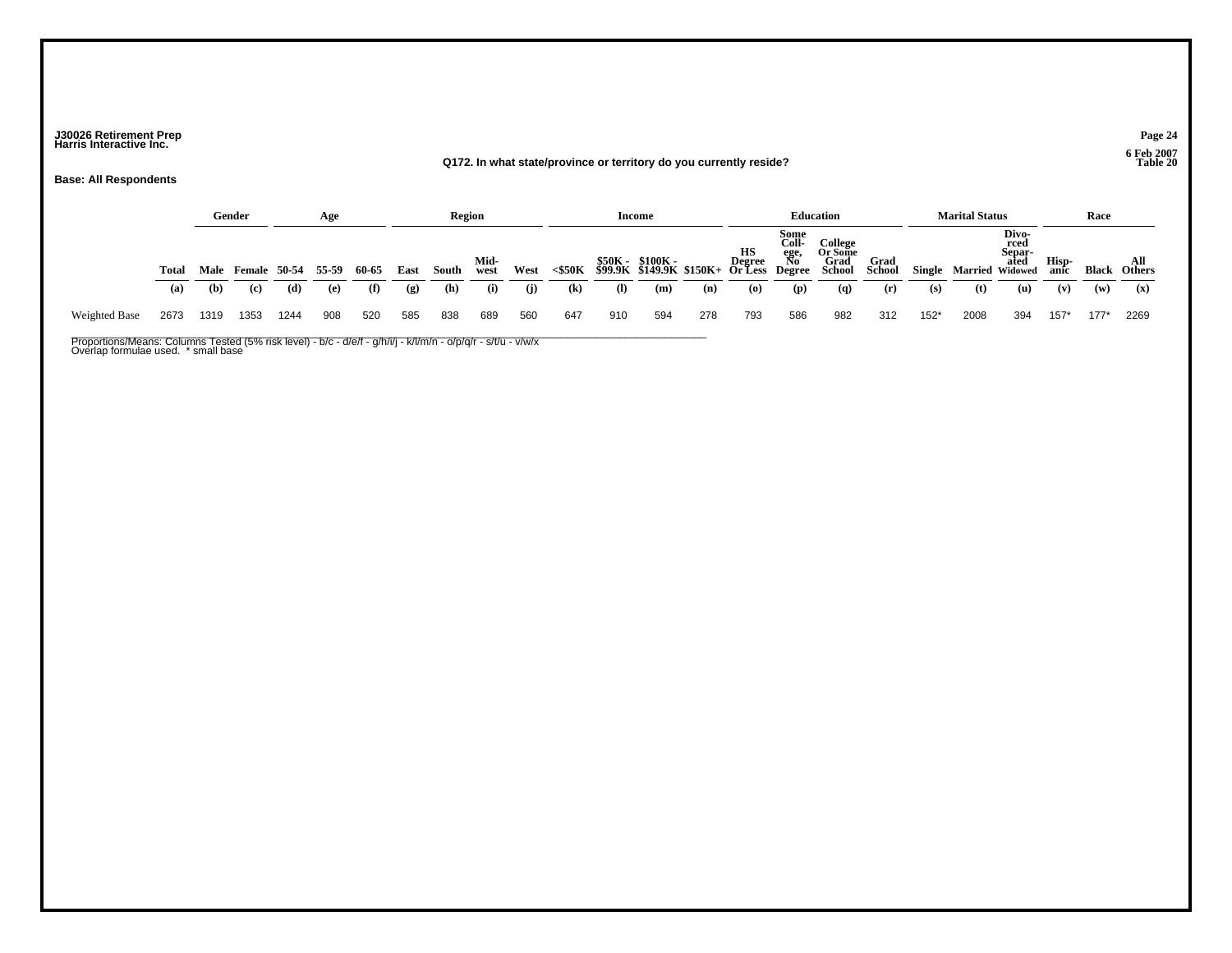J30026 Retirement Prep
Harris Interactive Inc.

6 Feb 2007
Table 20

**Q172. In what state/province or territory do you currently reside?**

**Base: All Respondents**

| | | Gender | | Age | | | Region | | | | Income | | | | Education | | | | Marital Status | | | Race | | |
|---|---|---|---|---|---|---|---|---|---|---|---|---|---|---|---|---|---|---|---|---|---|---|---|---|
| | Total | Male | Female | 50-54 | 55-59 | 60-65 | East | South | Mid-west | West | <$50K | $50K - $99.9K | $100K - $149.9K | $150K+ | HS Degree Or Less | Some Coll-ege, No Degree | College Or Some Grad School | Grad School | Single | Married | Divo-rced Separ-ated Widowed | Hisp-anic | Black | All Others |
| | (a) | (b) | (c) | (d) | (e) | (f) | (g) | (h) | (i) | (j) | (k) | (l) | (m) | (n) | (o) | (p) | (q) | (r) | (s) | (t) | (u) | (v) | (w) | (x) |
| Weighted Base | 2673 | 1319 | 1353 | 1244 | 908 | 520 | 585 | 838 | 689 | 560 | 647 | 910 | 594 | 278 | 793 | 586 | 982 | 312 | 152* | 2008 | 394 | 157* | 177* | 2269 |

Proportions/Means: Columns Tested (5% risk level) - b/c - d/e/f - g/h/i/j - k/l/m/n - o/p/q/r - s/t/u - v/w/x
Overlap formulae used. * small base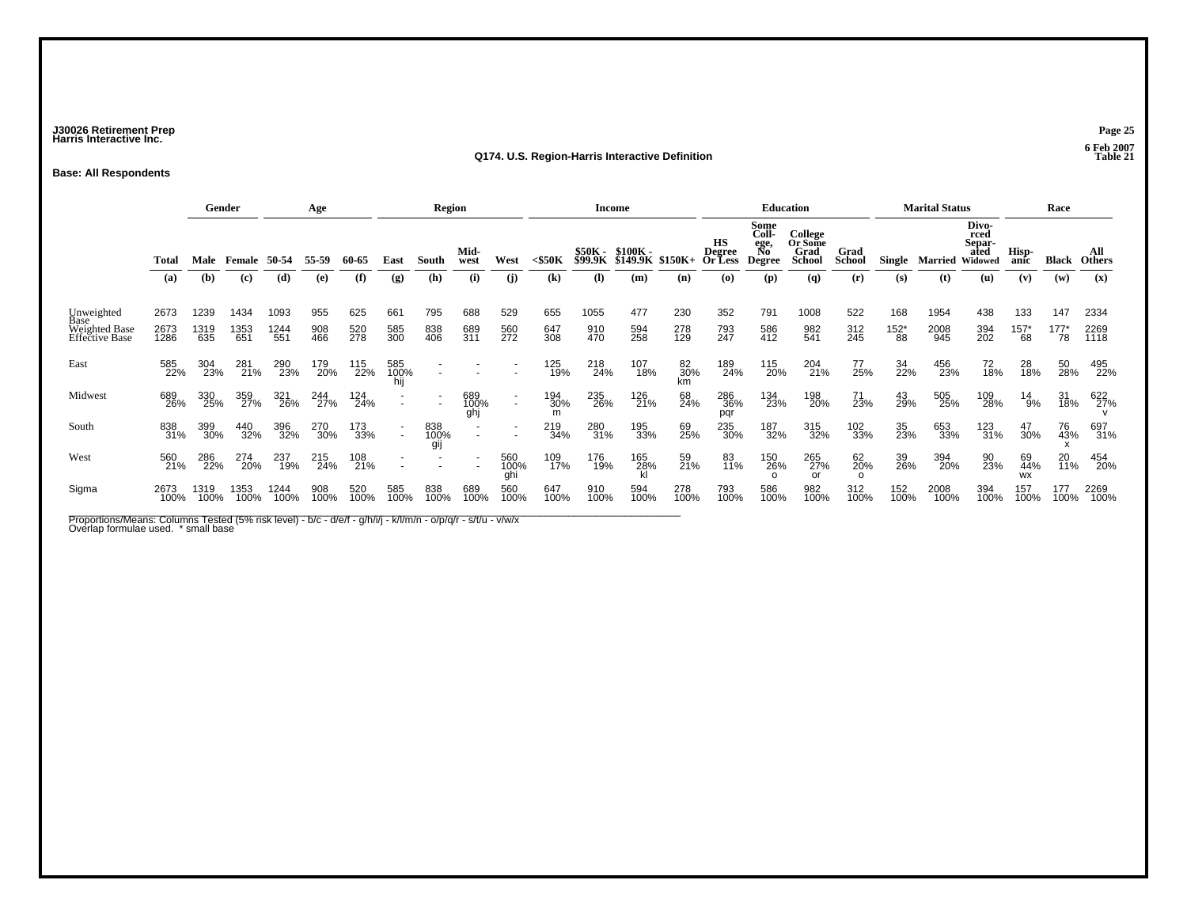J30026 Retirement Prep
Harris Interactive Inc.

6 Feb 2007
Table 21

## Q174. U.S. Region-Harris Interactive Definition

**Base: All Respondents**

| | | Gender | | Age | | | Region | | | | Income | | | | Education | | | | Marital Status | | | Race | | |
|---|---|---|---|---|---|---|---|---|---|---|---|---|---|---|---|---|---|---|---|---|---|---|---|---|
| | Total | Male | Female | 50-54 | 55-59 | 60-65 | East | South | Mid-west | West | <$50K | $50K - $99.9K | $100K - $149.9K | $150K+ | HS Degree Or Less | Some Coll-ege, No Degree | College Or Some Grad School | Grad School | Single | Married | Divo-rced Separ-ated Widowed | Hisp-anic | Black | All Others |
| | (a) | (b) | (c) | (d) | (e) | (f) | (g) | (h) | (i) | (j) | (k) | (l) | (m) | (n) | (o) | (p) | (q) | (r) | (s) | (t) | (u) | (v) | (w) | (x) |
| Unweighted Base | 2673 | 1239 | 1434 | 1093 | 955 | 625 | 661 | 795 | 688 | 529 | 655 | 1055 | 477 | 230 | 352 | 791 | 1008 | 522 | 168 | 1954 | 438 | 133 | 147 | 2334 |
| Weighted Base | 2673 | 1319 | 1353 | 1244 | 908 | 520 | 585 | 838 | 689 | 560 | 647 | 910 | 594 | 278 | 793 | 586 | 982 | 312 | 152* | 2008 | 394 | 157* | 177* | 2269 |
| Effective Base | 1286 | 635 | 651 | 551 | 466 | 278 | 300 | 406 | 311 | 272 | 308 | 470 | 258 | 129 | 247 | 412 | 541 | 245 | 88 | 945 | 202 | 68 | 78 | 1118 |
| East | 585 | 304 | 281 | 290 | 179 | 115 | 585 | - | - | - | 125 | 218 | 107 | 82 | 189 | 115 | 204 | 77 | 34 | 456 | 72 | 28 | 50 | 495 |
| | 22% | 23% | 21% | 23% | 20% | 22% | 100% | - | - | - | 19% | 24% | 18% | 30% | 24% | 20% | 21% | 25% | 22% | 23% | 18% | 18% | 28% | 22% |
| | | | | | | | hij | | | | | | | km | | | | | | | | | | |
| Midwest | 689 | 330 | 359 | 321 | 244 | 124 | - | - | 689 | - | 194 | 235 | 126 | 68 | 286 | 134 | 198 | 71 | 43 | 505 | 109 | 14 | 31 | 622 |
| | 26% | 25% | 27% | 26% | 27% | 24% | - | - | 100% | - | 30% | 26% | 21% | 24% | 36% | 23% | 20% | 23% | 29% | 25% | 28% | 9% | 18% | 27% |
| | | | | | | | | | ghj | | m | | | | pqr | | | | | | | | | v |
| South | 838 | 399 | 440 | 396 | 270 | 173 | - | 838 | - | - | 219 | 280 | 195 | 69 | 235 | 187 | 315 | 102 | 35 | 653 | 123 | 47 | 76 | 697 |
| | 31% | 30% | 32% | 32% | 30% | 33% | - | 100% | - | - | 34% | 31% | 33% | 25% | 30% | 32% | 32% | 33% | 23% | 33% | 31% | 30% | 43% | 31% |
| | | | | | | | | gij | | | | | | | | | | | | | | | x | |
| West | 560 | 286 | 274 | 237 | 215 | 108 | - | - | - | 560 | 109 | 176 | 165 | 59 | 83 | 150 | 265 | 62 | 39 | 394 | 90 | 69 | 20 | 454 |
| | 21% | 22% | 20% | 19% | 24% | 21% | - | - | - | 100% | 17% | 19% | 28% | 21% | 11% | 26% | 27% | 20% | 26% | 20% | 23% | 44% | 11% | 20% |
| | | | | | | | | | | ghi | | | kl | | | o | or | o | | | | wx | | |
| Sigma | 2673 | 1319 | 1353 | 1244 | 908 | 520 | 585 | 838 | 689 | 560 | 647 | 910 | 594 | 278 | 793 | 586 | 982 | 312 | 152 | 2008 | 394 | 157 | 177 | 2269 |
| | 100% | 100% | 100% | 100% | 100% | 100% | 100% | 100% | 100% | 100% | 100% | 100% | 100% | 100% | 100% | 100% | 100% | 100% | 100% | 100% | 100% | 100% | 100% | 100% |

Proportions/Means: Columns Tested (5% risk level) - b/c - d/e/f - g/h/i/j - k/l/m/n - o/p/q/r - s/t/u - v/w/x
Overlap formulae used. * small base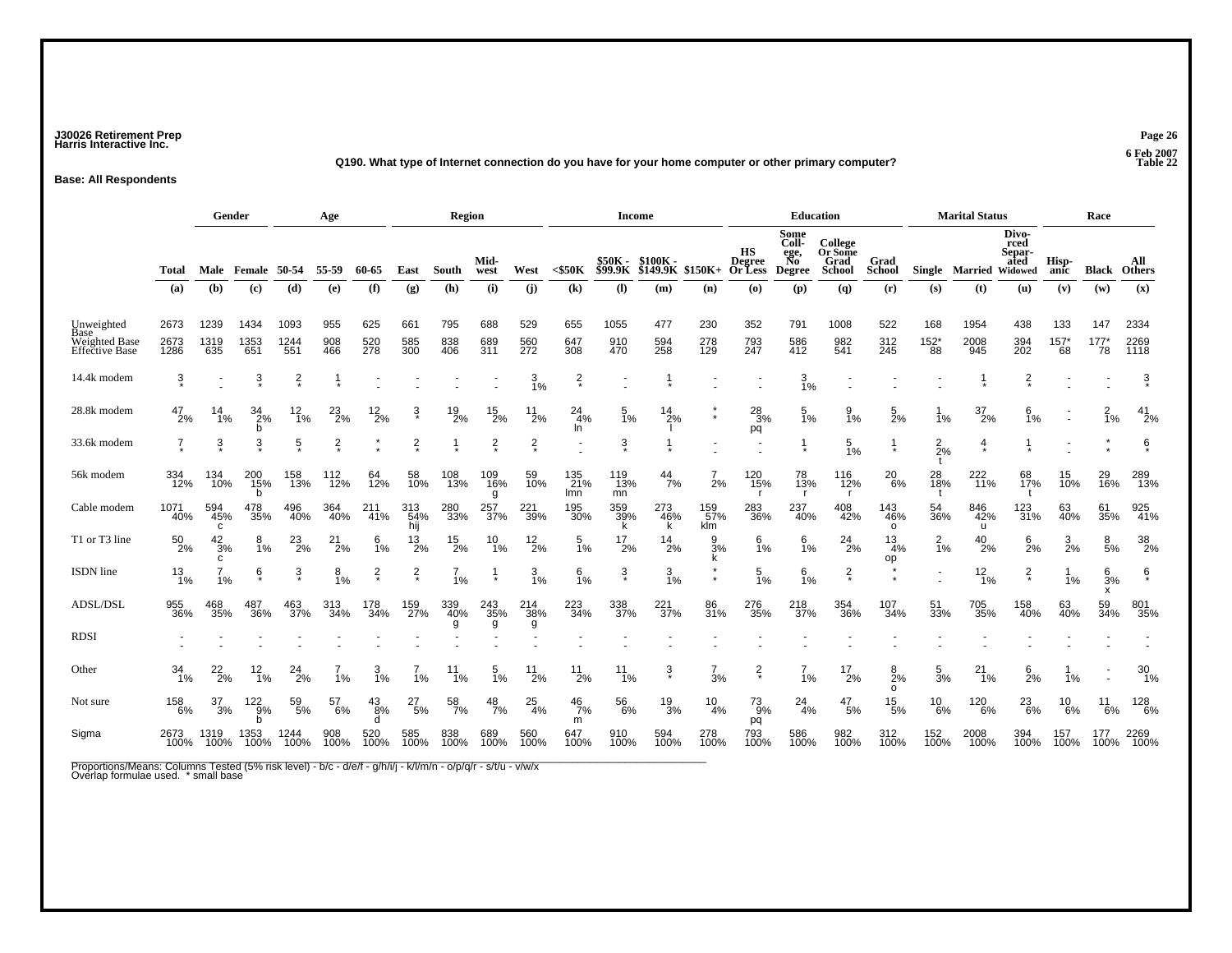**J30026 Retirement Prep**
**Harris Interactive Inc.**

**6 Feb 2007**
**Table 22**

**Q190. What type of Internet connection do you have for your home computer or other primary computer?**

**Base: All Respondents**

| | | Gender | | Age | | | Region | | | | Income | | | | Education | | | | Marital Status | | | Race | | |
|---|---|---|---|---|---|---|---|---|---|---|---|---|---|---|---|---|---|---|---|---|---|---|---|---|
| | Total | Male | Female | 50-54 | 55-59 | 60-65 | East | South | Mid-west | West | <$50K | $50K - $99.9K | $100K - $149.9K | $150K+ | HS Degree Or Less | Some Coll-ege, No Degree | College Or Some Grad School | Grad School | Single | Married | Divo-rced Separ-ated Widowed | Hisp-anic | Black | All Others |
| | (a) | (b) | (c) | (d) | (e) | (f) | (g) | (h) | (i) | (j) | (k) | (l) | (m) | (n) | (o) | (p) | (q) | (r) | (s) | (t) | (u) | (v) | (w) | (x) |
| Unweighted Base | 2673 | 1239 | 1434 | 1093 | 955 | 625 | 661 | 795 | 688 | 529 | 655 | 1055 | 477 | 230 | 352 | 791 | 1008 | 522 | 168 | 1954 | 438 | 133 | 147 | 2334 |
| Weighted Base | 2673 | 1319 | 1353 | 1244 | 908 | 520 | 585 | 838 | 689 | 560 | 647 | 910 | 594 | 278 | 793 | 586 | 982 | 312 | 152* | 2008 | 394 | 157* | 177* | 2269 |
| Effective Base | 1286 | 635 | 651 | 551 | 466 | 278 | 300 | 406 | 311 | 272 | 308 | 470 | 258 | 129 | 247 | 412 | 541 | 245 | 88 | 945 | 202 | 68 | 78 | 1118 |
| 14.4k modem | 3 | - | 3 | 2 | 1 | - | - | - | - | 3 | 2 | - | 1 | - | - | 3 | - | - | - | 1 | 2 | - | - | 3 |
| | * | - | * | * | * | - | - | - | - | 1% | * | - | * | - | - | 1% | - | - | - | * | * | - | - | * |
| 28.8k modem | 47 | 14 | 34 | 12 | 23 | 12 | 3 | 19 | 15 | 11 | 24 | 5 | 14 | * | 28 | 5 | 9 | 5 | 1 | 37 | 6 | - | 2 | 41 |
| | 2% | 1% | 2% | 1% | 2% | 2% | * | 2% | 2% | 2% | 4% | 1% | 2% | * | 3% | 1% | 1% | 2% | 1% | 2% | 1% | - | 1% | 2% |
| | | | b | | | | | | | | ln | | l | | pq | | | | | | | | | |
| 33.6k modem | 7 | 3 | 3 | 5 | 2 | * | 2 | 1 | 2 | 2 | - | 3 | 1 | - | - | 1 | 5 | 1 | 2 | 4 | 1 | - | * | 6 |
| | * | * | * | * | * | * | * | * | * | * | - | * | * | - | - | * | 1% | * | 2% | * | * | - | * | * |
| | | | | | | | | | | | | | | | | | | | t | | | | | |
| 56k modem | 334 | 134 | 200 | 158 | 112 | 64 | 58 | 108 | 109 | 59 | 135 | 119 | 44 | 7 | 120 | 78 | 116 | 20 | 28 | 222 | 68 | 15 | 29 | 289 |
| | 12% | 10% | 15% | 13% | 12% | 12% | 10% | 13% | 16% | 10% | 21% | 13% | 7% | 2% | 15% | 13% | 12% | 6% | 18% | 11% | 17% | 10% | 16% | 13% |
| | | | b | | | | | | g | | lmn | mn | | | r | r | r | | t | | t | | | |
| Cable modem | 1071 | 594 | 478 | 496 | 364 | 211 | 313 | 280 | 257 | 221 | 195 | 359 | 273 | 159 | 283 | 237 | 408 | 143 | 54 | 846 | 123 | 63 | 61 | 925 |
| | 40% | 45% | 35% | 40% | 40% | 41% | 54% | 33% | 37% | 39% | 30% | 39% | 46% | 57% | 36% | 40% | 42% | 46% | 36% | 42% | 31% | 40% | 35% | 41% |
| | | c | | | | | hij | | | | | k | k | klm | | | | o | | u | | | | |
| T1 or T3 line | 50 | 42 | 8 | 23 | 21 | 6 | 13 | 15 | 10 | 12 | 5 | 17 | 14 | 9 | 6 | 6 | 24 | 13 | 2 | 40 | 6 | 3 | 8 | 38 |
| | 2% | 3% | 1% | 2% | 2% | 1% | 2% | 2% | 1% | 2% | 1% | 2% | 2% | 3% | 1% | 1% | 2% | 4% | 1% | 2% | 2% | 2% | 5% | 2% |
| | | c | | | | | | | | | | | | k | | | | op | | | | | | |
| ISDN line | 13 | 7 | 6 | 3 | 8 | 2 | 2 | 7 | 1 | 3 | 6 | 3 | 3 | * | 5 | 6 | 2 | * | - | 12 | 2 | 1 | 6 | 6 |
| | 1% | 1% | * | * | 1% | * | * | 1% | * | 1% | 1% | * | 1% | * | 1% | 1% | * | * | - | 1% | * | 1% | 3% | * |
| | | | | | | | | | | | | | | | | | | | | | | | x | |
| ADSL/DSL | 955 | 468 | 487 | 463 | 313 | 178 | 159 | 339 | 243 | 214 | 223 | 338 | 221 | 86 | 276 | 218 | 354 | 107 | 51 | 705 | 158 | 63 | 59 | 801 |
| | 36% | 35% | 36% | 37% | 34% | 34% | 27% | 40% | 35% | 38% | 34% | 37% | 37% | 31% | 35% | 37% | 36% | 34% | 33% | 35% | 40% | 40% | 34% | 35% |
| | | | | | | | | g | g | g | | | | | | | | | | | | | | |
| RDSI | - | - | - | - | - | - | - | - | - | - | - | - | - | - | - | - | - | - | - | - | - | - | - | - |
| | - | - | - | - | - | - | - | - | - | - | - | - | - | - | - | - | - | - | - | - | - | - | - | - |
| Other | 34 | 22 | 12 | 24 | 7 | 3 | 7 | 11 | 5 | 11 | 11 | 11 | 3 | 7 | 2 | 7 | 17 | 8 | 5 | 21 | 6 | 1 | - | 30 |
| | 1% | 2% | 1% | 2% | 1% | 1% | 1% | 1% | 1% | 2% | 2% | 1% | * | 3% | * | 1% | 2% | 2% | 3% | 1% | 2% | 1% | - | 1% |
| | | | | | | | | | | | | | | | | | | o | | | | | | |
| Not sure | 158 | 37 | 122 | 59 | 57 | 43 | 27 | 58 | 48 | 25 | 46 | 56 | 19 | 10 | 73 | 24 | 47 | 15 | 10 | 120 | 23 | 10 | 11 | 128 |
| | 6% | 3% | 9% | 5% | 6% | 8% | 5% | 7% | 7% | 4% | 7% | 6% | 3% | 4% | 9% | 4% | 5% | 5% | 6% | 6% | 6% | 6% | 6% | 6% |
| | | | b | | | d | | | | | m | | | | pq | | | | | | | | | |
| Sigma | 2673 | 1319 | 1353 | 1244 | 908 | 520 | 585 | 838 | 689 | 560 | 647 | 910 | 594 | 278 | 793 | 586 | 982 | 312 | 152 | 2008 | 394 | 157 | 177 | 2269 |
| | 100% | 100% | 100% | 100% | 100% | 100% | 100% | 100% | 100% | 100% | 100% | 100% | 100% | 100% | 100% | 100% | 100% | 100% | 100% | 100% | 100% | 100% | 100% | 100% |

Proportions/Means: Columns Tested (5% risk level) - b/c - d/e/f - g/h/i/j - k/l/m/n - o/p/q/r - s/t/u - v/w/x
Overlap formulae used. * small base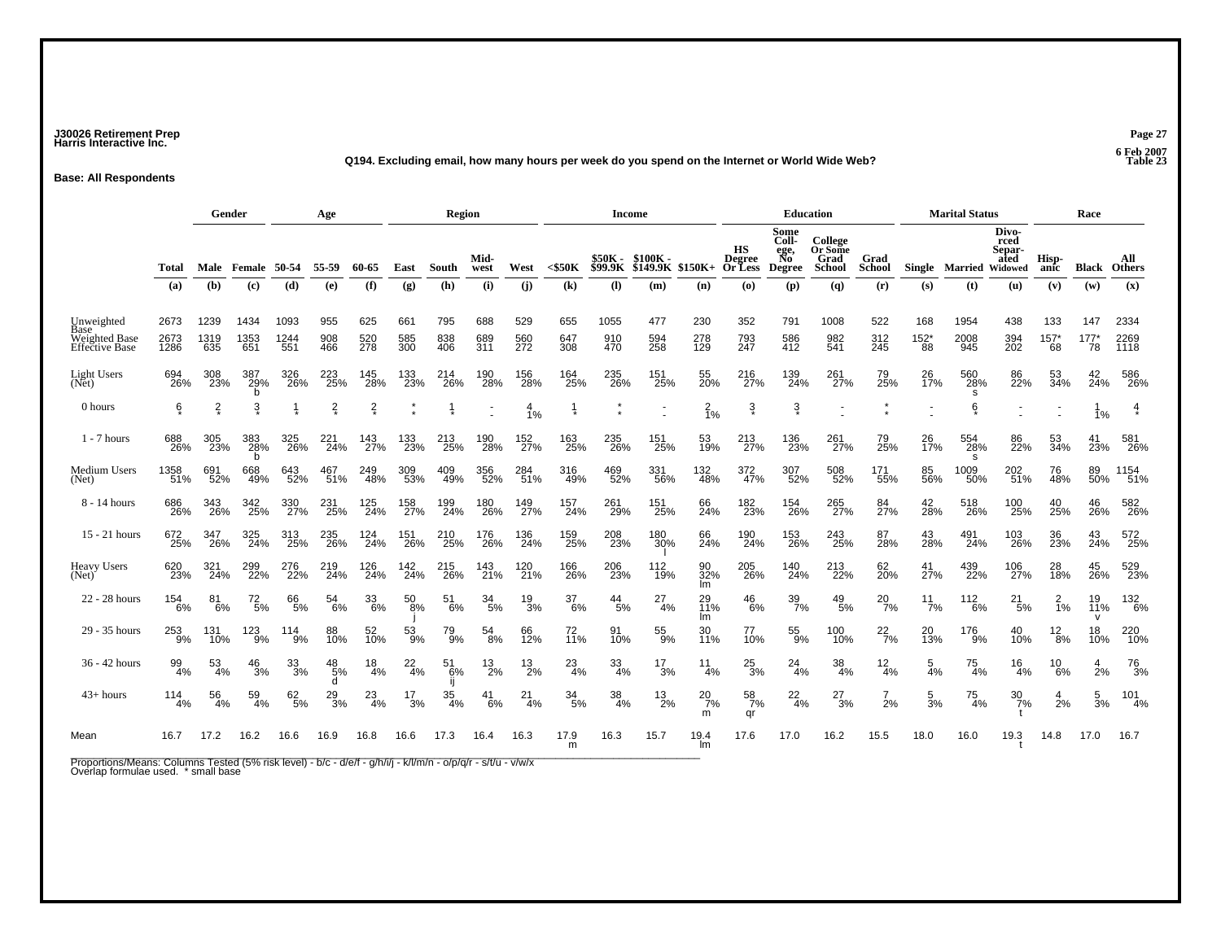J30026 Retirement Prep
Harris Interactive Inc.

6 Feb 2007
Table 23

**Q194. Excluding email, how many hours per week do you spend on the Internet or World Wide Web?**

**Base: All Respondents**

| | Total | Gender | | Age | | | Region | | | | Income | | | | Education | | | | Marital Status | | | Race | | |
|---|---|---|---|---|---|---|---|---|---|---|---|---|---|---|---|---|---|---|---|---|---|---|---|---|
| | Total | Male | Female | 50-54 | 55-59 | 60-65 | East | South | Mid-west | West | <$50K | $50K - $99.9K | $100K - $149.9K | $150K+ | HS Degree Or Less | Some Coll-ege, No Degree | College Or Some Grad School | Grad School | Single | Married | Divo-rced Separ-ated Widowed | Hisp-anic | Black | All Others |
| | (a) | (b) | (c) | (d) | (e) | (f) | (g) | (h) | (i) | (j) | (k) | (l) | (m) | (n) | (o) | (p) | (q) | (r) | (s) | (t) | (u) | (v) | (w) | (x) |
| Unweighted Base | 2673 | 1239 | 1434 | 1093 | 955 | 625 | 661 | 795 | 688 | 529 | 655 | 1055 | 477 | 230 | 352 | 791 | 1008 | 522 | 168 | 1954 | 438 | 133 | 147 | 2334 |
| Weighted Base | 2673 | 1319 | 1353 | 1244 | 908 | 520 | 585 | 838 | 689 | 560 | 647 | 910 | 594 | 278 | 793 | 586 | 982 | 312 | 152* | 2008 | 394 | 157* | 177* | 2269 |
| Effective Base | 1286 | 635 | 651 | 551 | 466 | 278 | 300 | 406 | 311 | 272 | 308 | 470 | 258 | 129 | 247 | 412 | 541 | 245 | 88 | 945 | 202 | 68 | 78 | 1118 |
| Light Users (Net) | 694 26% | 308 23% | 387 29% b | 326 26% | 223 25% | 145 28% | 133 23% | 214 26% | 190 28% | 156 28% | 164 25% | 235 26% | 151 25% | 55 20% | 216 27% | 139 24% | 261 27% | 79 25% | 26 17% | 560 28% s | 86 22% | 53 34% | 42 24% | 586 26% |
| 0 hours | 6 * | 2 * | 3 * | 1 * | 2 * | 2 * | * * | 1 * | - - | 4 1% | 1 * | * * | - - | 2 1% | 3 * | 3 * | - - | * * | - - | 6 * | - - | - - | 1 1% | 4 * |
| 1 - 7 hours | 688 26% | 305 23% | 383 28% b | 325 26% | 221 24% | 143 27% | 133 23% | 213 25% | 190 28% | 152 27% | 163 25% | 235 26% | 151 25% | 53 19% | 213 27% | 136 23% | 261 27% | 79 25% | 26 17% | 554 28% s | 86 22% | 53 34% | 41 23% | 581 26% |
| Medium Users (Net) | 1358 51% | 691 52% | 668 49% | 643 52% | 467 51% | 249 48% | 309 53% | 409 49% | 356 52% | 284 51% | 316 49% | 469 52% | 331 56% | 132 48% | 372 47% | 307 52% | 508 52% | 171 55% | 85 56% | 1009 50% | 202 51% | 76 48% | 89 50% | 1154 51% |
| 8 - 14 hours | 686 26% | 343 26% | 342 25% | 330 27% | 231 25% | 125 24% | 158 27% | 199 24% | 180 26% | 149 27% | 157 24% | 261 29% | 151 25% | 66 24% | 182 23% | 154 26% | 265 27% | 84 27% | 42 28% | 518 26% | 100 25% | 40 25% | 46 26% | 582 26% |
| 15 - 21 hours | 672 25% | 347 26% | 325 24% | 313 25% | 235 26% | 124 24% | 151 26% | 210 25% | 176 26% | 136 24% | 159 25% | 208 23% | 180 30% l | 66 24% | 190 24% | 153 26% | 243 25% | 87 28% | 43 28% | 491 24% | 103 26% | 36 23% | 43 24% | 572 25% |
| Heavy Users (Net) | 620 23% | 321 24% | 299 22% | 276 22% | 219 24% | 126 24% | 142 24% | 215 26% | 143 21% | 120 21% | 166 26% | 206 23% | 112 19% | 90 32% lm | 205 26% | 140 24% | 213 22% | 62 20% | 41 27% | 439 22% | 106 27% | 28 18% | 45 26% | 529 23% |
| 22 - 28 hours | 154 6% | 81 6% | 72 5% | 66 5% | 54 6% | 33 6% | 50 8% j | 51 6% | 34 5% | 19 3% | 37 6% | 44 5% | 27 4% | 29 11% lm | 46 6% | 39 7% | 49 5% | 20 7% | 11 7% | 112 6% | 21 5% | 2 1% | 19 11% v | 132 6% |
| 29 - 35 hours | 253 9% | 131 10% | 123 9% | 114 9% | 88 10% | 52 10% | 53 9% | 79 9% | 54 8% | 66 12% | 72 11% | 91 10% | 55 9% | 30 11% | 77 10% | 55 9% | 100 10% | 22 7% | 20 13% | 176 9% | 40 10% | 12 8% | 18 10% | 220 10% |
| 36 - 42 hours | 99 4% | 53 4% | 46 3% | 33 3% | 48 5% d | 18 4% | 22 4% | 51 6% ij | 13 2% | 13 2% | 23 4% | 33 4% | 17 3% | 11 4% | 25 3% | 24 4% | 38 4% | 12 4% | 5 4% | 75 4% | 16 4% | 10 6% | 4 2% | 76 3% |
| 43+ hours | 114 4% | 56 4% | 59 4% | 62 5% | 29 3% | 23 4% | 17 3% | 35 4% | 41 6% | 21 4% | 34 5% | 38 4% | 13 2% | 20 7% m | 58 7% qr | 22 4% | 27 3% | 7 2% | 5 3% | 75 4% | 30 7% t | 4 2% | 5 3% | 101 4% |
| Mean | 16.7 | 17.2 | 16.2 | 16.6 | 16.9 | 16.8 | 16.6 | 17.3 | 16.4 | 16.3 | 17.9 m | 16.3 | 15.7 | 19.4 lm | 17.6 | 17.0 | 16.2 | 15.5 | 18.0 | 16.0 | 19.3 t | 14.8 | 17.0 | 16.7 |

Proportions/Means: Columns Tested (5% risk level) - b/c - d/e/f - g/h/i/j - k/l/m/n - o/p/q/r - s/t/u - v/w/x
Overlap formulae used. * small base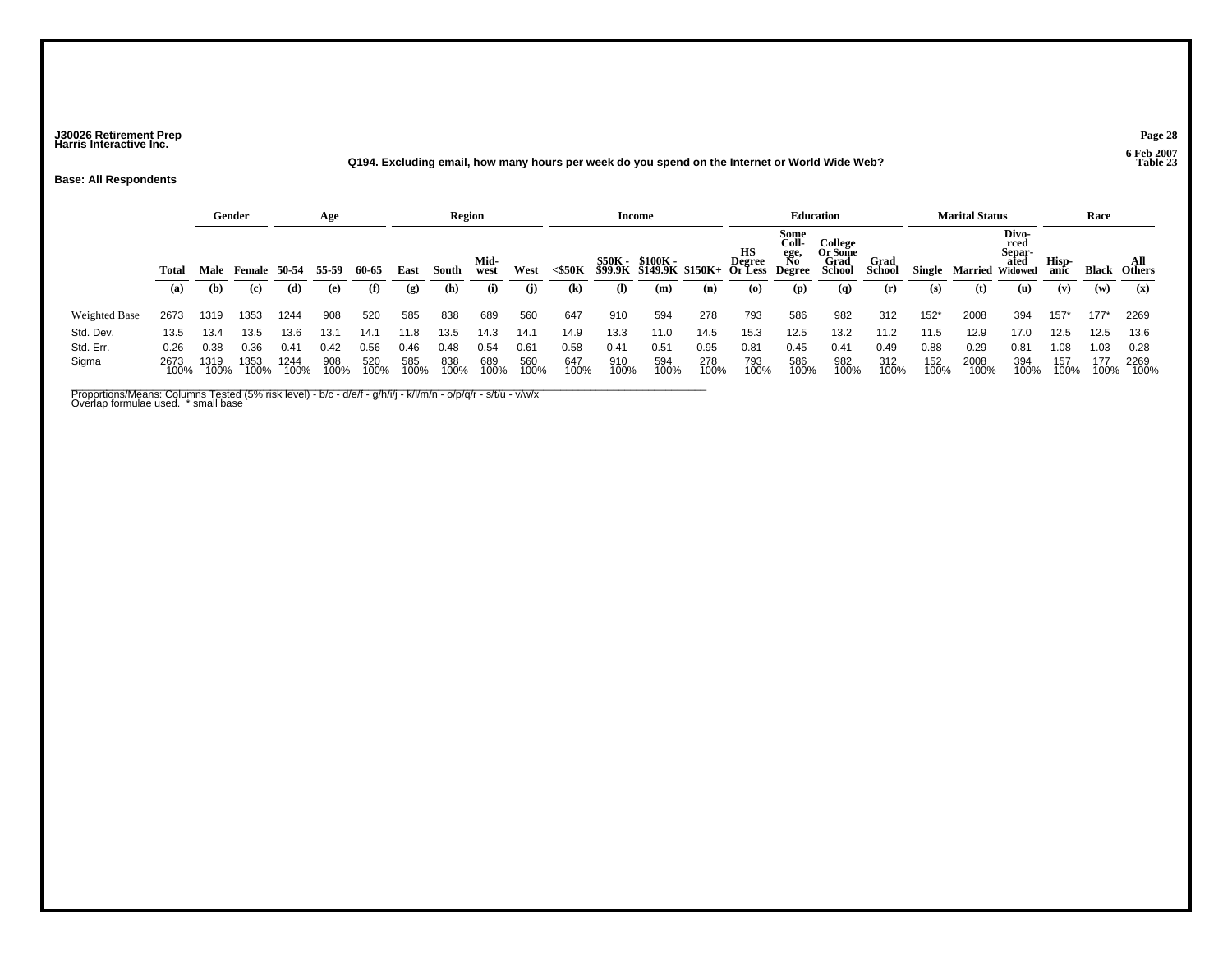J30026 Retirement Prep
Harris Interactive Inc.

6 Feb 2007
Table 23

**Q194. Excluding email, how many hours per week do you spend on the Internet or World Wide Web?**

**Base: All Respondents**

| | | Gender | | Age | | | Region | | | | Income | | | | Education | | | | Marital Status | | | Race | | |
|---|---|---|---|---|---|---|---|---|---|---|---|---|---|---|---|---|---|---|---|---|---|---|---|---|
| | Total | Male | Female | 50-54 | 55-59 | 60-65 | East | South | Mid-west | West | <$50K | $50K - $99.9K | $100K - $149.9K | $150K+ | HS Degree Or Less | Some Coll-ege, No Degree | College Or Some Grad School | Grad School | Single | Married | Divo-rced Separ-ated Widowed | Hisp-anic | Black | All Others |
| | (a) | (b) | (c) | (d) | (e) | (f) | (g) | (h) | (i) | (j) | (k) | (l) | (m) | (n) | (o) | (p) | (q) | (r) | (s) | (t) | (u) | (v) | (w) | (x) |
| Weighted Base | 2673 | 1319 | 1353 | 1244 | 908 | 520 | 585 | 838 | 689 | 560 | 647 | 910 | 594 | 278 | 793 | 586 | 982 | 312 | 152* | 2008 | 394 | 157* | 177* | 2269 |
| Std. Dev. | 13.5 | 13.4 | 13.5 | 13.6 | 13.1 | 14.1 | 11.8 | 13.5 | 14.3 | 14.1 | 14.9 | 13.3 | 11.0 | 14.5 | 15.3 | 12.5 | 13.2 | 11.2 | 11.5 | 12.9 | 17.0 | 12.5 | 12.5 | 13.6 |
| Std. Err. | 0.26 | 0.38 | 0.36 | 0.41 | 0.42 | 0.56 | 0.46 | 0.48 | 0.54 | 0.61 | 0.58 | 0.41 | 0.51 | 0.95 | 0.81 | 0.45 | 0.41 | 0.49 | 0.88 | 0.29 | 0.81 | 1.08 | 1.03 | 0.28 |
| Sigma | 2673 100% | 1319 100% | 1353 100% | 1244 100% | 908 100% | 520 100% | 585 100% | 838 100% | 689 100% | 560 100% | 647 100% | 910 100% | 594 100% | 278 100% | 793 100% | 586 100% | 982 100% | 312 100% | 152 100% | 2008 100% | 394 100% | 157 100% | 177 100% | 2269 100% |

Proportions/Means: Columns Tested (5% risk level) - b/c - d/e/f - g/h/i/j - k/l/m/n - o/p/q/r - s/t/u - v/w/x
Overlap formulae used. * small base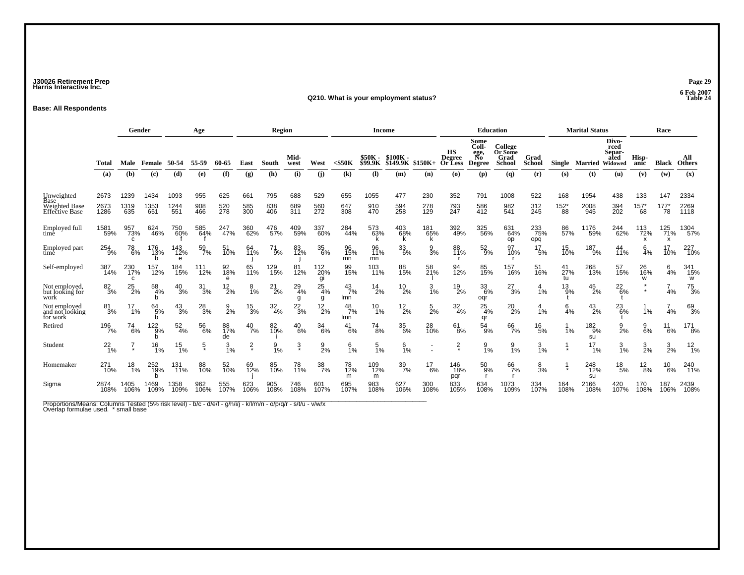J30026 Retirement Prep
Harris Interactive Inc.

6 Feb 2007
Table 24

## Q210. What is your employment status?

**Base: All Respondents**

| | Total | Gender | | Age | | | Region | | | | Income | | | | Education | | | | Marital Status | | | Race | | |
|---|---|---|---|---|---|---|---|---|---|---|---|---|---|---|---|---|---|---|---|---|---|---|---|---|
| | Total | Male | Female | 50-54 | 55-59 | 60-65 | East | South | Mid-west | West | <$50K | $50K - $99.9K | $100K - $149.9K | $150K+ | HS Degree Or Less | Some Coll-ege, No Degree | College Or Some Grad School | Grad School | Single | Married | Divo-rced Separ-ated Widowed | Hisp-anic | Black | All Others |
| | (a) | (b) | (c) | (d) | (e) | (f) | (g) | (h) | (i) | (j) | (k) | (l) | (m) | (n) | (o) | (p) | (q) | (r) | (s) | (t) | (u) | (v) | (w) | (x) |
| Unweighted Base | 2673 | 1239 | 1434 | 1093 | 955 | 625 | 661 | 795 | 688 | 529 | 655 | 1055 | 477 | 230 | 352 | 791 | 1008 | 522 | 168 | 1954 | 438 | 133 | 147 | 2334 |
| Weighted Base | 2673 | 1319 | 1353 | 1244 | 908 | 520 | 585 | 838 | 689 | 560 | 647 | 910 | 594 | 278 | 793 | 586 | 982 | 312 | 152* | 2008 | 394 | 157* | 177* | 2269 |
| Effective Base | 1286 | 635 | 651 | 551 | 466 | 278 | 300 | 406 | 311 | 272 | 308 | 470 | 258 | 129 | 247 | 412 | 541 | 245 | 88 | 945 | 202 | 68 | 78 | 1118 |
| Employed full time | 1581<br>59% | 957<br>73%<br>c | 624<br>46% | 750<br>60%<br>f | 585<br>64%<br>f | 247<br>47% | 360<br>62% | 476<br>57% | 409<br>59% | 337<br>60% | 284<br>44% | 573<br>63%<br>k | 403<br>68%<br>k | 181<br>65%<br>k | 392<br>49% | 325<br>56% | 631<br>64%<br>op | 233<br>75%<br>opq | 86<br>57% | 1176<br>59% | 244<br>62% | 113<br>72%<br>x | 125<br>71%<br>x | 1304<br>57% |
| Employed part time | 254<br>9% | 78<br>6% | 176<br>13%<br>b | 143<br>12%<br>e | 59<br>7% | 51<br>10% | 64<br>11%<br>j | 71<br>9% | 83<br>12%<br>j | 35<br>6% | 96<br>15%<br>mn | 96<br>11%<br>mn | 33<br>6% | 9<br>3% | 88<br>11%<br>r | 52<br>9% | 97<br>10%<br>r | 17<br>5% | 15<br>10% | 187<br>9% | 44<br>11% | 6<br>4% | 17<br>10% | 227<br>10% |
| Self-employed | 387<br>14% | 230<br>17%<br>c | 157<br>12% | 184<br>15% | 111<br>12% | 92<br>18%<br>e | 65<br>11% | 129<br>15% | 81<br>12% | 112<br>20%<br>gi | 99<br>15% | 103<br>11% | 88<br>15% | 58<br>21%<br>l | 94<br>12% | 85<br>15% | 157<br>16% | 51<br>16% | 41<br>27%<br>tu | 268<br>13% | 57<br>15% | 26<br>16%<br>w | 6<br>4% | 341<br>15%<br>w |
| Not employed, but looking for work | 82<br>3% | 25<br>2% | 58<br>4%<br>b | 40<br>3% | 31<br>3% | 12<br>2% | 8<br>1% | 21<br>2% | 29<br>4%<br>g | 25<br>4%<br>g | 43<br>7%<br>lmn | 14<br>2% | 10<br>2% | 3<br>1% | 19<br>2% | 33<br>6%<br>oqr | 27<br>3% | 4<br>1% | 13<br>9%<br>t | 45<br>2% | 22<br>6%<br>t | *<br>* | 7<br>4% | 75<br>3% |
| Not employed and not looking for work | 81<br>3% | 17<br>1% | 64<br>5%<br>b | 43<br>3% | 28<br>3% | 9<br>2% | 15<br>3% | 32<br>4% | 22<br>3% | 12<br>2% | 48<br>7%<br>lmn | 10<br>1% | 12<br>2% | 5<br>2% | 32<br>4% | 25<br>4%<br>qr | 20<br>2% | 4<br>1% | 6<br>4% | 43<br>2% | 23<br>6%<br>t | 1<br>1% | 7<br>4% | 69<br>3% |
| Retired | 196<br>7% | 74<br>6% | 122<br>9%<br>b | 52<br>4% | 56<br>6% | 88<br>17%<br>de | 40<br>7% | 82<br>10%<br>i | 40<br>6% | 34<br>6% | 41<br>6% | 74<br>8% | 35<br>6% | 28<br>10% | 61<br>8% | 54<br>9% | 66<br>7% | 16<br>5% | 1<br>1% | 182<br>9%<br>su | 9<br>2% | 9<br>6% | 11<br>6% | 171<br>8% |
| Student | 22<br>1% | 7<br>* | 16<br>1% | 15<br>1% | 5<br>* | 3<br>1% | 2<br>* | 9<br>1% | 3<br>* | 9<br>2% | 6<br>1% | 5<br>1% | 6<br>1% | -<br>- | 2<br>* | 9<br>1% | 9<br>1% | 3<br>1% | 1<br>* | 17<br>1% | 3<br>1% | 3<br>2% | 3<br>2% | 12<br>1% |
| Homemaker | 271<br>10% | 18<br>1% | 252<br>19%<br>b | 131<br>11% | 88<br>10% | 52<br>10% | 69<br>12%<br>j | 85<br>10% | 78<br>11% | 38<br>7% | 78<br>12%<br>m | 109<br>12%<br>m | 39<br>7% | 17<br>6% | 146<br>18%<br>pqr | 50<br>9%<br>r | 66<br>7%<br>r | 8<br>3% | 1<br>* | 248<br>12%<br>su | 18<br>5% | 12<br>8% | 10<br>6% | 240<br>11% |
| Sigma | 2874<br>108% | 1405<br>106% | 1469<br>109% | 1358<br>109% | 962<br>106% | 555<br>107% | 623<br>106% | 905<br>108% | 746<br>108% | 601<br>107% | 695<br>107% | 983<br>108% | 627<br>106% | 300<br>108% | 833<br>105% | 634<br>108% | 1073<br>109% | 334<br>107% | 164<br>108% | 2166<br>108% | 420<br>107% | 170<br>108% | 187<br>106% | 2439<br>108% |

Proportions/Means: Columns Tested (5% risk level) - b/c - d/e/f - g/h/i/j - k/l/m/n - o/p/q/r - s/t/u - v/w/x
Overlap formulae used. * small base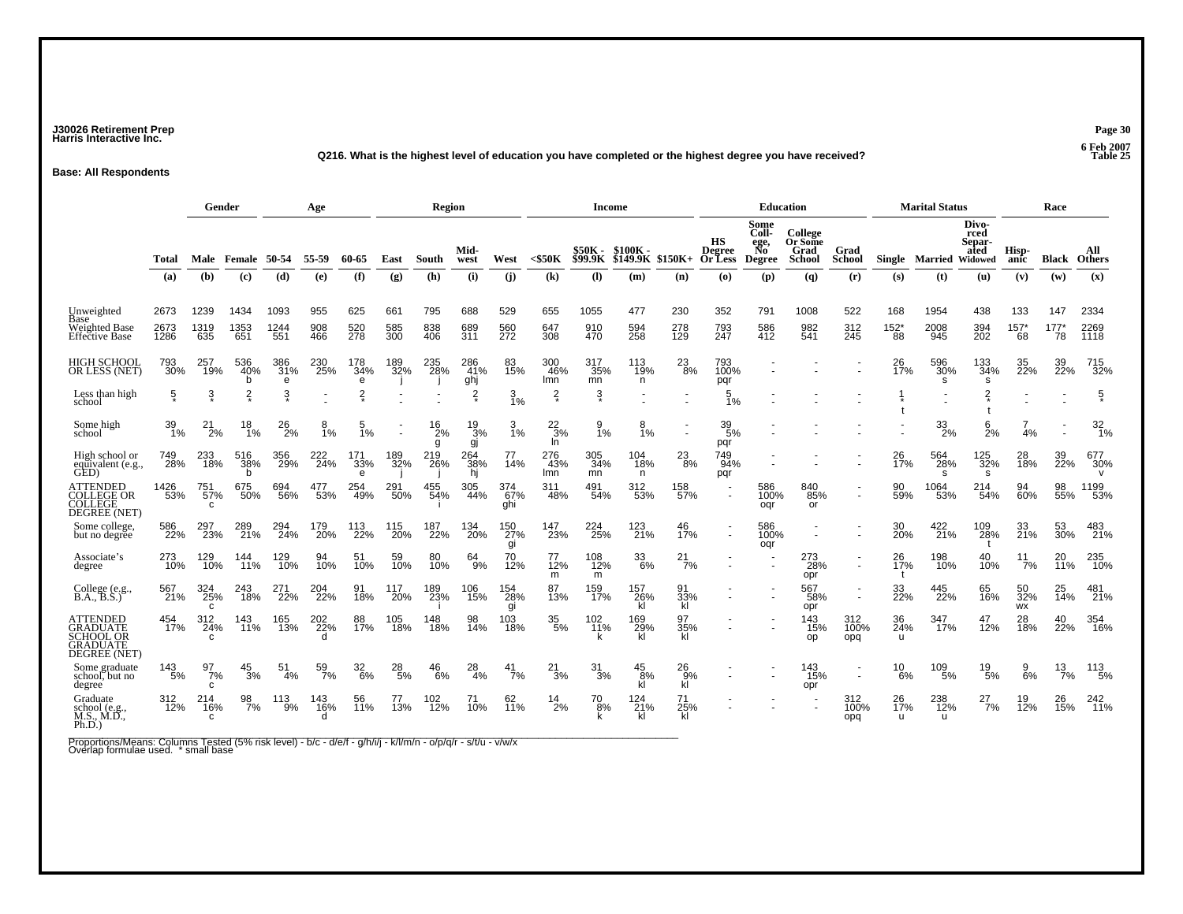**J30026 Retirement Prep**
**Harris Interactive Inc.**

6 Feb 2007
Table 25

**Q216. What is the highest level of education you have completed or the highest degree you have received?**

**Base: All Respondents**

| | Total | Gender | | Age | | | Region | | | | Income | | | | Education | | | | Marital Status | | | Race | | |
|---|---|---|---|---|---|---|---|---|---|---|---|---|---|---|---|---|---|---|---|---|---|---|---|---|
| | Total | Male | Female | 50-54 | 55-59 | 60-65 | East | South | Mid-west | West | <$50K | $50K - $99.9K | $100K - $149.9K | $150K+ | HS Degree Or Less | Some College, No Degree | College Or Some Grad School | Grad School | Single | Married | Divorced Separated Widowed | Hispanic | Black | All Others |
| | (a) | (b) | (c) | (d) | (e) | (f) | (g) | (h) | (i) | (j) | (k) | (l) | (m) | (n) | (o) | (p) | (q) | (r) | (s) | (t) | (u) | (v) | (w) | (x) |
| Unweighted Base | 2673 | 1239 | 1434 | 1093 | 955 | 625 | 661 | 795 | 688 | 529 | 655 | 1055 | 477 | 230 | 352 | 791 | 1008 | 522 | 168 | 1954 | 438 | 133 | 147 | 2334 |
| Weighted Base | 2673 | 1319 | 1353 | 1244 | 908 | 520 | 585 | 838 | 689 | 560 | 647 | 910 | 594 | 278 | 793 | 586 | 982 | 312 | 152* | 2008 | 394 | 157* | 177* | 2269 |
| Effective Base | 1286 | 635 | 651 | 551 | 466 | 278 | 300 | 406 | 311 | 272 | 308 | 470 | 258 | 129 | 247 | 412 | 541 | 245 | 88 | 945 | 202 | 68 | 78 | 1118 |
| HIGH SCHOOL OR LESS (NET) | 793 | 257 | 536 | 386 | 230 | 178 | 189 | 235 | 286 | 83 | 300 | 317 | 113 | 23 | 793 | - | - | - | 26 | 596 | 133 | 35 | 39 | 715 |
| | 30% | 19% | 40% | 31% | 25% | 34% | 32% | 28% | 41% | 15% | 46% | 35% | 19% | 8% | 100% | - | - | - | 17% | 30% | 34% | 22% | 22% | 32% |
| | | | b | e | | e | j | j | ghj | | lmn | mn | n | | pqr | | | | | s | s | | | |
| Less than high school | 5 | 3 | 2 | 3 | - | 2 | - | - | 2 | 3 | 2 | 3 | - | - | 5 | - | - | - | 1 | - | 2 | - | - | 5 |
| | * | * | * | * | - | * | - | - | * | 1% | * | * | - | - | 1% | - | - | - | * | - | * | - | - | * |
| | | | | | | | | | | | | | | | | | | | t | | t | | | |
| Some high school | 39 | 21 | 18 | 26 | 8 | 5 | - | 16 | 19 | 3 | 22 | 9 | 8 | - | 39 | - | - | - | - | 33 | 6 | 7 | - | 32 |
| | 1% | 2% | 1% | 2% | 1% | 1% | - | 2% | 3% | 1% | 3% | 1% | 1% | - | 5% | - | - | - | - | 2% | 2% | 4% | - | 1% |
| | | | | | | | | g | gj | | ln | | | | pqr | | | | | | | | | |
| High school or equivalent (e.g., GED) | 749 | 233 | 516 | 356 | 222 | 171 | 189 | 219 | 264 | 77 | 276 | 305 | 104 | 23 | 749 | - | - | - | 26 | 564 | 125 | 28 | 39 | 677 |
| | 28% | 18% | 38% | 29% | 24% | 33% | 32% | 26% | 38% | 14% | 43% | 34% | 18% | 8% | 94% | - | - | - | 17% | 28% | 32% | 18% | 22% | 30% |
| | | | b | | | e | j | j | hj | | lmn | mn | n | | pqr | | | | | s | s | | | v |
| ATTENDED COLLEGE OR COLLEGE DEGREE (NET) | 1426 | 751 | 675 | 694 | 477 | 254 | 291 | 455 | 305 | 374 | 311 | 491 | 312 | 158 | - | 586 | 840 | - | 90 | 1064 | 214 | 94 | 98 | 1199 |
| | 53% | 57% | 50% | 56% | 53% | 49% | 50% | 54% | 44% | 67% | 48% | 54% | 53% | 57% | - | 100% | 85% | - | 59% | 53% | 54% | 60% | 55% | 53% |
| | | c | | | | | | i | | ghi | | | | | | oqr | or | | | | | | | |
| Some college, but no degree | 586 | 297 | 289 | 294 | 179 | 113 | 115 | 187 | 134 | 150 | 147 | 224 | 123 | 46 | - | 586 | - | - | 30 | 422 | 109 | 33 | 53 | 483 |
| | 22% | 23% | 21% | 24% | 20% | 22% | 20% | 22% | 20% | 27% | 23% | 25% | 21% | 17% | - | 100% | - | - | 20% | 21% | 28% | 21% | 30% | 21% |
| | | | | | | | | | | gi | | | | | | oqr | | | | | t | | | |
| Associate's degree | 273 | 129 | 144 | 129 | 94 | 51 | 59 | 80 | 64 | 70 | 77 | 108 | 33 | 21 | - | - | 273 | - | 26 | 198 | 40 | 11 | 20 | 235 |
| | 10% | 10% | 11% | 10% | 10% | 10% | 10% | 10% | 9% | 12% | 12% | 12% | 6% | 7% | - | - | 28% | - | 17% | 10% | 10% | 7% | 11% | 10% |
| | | | | | | | | | | | m | m | | | | | opr | | t | | | | | |
| College (e.g., B.A., B.S.) | 567 | 324 | 243 | 271 | 204 | 91 | 117 | 189 | 106 | 154 | 87 | 159 | 157 | 91 | - | - | 567 | - | 33 | 445 | 65 | 50 | 25 | 481 |
| | 21% | 25% | 18% | 22% | 22% | 18% | 20% | 23% | 15% | 28% | 13% | 17% | 26% | 33% | - | - | 58% | - | 22% | 22% | 16% | 32% | 14% | 21% |
| | | c | | | | | | i | | gi | | | kl | kl | | | opr | | | | | wx | | |
| ATTENDED GRADUATE SCHOOL OR GRADUATE DEGREE (NET) | 454 | 312 | 143 | 165 | 202 | 88 | 105 | 148 | 98 | 103 | 35 | 102 | 169 | 97 | - | - | 143 | 312 | 36 | 347 | 47 | 28 | 40 | 354 |
| | 17% | 24% | 11% | 13% | 22% | 17% | 18% | 18% | 14% | 18% | 5% | 11% | 29% | 35% | - | - | 15% | 100% | 24% | 17% | 12% | 18% | 22% | 16% |
| | | c | | | d | | | | | | | k | kl | kl | | | op | opq | u | | | | | |
| Some graduate school, but no degree | 143 | 97 | 45 | 51 | 59 | 32 | 28 | 46 | 28 | 41 | 21 | 31 | 45 | 26 | - | - | 143 | - | 10 | 109 | 19 | 9 | 13 | 113 |
| | 5% | 7% | 3% | 4% | 7% | 6% | 5% | 6% | 4% | 7% | 3% | 3% | 8% | 9% | - | - | 15% | - | 6% | 5% | 5% | 6% | 7% | 5% |
| | | c | | | | | | | | | | | kl | kl | | | opr | | | | | | | |
| Graduate school (e.g., M.S., M.D., Ph.D.) | 312 | 214 | 98 | 113 | 143 | 56 | 77 | 102 | 71 | 62 | 14 | 70 | 124 | 71 | - | - | - | 312 | 26 | 238 | 27 | 19 | 26 | 242 |
| | 12% | 16% | 7% | 9% | 16% | 11% | 13% | 12% | 10% | 11% | 2% | 8% | 21% | 25% | - | - | - | 100% | 17% | 12% | 7% | 12% | 15% | 11% |
| | | c | | | d | | | | | | | k | kl | kl | | | | opq | u | u | | | | |

Proportions/Means: Columns Tested (5% risk level) - b/c - d/e/f - g/h/i/j - k/l/m/n - o/p/q/r - s/t/u - v/w/x
Overlap formulae used. * small base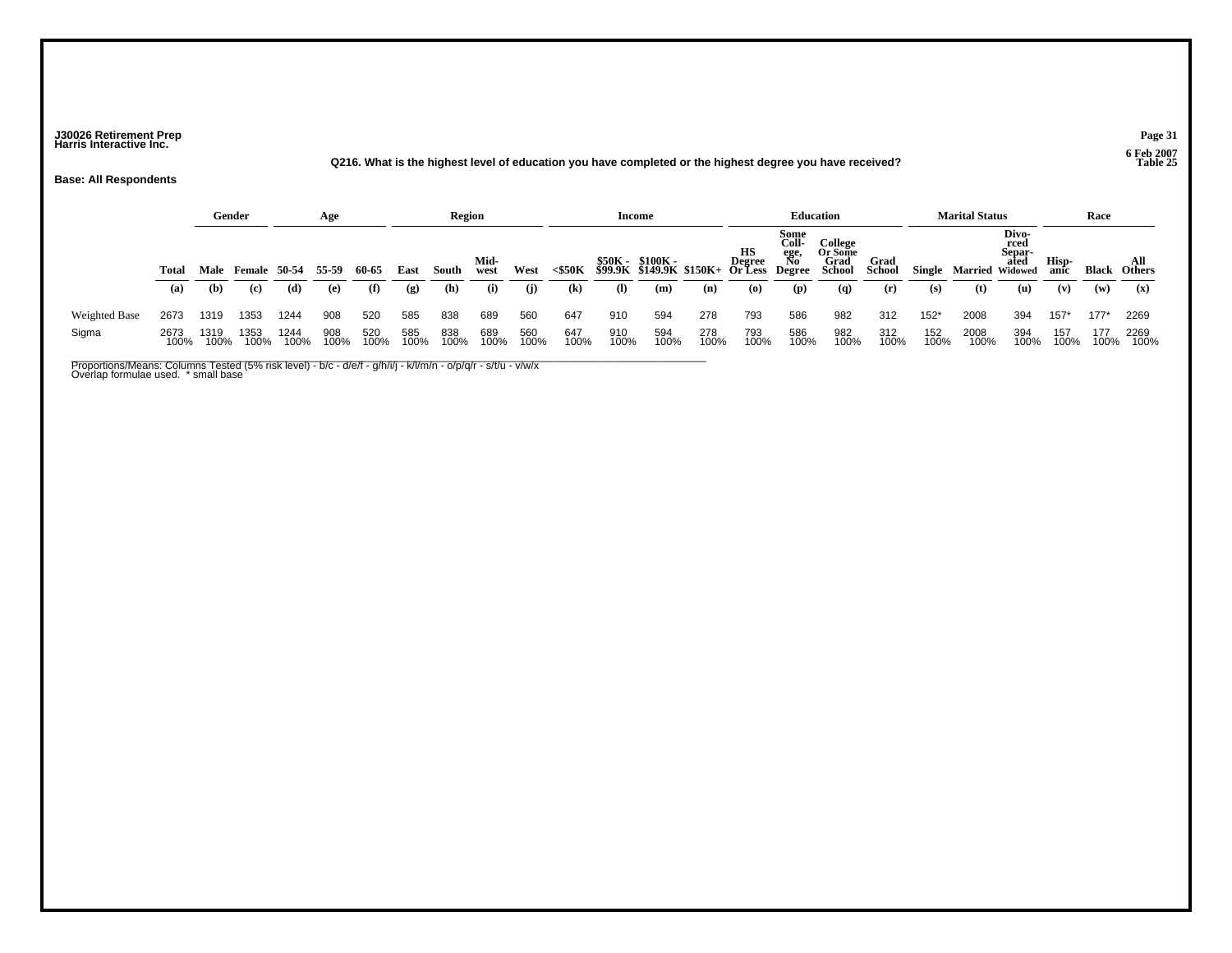**J30026 Retirement Prep**
**Harris Interactive Inc.**

6 Feb 2007
Table 25

**Q216. What is the highest level of education you have completed or the highest degree you have received?**

**Base: All Respondents**

| | | Gender | | Age | | | Region | | | | Income | | | | Education | | | | Marital Status | | | Race | | |
|---|---|---|---|---|---|---|---|---|---|---|---|---|---|---|---|---|---|---|---|---|---|---|---|---|
| | Total | Male | Female | 50-54 | 55-59 | 60-65 | East | South | Mid-west | West | <$50K | $50K - $99.9K | $100K - $149.9K | $150K+ | HS Degree Or Less | Some College, No Degree | College Or Some Grad School | Grad School | Single | Married | Divorced Separated Widowed | Hispanic | Black | All Others |
| | (a) | (b) | (c) | (d) | (e) | (f) | (g) | (h) | (i) | (j) | (k) | (l) | (m) | (n) | (o) | (p) | (q) | (r) | (s) | (t) | (u) | (v) | (w) | (x) |
| Weighted Base | 2673 | 1319 | 1353 | 1244 | 908 | 520 | 585 | 838 | 689 | 560 | 647 | 910 | 594 | 278 | 793 | 586 | 982 | 312 | 152* | 2008 | 394 | 157* | 177* | 2269 |
| Sigma | 2673 100% | 1319 100% | 1353 100% | 1244 100% | 908 100% | 520 100% | 585 100% | 838 100% | 689 100% | 560 100% | 647 100% | 910 100% | 594 100% | 278 100% | 793 100% | 586 100% | 982 100% | 312 100% | 152 100% | 2008 100% | 394 100% | 157 100% | 177 100% | 2269 100% |

Proportions/Means: Columns Tested (5% risk level) - b/c - d/e/f - g/h/i/j - k/l/m/n - o/p/q/r - s/t/u - v/w/x
Overlap formulae used. * small base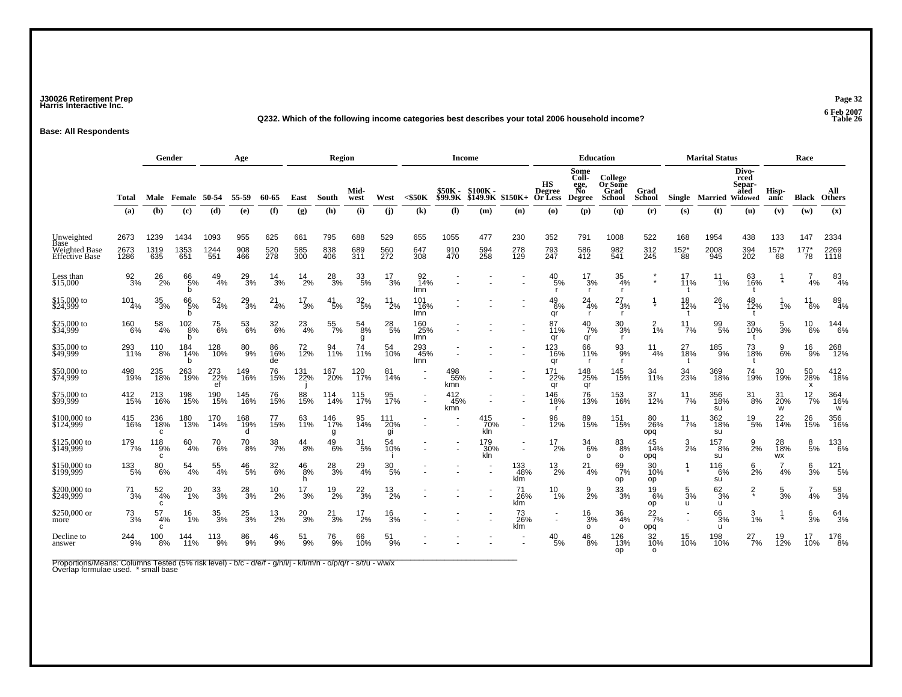J30026 Retirement Prep
Harris Interactive Inc.

6 Feb 2007
Table 26

**Q232. Which of the following income categories best describes your total 2006 household income?**

**Base: All Respondents**

| | | Gender | | Age | | | Region | | | | Income | | | | Education | | | | Marital Status | | | Race | | |
|---|---|---|---|---|---|---|---|---|---|---|---|---|---|---|---|---|---|---|---|---|---|---|---|---|
| | Total | Male | Female | 50-54 | 55-59 | 60-65 | East | South | Mid-west | West | <$50K | $50K - $99.9K | $100K - $149.9K | $150K+ | HS Degree Or Less | Some Coll-ege, No Degree | College Or Some Grad School | Grad School | Single | Married | Divo-rced Separ-ated Widowed | Hisp-anic | Black | All Others |
| | (a) | (b) | (c) | (d) | (e) | (f) | (g) | (h) | (i) | (j) | (k) | (l) | (m) | (n) | (o) | (p) | (q) | (r) | (s) | (t) | (u) | (v) | (w) | (x) |
| Unweighted Base | 2673 | 1239 | 1434 | 1093 | 955 | 625 | 661 | 795 | 688 | 529 | 655 | 1055 | 477 | 230 | 352 | 791 | 1008 | 522 | 168 | 1954 | 438 | 133 | 147 | 2334 |
| Weighted Base | 2673 | 1319 | 1353 | 1244 | 908 | 520 | 585 | 838 | 689 | 560 | 647 | 910 | 594 | 278 | 793 | 586 | 982 | 312 | 152* | 2008 | 394 | 157* | 177* | 2269 |
| Effective Base | 1286 | 635 | 651 | 551 | 466 | 278 | 300 | 406 | 311 | 272 | 308 | 470 | 258 | 129 | 247 | 412 | 541 | 245 | 88 | 945 | 202 | 68 | 78 | 1118 |
| Less than $15,000 | 92 3% | 26 2% | 66 5% b | 49 4% | 29 3% | 14 3% | 14 2% | 28 3% | 33 5% | 17 3% | 92 14% lmn | - - | - - | - - | 40 5% r | 17 3% r | 35 4% r | * * | 17 11% t | 11 1% | 63 16% t | 1 * | 7 4% | 83 4% |
| $15,000 to $24,999 | 101 4% | 35 3% | 66 5% b | 52 4% | 29 3% | 21 4% | 17 3% | 41 5% | 32 5% | 11 2% | 101 16% lmn | - - | - - | - - | 49 6% qr | 24 4% r | 27 3% r | 1 * | 18 12% t | 26 1% | 48 12% t | 1 1% | 11 6% | 89 4% |
| $25,000 to $34,999 | 160 6% | 58 4% | 102 8% b | 75 6% | 53 6% | 32 6% | 23 4% | 55 7% | 54 8% g | 28 5% | 160 25% lmn | - - | - - | - - | 87 11% qr | 40 7% qr | 30 3% r | 2 1% | 11 7% | 99 5% | 39 10% t | 5 3% | 10 6% | 144 6% |
| $35,000 to $49,999 | 293 11% | 110 8% | 184 14% b | 128 10% | 80 9% | 86 16% de | 72 12% | 94 11% | 74 11% | 54 10% | 293 45% lmn | - - | - - | - - | 123 16% qr | 66 11% r | 93 9% r | 11 4% | 27 18% t | 185 9% | 73 18% t | 9 6% | 16 9% | 268 12% |
| $50,000 to $74,999 | 498 19% | 235 18% | 263 19% | 273 22% ef | 149 16% | 76 15% | 131 22% j | 167 20% | 120 17% | 81 14% | - - | 498 55% kmn | - - | - - | 171 22% qr | 148 25% qr | 145 15% | 34 11% | 34 23% | 369 18% | 74 19% | 30 19% | 50 28% x | 412 18% |
| $75,000 to $99,999 | 412 15% | 213 16% | 198 15% | 190 15% | 145 16% | 76 15% | 88 15% | 114 14% | 115 17% | 95 17% | - - | 412 45% kmn | - - | - - | 146 18% r | 76 13% | 153 16% | 37 12% | 11 7% | 356 18% su | 31 8% | 31 20% w | 12 7% | 364 16% w |
| $100,000 to $124,999 | 415 16% | 236 18% c | 180 13% | 170 14% | 168 19% d | 77 15% | 63 11% | 146 17% g | 95 14% | 111 20% gi | - - | - - | 415 70% kln | - - | 96 12% | 89 15% | 151 15% | 80 26% opq | 11 7% | 362 18% su | 19 5% | 22 14% | 26 15% | 356 16% |
| $125,000 to $149,999 | 179 7% | 118 9% c | 60 4% | 70 6% | 70 8% | 38 7% | 44 8% | 49 6% | 31 5% | 54 10% i | - - | - - | 179 30% kln | - - | 17 2% | 34 6% o | 83 8% o | 45 14% opq | 3 2% | 157 8% su | 9 2% | 28 18% wx | 8 5% | 133 6% |
| $150,000 to $199,999 | 133 5% | 80 6% | 54 4% | 55 4% | 46 5% | 32 6% | 46 8% h | 28 3% | 29 4% | 30 5% | - - | - - | - - | 133 48% klm | 13 2% | 21 4% | 69 7% op | 30 10% op | 1 * | 116 6% su | 6 2% | 7 4% | 6 3% | 121 5% |
| $200,000 to $249,999 | 71 3% | 52 4% c | 20 1% | 33 3% | 28 3% | 10 2% | 17 3% | 19 2% | 22 3% | 13 2% | - - | - - | - - | 71 26% klm | 10 1% | 9 2% | 33 3% | 19 6% op | 5 3% u | 62 3% u | 2 * | 5 3% | 7 4% | 58 3% |
| $250,000 or more | 73 3% | 57 4% c | 16 1% | 35 3% | 25 3% | 13 2% | 20 3% | 21 3% | 17 2% | 16 3% | - - | - - | - - | 73 26% klm | - - | 16 3% o | 36 4% o | 22 7% opq | - - | 66 3% u | 3 1% | 1 * | 6 3% | 64 3% |
| Decline to answer | 244 9% | 100 8% | 144 11% | 113 9% | 86 9% | 46 9% | 51 9% | 76 9% | 66 10% | 51 9% | - - | - - | - - | - - | 40 5% | 46 8% | 126 13% op | 32 10% o | 15 10% | 198 10% | 27 7% | 19 12% | 17 10% | 176 8% |

Proportions/Means: Columns Tested (5% risk level) - b/c - d/e/f - g/h/i/j - k/l/m/n - o/p/q/r - s/t/u - v/w/x
Overlap formulae used. * small base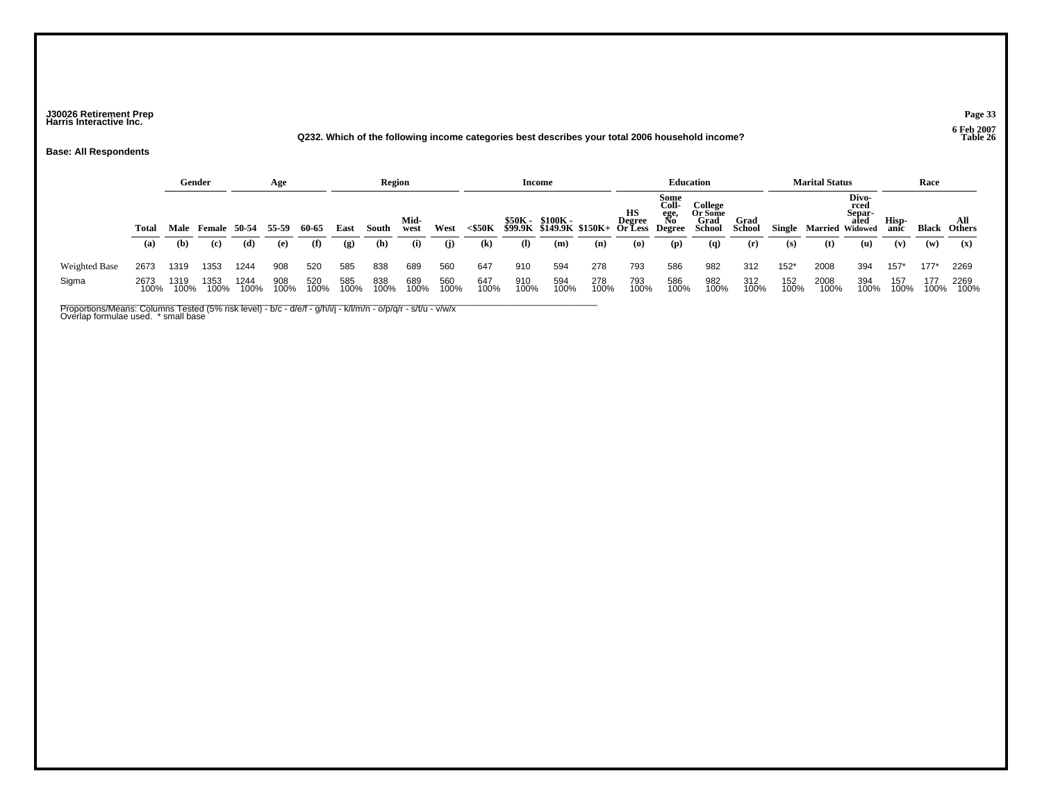J30026 Retirement Prep
Harris Interactive Inc.

6 Feb 2007
Table 26

**Q232. Which of the following income categories best describes your total 2006 household income?**

**Base: All Respondents**

| | | Gender | | Age | | | Region | | | | Income | | | | Education | | | | Marital Status | | | Race | | |
|---|---|---|---|---|---|---|---|---|---|---|---|---|---|---|---|---|---|---|---|---|---|---|---|---|
| | Total | Male | Female | 50-54 | 55-59 | 60-65 | East | South | Mid-west | West | <$50K | $50K - $99.9K | $100K - $149.9K | $150K+ | HS Degree Or Less | Some Coll-ege, No Degree | College Or Some Grad School | Grad School | Single | Married | Divo-rced Separ-ated Widowed | Hisp-anic | Black | All Others |
| | (a) | (b) | (c) | (d) | (e) | (f) | (g) | (h) | (i) | (j) | (k) | (l) | (m) | (n) | (o) | (p) | (q) | (r) | (s) | (t) | (u) | (v) | (w) | (x) |
| Weighted Base | 2673 | 1319 | 1353 | 1244 | 908 | 520 | 585 | 838 | 689 | 560 | 647 | 910 | 594 | 278 | 793 | 586 | 982 | 312 | 152* | 2008 | 394 | 157* | 177* | 2269 |
| Sigma | 2673 100% | 1319 100% | 1353 100% | 1244 100% | 908 100% | 520 100% | 585 100% | 838 100% | 689 100% | 560 100% | 647 100% | 910 100% | 594 100% | 278 100% | 793 100% | 586 100% | 982 100% | 312 100% | 152 100% | 2008 100% | 394 100% | 157 100% | 177 100% | 2269 100% |

Proportions/Means: Columns Tested (5% risk level) - b/c - d/e/f - g/h/i/j - k/l/m/n - o/p/q/r - s/t/u - v/w/x
Overlap formulae used. * small base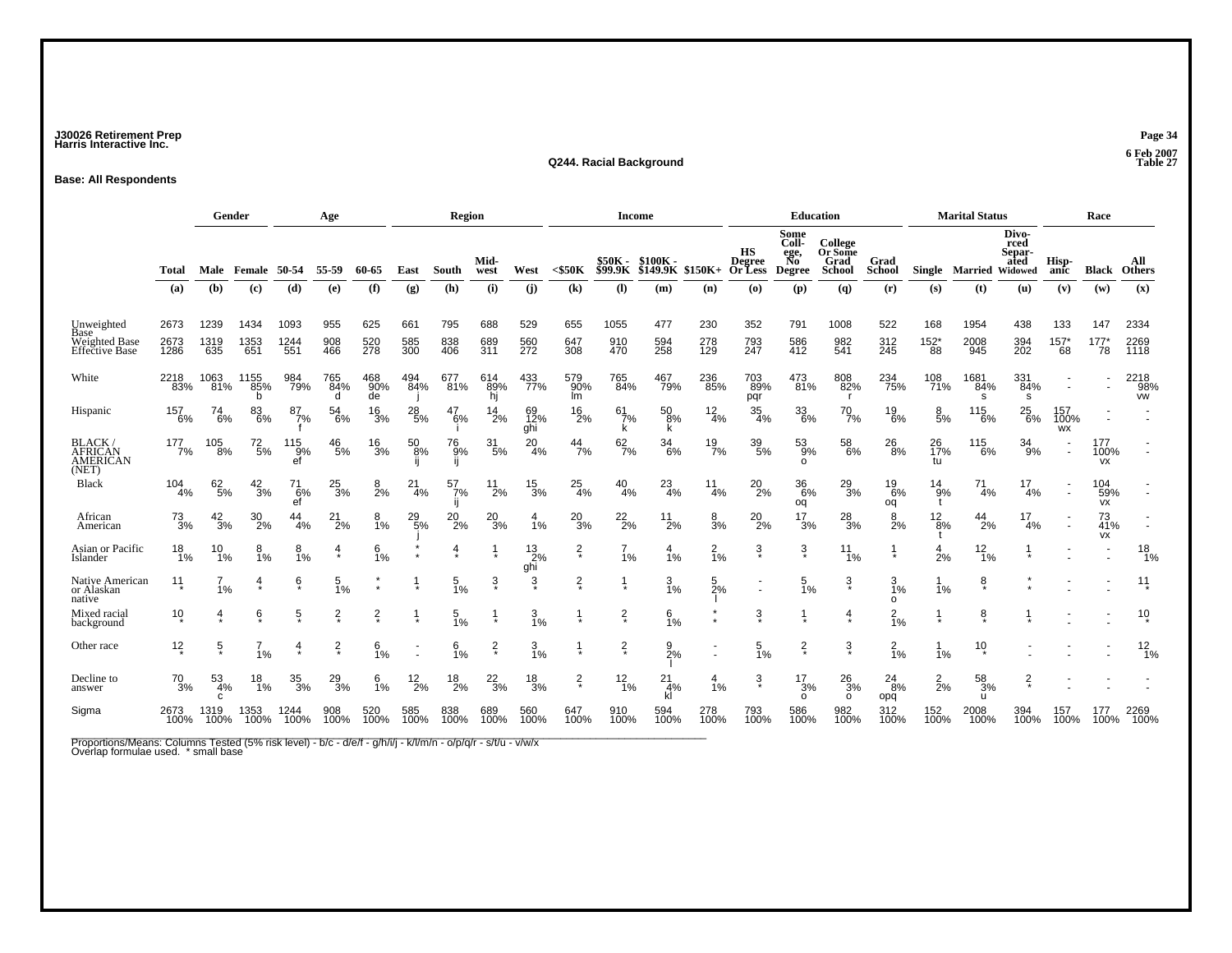J30026 Retirement Prep
Harris Interactive Inc.

6 Feb 2007
Table 27

## Q244. Racial Background

**Base: All Respondents**

| | | Gender | | Age | | | Region | | | | Income | | | | Education | | | | Marital Status | | | Race | | |
|---|---|---|---|---|---|---|---|---|---|---|---|---|---|---|---|---|---|---|---|---|---|---|---|---|
| | Total | Male | Female | 50-54 | 55-59 | 60-65 | East | South | Mid-west | West | <$50K | $50K - $99.9K | $100K - $149.9K | $150K+ | HS Degree Or Less | Some Coll-ege, No Degree | College Or Some Grad School | Grad School | Single | Married | Divo-rced Separ-ated Widowed | Hisp-anic | Black | All Others |
| | (a) | (b) | (c) | (d) | (e) | (f) | (g) | (h) | (i) | (j) | (k) | (l) | (m) | (n) | (o) | (p) | (q) | (r) | (s) | (t) | (u) | (v) | (w) | (x) |
| Unweighted Base | 2673 | 1239 | 1434 | 1093 | 955 | 625 | 661 | 795 | 688 | 529 | 655 | 1055 | 477 | 230 | 352 | 791 | 1008 | 522 | 168 | 1954 | 438 | 133 | 147 | 2334 |
| Weighted Base | 2673 | 1319 | 1353 | 1244 | 908 | 520 | 585 | 838 | 689 | 560 | 647 | 910 | 594 | 278 | 793 | 586 | 982 | 312 | 152* | 2008 | 394 | 157* | 177* | 2269 |
| Effective Base | 1286 | 635 | 651 | 551 | 466 | 278 | 300 | 406 | 311 | 272 | 308 | 470 | 258 | 129 | 247 | 412 | 541 | 245 | 88 | 945 | 202 | 68 | 78 | 1118 |
| White | 2218 83% | 1063 81% | 1155 85% b | 984 79% | 765 84% d | 468 90% de | 494 84% j | 677 81% | 614 89% hj | 433 77% | 579 90% lm | 765 84% | 467 79% | 236 85% | 703 89% pqr | 473 81% | 808 82% r | 234 75% | 108 71% | 1681 84% s | 331 84% s | - - | - - | 2218 98% vw |
| Hispanic | 157 6% | 74 6% | 83 6% | 87 7% f | 54 6% | 16 3% | 28 5% | 47 6% i | 14 2% | 69 12% ghi | 16 2% | 61 7% k | 50 8% k | 12 4% | 35 4% | 33 6% | 70 7% | 19 6% | 8 5% | 115 6% | 25 6% | 157 100% wx | - - | - - |
| BLACK / AFRICAN AMERICAN (NET) | 177 7% | 105 8% | 72 5% | 115 9% ef | 46 5% | 16 3% | 50 8% ij | 76 9% ij | 31 5% | 20 4% | 44 7% | 62 7% | 34 6% | 19 7% | 39 5% | 53 9% o | 58 6% | 26 8% | 26 17% tu | 115 6% | 34 9% | - - | 177 100% vx | - - |
| Black | 104 4% | 62 5% | 42 3% | 71 6% ef | 25 3% | 8 2% | 21 4% | 57 7% ij | 11 2% | 15 3% | 25 4% | 40 4% | 23 4% | 11 4% | 20 2% | 36 6% oq | 29 3% | 19 6% oq | 14 9% t | 71 4% | 17 4% | - - | 104 59% vx | - - |
| African American | 73 3% | 42 3% | 30 2% | 44 4% | 21 2% | 8 1% | 29 5% j | 20 2% | 20 3% | 4 1% | 20 3% | 22 2% | 11 2% | 8 3% | 20 2% | 17 3% | 28 3% | 8 2% | 12 8% t | 44 2% | 17 4% | - - | 73 41% vx | - - |
| Asian or Pacific Islander | 18 1% | 10 1% | 8 1% | 8 1% | 4 * | 6 1% | * * | 4 * | 1 * | 13 2% ghi | 2 * | 7 1% | 4 1% | 2 1% | 3 * | 3 * | 11 1% | 1 * | 4 2% | 12 1% | 1 * | - - | - - | 18 1% |
| Native American or Alaskan native | 11 * | 7 1% | 4 * | 6 * | 5 1% | * * | 1 * | 5 1% | 3 * | 3 * | 2 * | 1 * | 3 1% | 5 2% l | - - | 5 1% | 3 * | 3 1% o | 1 1% | 8 * | * * | - - | - - | 11 * |
| Mixed racial background | 10 * | 4 * | 6 * | 5 * | 2 * | 2 * | 1 * | 5 1% | 1 * | 3 1% | 1 * | 2 * | 6 1% | * * | 3 * | 1 * | 4 * | 2 1% | 1 * | 8 * | 1 * | - - | - - | 10 * |
| Other race | 12 * | 5 * | 7 1% | 4 * | 2 * | 6 1% | - - | 6 1% | 2 * | 3 1% | 1 * | 2 * | 9 2% | - - | 5 1% | 2 * | 3 * | 2 1% | 1 1% | 10 * | - - | - - | - - | 12 1% |
| Decline to answer | 70 3% | 53 4% c | 18 1% | 35 3% | 29 3% | 6 1% | 12 2% | 18 2% | 22 3% | 18 3% | 2 * | 12 1% | 21 4% kl | 4 1% | 3 * | 17 3% o | 26 3% o | 24 8% opq | 2 2% | 58 3% u | 2 * | - - | - - | - - |
| Sigma | 2673 100% | 1319 100% | 1353 100% | 1244 100% | 908 100% | 520 100% | 585 100% | 838 100% | 689 100% | 560 100% | 647 100% | 910 100% | 594 100% | 278 100% | 793 100% | 586 100% | 982 100% | 312 100% | 152 100% | 2008 100% | 394 100% | 157 100% | 177 100% | 2269 100% |

Proportions/Means: Columns Tested (5% risk level) - b/c - d/e/f - g/h/i/j - k/l/m/n - o/p/q/r - s/t/u - v/w/x
Overlap formulae used. * small base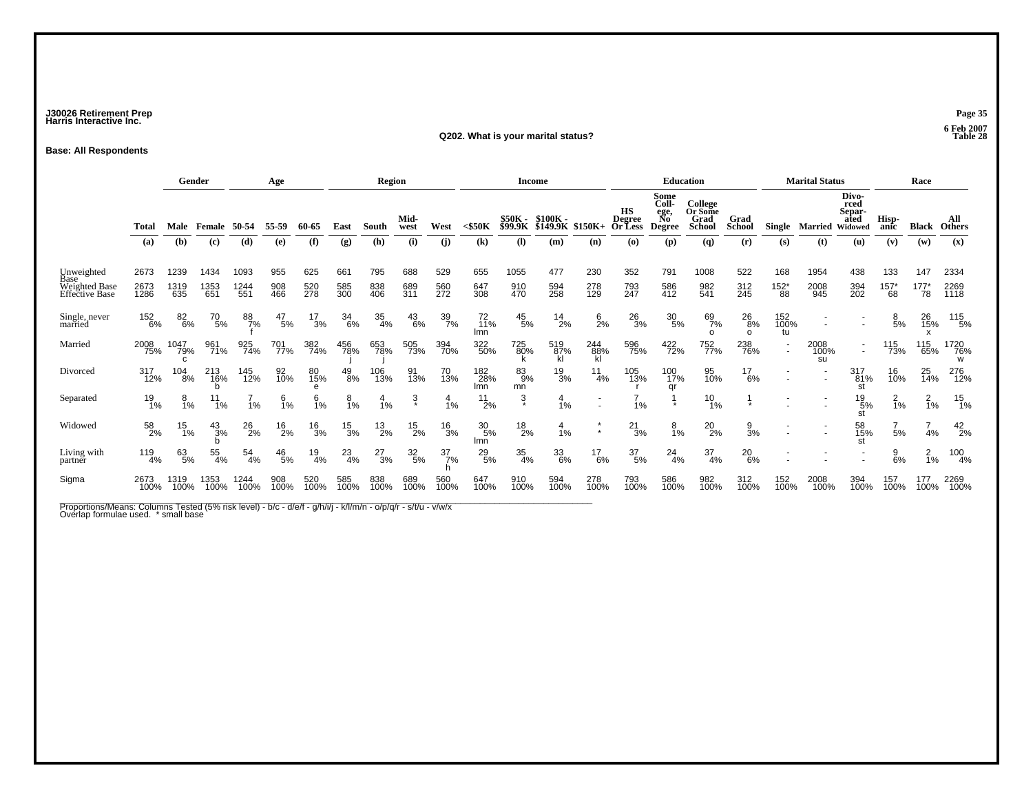J30026 Retirement Prep
Harris Interactive Inc.

6 Feb 2007
Table 28

## Q202. What is your marital status?

**Base: All Respondents**

| | Total | Gender | | Age | | | Region | | | | Income | | | | Education | | | | Marital Status | | | Race | | |
|---|---|---|---|---|---|---|---|---|---|---|---|---|---|---|---|---|---|---|---|---|---|---|---|---|
| | Total | Male | Female | 50-54 | 55-59 | 60-65 | East | South | Mid-west | West | <$50K | $50K - $99.9K | $100K - $149.9K | $150K+ | HS Degree Or Less | Some Coll-ege, No Degree | College Or Some Grad School | Grad School | Single | Married | Divo-rced Separ-ated Widowed | Hisp-anic | Black | All Others |
| | (a) | (b) | (c) | (d) | (e) | (f) | (g) | (h) | (i) | (j) | (k) | (l) | (m) | (n) | (o) | (p) | (q) | (r) | (s) | (t) | (u) | (v) | (w) | (x) |
| Unweighted Base | 2673 | 1239 | 1434 | 1093 | 955 | 625 | 661 | 795 | 688 | 529 | 655 | 1055 | 477 | 230 | 352 | 791 | 1008 | 522 | 168 | 1954 | 438 | 133 | 147 | 2334 |
| Weighted Base | 2673 | 1319 | 1353 | 1244 | 908 | 520 | 585 | 838 | 689 | 560 | 647 | 910 | 594 | 278 | 793 | 586 | 982 | 312 | 152* | 2008 | 394 | 157* | 177* | 2269 |
| Effective Base | 1286 | 635 | 651 | 551 | 466 | 278 | 300 | 406 | 311 | 272 | 308 | 470 | 258 | 129 | 247 | 412 | 541 | 245 | 88 | 945 | 202 | 68 | 78 | 1118 |
| Single, never married | 152 | 82 | 70 | 88 | 47 | 17 | 34 | 35 | 43 | 39 | 72 | 45 | 14 | 6 | 26 | 30 | 69 | 26 | 152 | - | - | 8 | 26 | 115 |
| | 6% | 6% | 5% | 7% | 5% | 3% | 6% | 4% | 6% | 7% | 11% | 5% | 2% | 2% | 3% | 5% | 7% | 8% | 100% | - | - | 5% | 15% | 5% |
| | | | | f | | | | | | | lmn | | | | | | o | o | tu | | | | x | |
| Married | 2008 | 1047 | 961 | 925 | 701 | 382 | 456 | 653 | 505 | 394 | 322 | 725 | 519 | 244 | 596 | 422 | 752 | 238 | - | 2008 | - | 115 | 115 | 1720 |
| | 75% | 79% | 71% | 74% | 77% | 74% | 78% | 78% | 73% | 70% | 50% | 80% | 87% | 88% | 75% | 72% | 77% | 76% | - | 100% | - | 73% | 65% | 76% |
| | | c | | | | | j | j | | | | k | kl | kl | | | | | | su | | | | w |
| Divorced | 317 | 104 | 213 | 145 | 92 | 80 | 49 | 106 | 91 | 70 | 182 | 83 | 19 | 11 | 105 | 100 | 95 | 17 | - | - | 317 | 16 | 25 | 276 |
| | 12% | 8% | 16% | 12% | 10% | 15% | 8% | 13% | 13% | 13% | 28% | 9% | 3% | 4% | 13% | 17% | 10% | 6% | - | - | 81% | 10% | 14% | 12% |
| | | | b | | | e | | | | | lmn | mn | | | r | qr | | | | | st | | | |
| Separated | 19 | 8 | 11 | 7 | 6 | 6 | 8 | 4 | 3 | 4 | 11 | 3 | 4 | - | 7 | 1 | 10 | 1 | - | - | 19 | 2 | 2 | 15 |
| | 1% | 1% | 1% | 1% | 1% | 1% | 1% | 1% | * | 1% | 2% | * | 1% | - | 1% | * | 1% | * | - | - | 5% | 1% | 1% | 1% |
| | | | | | | | | | | | | | | | | | | | | | st | | | |
| Widowed | 58 | 15 | 43 | 26 | 16 | 16 | 15 | 13 | 15 | 16 | 30 | 18 | 4 | * | 21 | 8 | 20 | 9 | - | - | 58 | 7 | 7 | 42 |
| | 2% | 1% | 3% | 2% | 2% | 3% | 3% | 2% | 2% | 3% | 5% | 2% | 1% | * | 3% | 1% | 2% | 3% | - | - | 15% | 5% | 4% | 2% |
| | | | b | | | | | | | | lmn | | | | | | | | | | st | | | |
| Living with partner | 119 | 63 | 55 | 54 | 46 | 19 | 23 | 27 | 32 | 37 | 29 | 35 | 33 | 17 | 37 | 24 | 37 | 20 | - | - | - | 9 | 2 | 100 |
| | 4% | 5% | 4% | 4% | 5% | 4% | 4% | 3% | 5% | 7% | 5% | 4% | 6% | 6% | 5% | 4% | 4% | 6% | - | - | - | 6% | 1% | 4% |
| | | | | | | | | | | h | | | | | | | | | | | | | | |
| Sigma | 2673 | 1319 | 1353 | 1244 | 908 | 520 | 585 | 838 | 689 | 560 | 647 | 910 | 594 | 278 | 793 | 586 | 982 | 312 | 152 | 2008 | 394 | 157 | 177 | 2269 |
| | 100% | 100% | 100% | 100% | 100% | 100% | 100% | 100% | 100% | 100% | 100% | 100% | 100% | 100% | 100% | 100% | 100% | 100% | 100% | 100% | 100% | 100% | 100% | 100% |

Proportions/Means: Columns Tested (5% risk level) - b/c - d/e/f - g/h/i/j - k/l/m/n - o/p/q/r - s/t/u - v/w/x
Overlap formulae used. * small base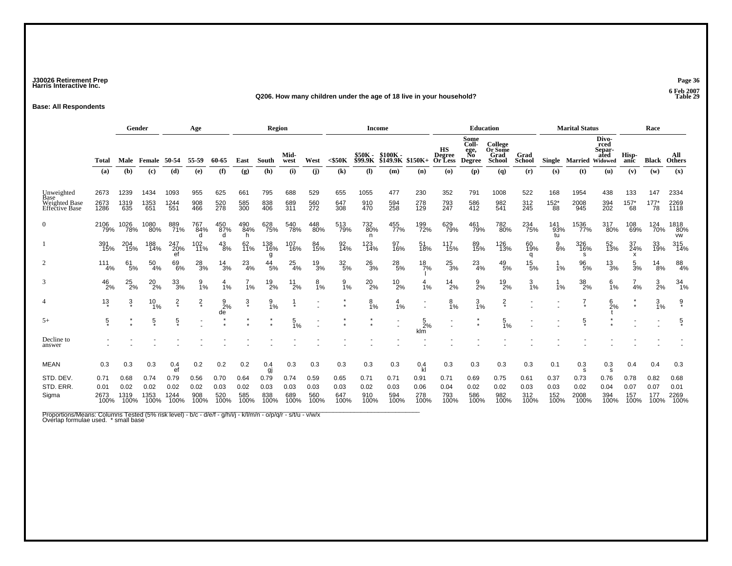J30026 Retirement Prep
Harris Interactive Inc.

6 Feb 2007
Table 29

**Q206. How many children under the age of 18 live in your household?**

**Base: All Respondents**

| | | Gender | | Age | | | Region | | | | Income | | | | Education | | | | Marital Status | | | Race | | |
|---|---|---|---|---|---|---|---|---|---|---|---|---|---|---|---|---|---|---|---|---|---|---|---|---|
| | Total | Male | Female | 50-54 | 55-59 | 60-65 | East | South | Mid-west | West | <$50K | $50K - $99.9K | $100K - $149.9K | $150K+ | HS Degree Or Less | Some Coll-ege, No Degree | College Or Some Grad School | Grad School | Single | Married | Divo-rced Separ-ated Widowed | Hisp-anic | Black | All Others |
| | (a) | (b) | (c) | (d) | (e) | (f) | (g) | (h) | (i) | (j) | (k) | (l) | (m) | (n) | (o) | (p) | (q) | (r) | (s) | (t) | (u) | (v) | (w) | (x) |
| Unweighted Base | 2673 | 1239 | 1434 | 1093 | 955 | 625 | 661 | 795 | 688 | 529 | 655 | 1055 | 477 | 230 | 352 | 791 | 1008 | 522 | 168 | 1954 | 438 | 133 | 147 | 2334 |
| Weighted Base | 2673 | 1319 | 1353 | 1244 | 908 | 520 | 585 | 838 | 689 | 560 | 647 | 910 | 594 | 278 | 793 | 586 | 982 | 312 | 152* | 2008 | 394 | 157* | 177* | 2269 |
| Effective Base | 1286 | 635 | 651 | 551 | 466 | 278 | 300 | 406 | 311 | 272 | 308 | 470 | 258 | 129 | 247 | 412 | 541 | 245 | 88 | 945 | 202 | 68 | 78 | 1118 |
| 0 | 2106 | 1026 | 1080 | 889 | 767 | 450 | 490 | 628 | 540 | 448 | 513 | 732 | 455 | 199 | 629 | 461 | 782 | 234 | 141 | 1536 | 317 | 108 | 124 | 1818 |
| | 79% | 78% | 80% | 71% | 84% | 87% | 84% | 75% | 78% | 80% | 79% | 80% | 77% | 72% | 79% | 79% | 80% | 75% | 93% | 77% | 80% | 69% | 70% | 80% |
| | | | | | d | d | h | | | | | n | | | | | | | tu | | | | | vw |
| 1 | 391 | 204 | 188 | 247 | 102 | 43 | 62 | 138 | 107 | 84 | 92 | 123 | 97 | 51 | 117 | 89 | 126 | 60 | 9 | 326 | 52 | 37 | 33 | 315 |
| | 15% | 15% | 14% | 20% | 11% | 8% | 11% | 16% | 16% | 15% | 14% | 14% | 16% | 18% | 15% | 15% | 13% | 19% | 6% | 16% | 13% | 24% | 19% | 14% |
| | | | | ef | | | | g | | | | | | | | | | q | | s | | x | | |
| 2 | 111 | 61 | 50 | 69 | 28 | 14 | 23 | 44 | 25 | 19 | 32 | 26 | 28 | 18 | 25 | 23 | 49 | 15 | 1 | 96 | 13 | 5 | 14 | 88 |
| | 4% | 5% | 4% | 6% | 3% | 3% | 4% | 5% | 4% | 3% | 5% | 3% | 5% | 7% | 3% | 4% | 5% | 5% | 1% | 5% | 3% | 3% | 8% | 4% |
| | | | | | | | | | | | | | | l | | | | | | | | | | |
| 3 | 46 | 25 | 20 | 33 | 9 | 4 | 7 | 19 | 11 | 8 | 9 | 20 | 10 | 4 | 14 | 9 | 19 | 3 | 1 | 38 | 6 | 7 | 3 | 34 |
| | 2% | 2% | 2% | 3% | 1% | 1% | 1% | 2% | 2% | 1% | 1% | 2% | 2% | 1% | 2% | 2% | 2% | 1% | 1% | 2% | 1% | 4% | 2% | 1% |
| 4 | 13 | 3 | 10 | 2 | 2 | 9 | 3 | 9 | 1 | - | * | 8 | 4 | - | 8 | 3 | 2 | - | - | 7 | 6 | * | 3 | 9 |
| | * | * | 1% | * | * | 2% | * | 1% | * | - | * | 1% | 1% | - | 1% | 1% | * | - | - | * | 2% | * | 1% | * |
| | | | | | | de | | | | | | | | | | | | | | | t | | | |
| 5+ | 5 | * | 5 | 5 | - | * | * | * | 5 | - | * | * | - | 5 | - | * | 5 | - | - | 5 | * | - | - | 5 |
| | * | * | * | * | - | * | * | * | 1% | - | * | * | - | 2% | - | * | 1% | - | - | * | * | - | - | * |
| | | | | | | | | | | | | | | klm | | | | | | | | | | |
| Decline to answer | - | - | - | - | - | - | - | - | - | - | - | - | - | - | - | - | - | - | - | - | - | - | - | - |
| | - | - | - | - | - | - | - | - | - | - | - | - | - | - | - | - | - | - | - | - | - | - | - | - |
| MEAN | 0.3 | 0.3 | 0.3 | 0.4 | 0.2 | 0.2 | 0.2 | 0.4 | 0.3 | 0.3 | 0.3 | 0.3 | 0.3 | 0.4 | 0.3 | 0.3 | 0.3 | 0.3 | 0.1 | 0.3 | 0.3 | 0.4 | 0.4 | 0.3 |
| | | | | ef | | | | gj | | | | | | kl | | | | | | s | s | | | |
| STD. DEV. | 0.71 | 0.68 | 0.74 | 0.79 | 0.56 | 0.70 | 0.64 | 0.79 | 0.74 | 0.59 | 0.65 | 0.71 | 0.71 | 0.91 | 0.71 | 0.69 | 0.75 | 0.61 | 0.37 | 0.73 | 0.76 | 0.78 | 0.82 | 0.68 |
| STD. ERR. | 0.01 | 0.02 | 0.02 | 0.02 | 0.02 | 0.03 | 0.02 | 0.03 | 0.03 | 0.03 | 0.03 | 0.02 | 0.03 | 0.06 | 0.04 | 0.02 | 0.02 | 0.03 | 0.03 | 0.02 | 0.04 | 0.07 | 0.07 | 0.01 |
| Sigma | 2673 | 1319 | 1353 | 1244 | 908 | 520 | 585 | 838 | 689 | 560 | 647 | 910 | 594 | 278 | 793 | 586 | 982 | 312 | 152 | 2008 | 394 | 157 | 177 | 2269 |
| | 100% | 100% | 100% | 100% | 100% | 100% | 100% | 100% | 100% | 100% | 100% | 100% | 100% | 100% | 100% | 100% | 100% | 100% | 100% | 100% | 100% | 100% | 100% | 100% |

Proportions/Means: Columns Tested (5% risk level) - b/c - d/e/f - g/h/i/j - k/l/m/n - o/p/q/r - s/t/u - v/w/x
Overlap formulae used. * small base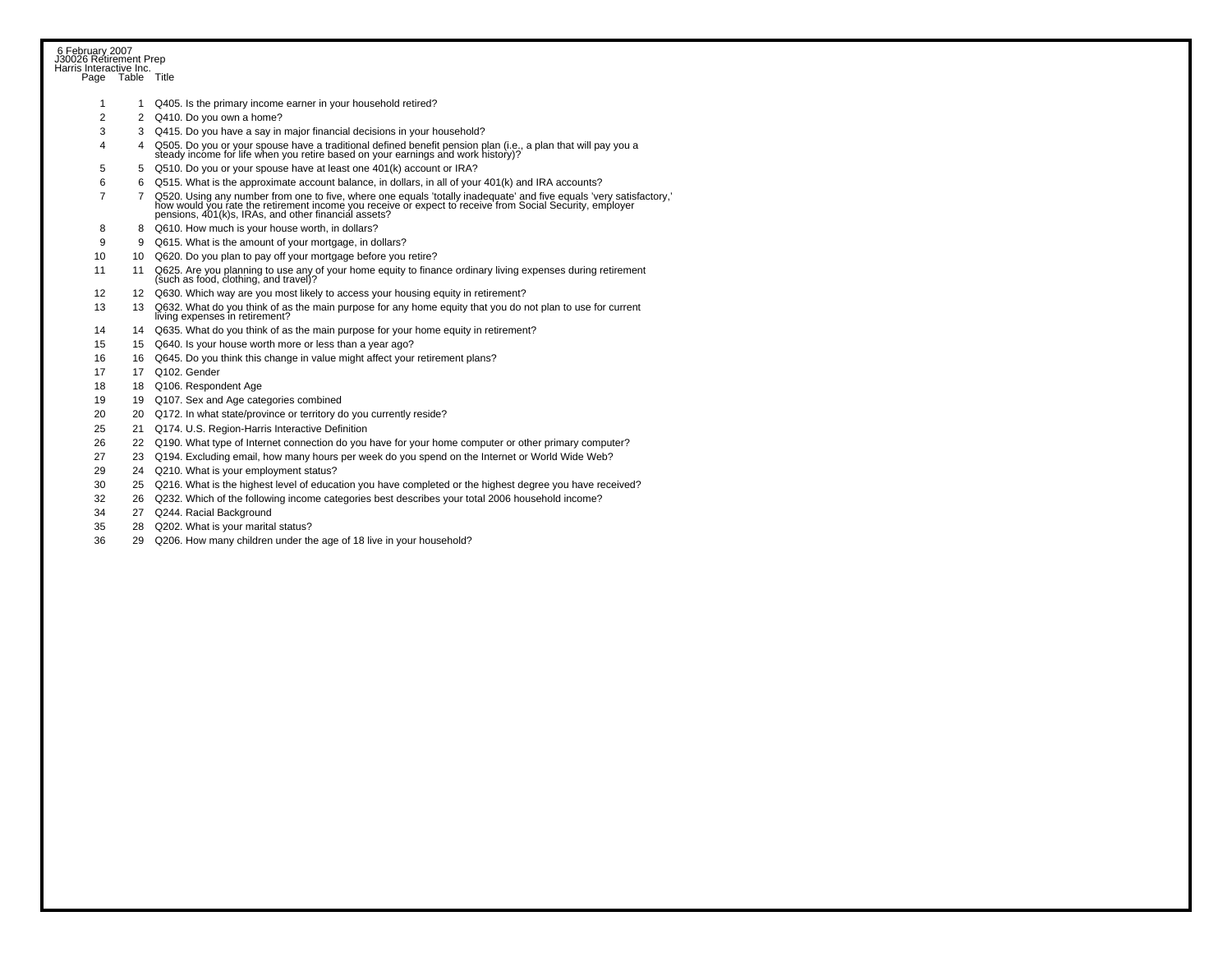6 February 2007
J30026 Retirement Prep
Harris Interactive Inc.

| Page | Table | Title |
|---|---|---|
| 1 | 1 | Q405. Is the primary income earner in your household retired? |
| 2 | 2 | Q410. Do you own a home? |
| 3 | 3 | Q415. Do you have a say in major financial decisions in your household? |
| 4 | 4 | Q505. Do you or your spouse have a traditional defined benefit pension plan (i.e., a plan that will pay you a steady income for life when you retire based on your earnings and work history)? |
| 5 | 5 | Q510. Do you or your spouse have at least one 401(k) account or IRA? |
| 6 | 6 | Q515. What is the approximate account balance, in dollars, in all of your 401(k) and IRA accounts? |
| 7 | 7 | Q520. Using any number from one to five, where one equals 'totally inadequate' and five equals 'very satisfactory,' how would you rate the retirement income you receive or expect to receive from Social Security, employer pensions, 401(k)s, IRAs, and other financial assets? |
| 8 | 8 | Q610. How much is your house worth, in dollars? |
| 9 | 9 | Q615. What is the amount of your mortgage, in dollars? |
| 10 | 10 | Q620. Do you plan to pay off your mortgage before you retire? |
| 11 | 11 | Q625. Are you planning to use any of your home equity to finance ordinary living expenses during retirement (such as food, clothing, and travel)? |
| 12 | 12 | Q630. Which way are you most likely to access your housing equity in retirement? |
| 13 | 13 | Q632. What do you think of as the main purpose for any home equity that you do not plan to use for current living expenses in retirement? |
| 14 | 14 | Q635. What do you think of as the main purpose for your home equity in retirement? |
| 15 | 15 | Q640. Is your house worth more or less than a year ago? |
| 16 | 16 | Q645. Do you think this change in value might affect your retirement plans? |
| 17 | 17 | Q102. Gender |
| 18 | 18 | Q106. Respondent Age |
| 19 | 19 | Q107. Sex and Age categories combined |
| 20 | 20 | Q172. In what state/province or territory do you currently reside? |
| 25 | 21 | Q174. U.S. Region-Harris Interactive Definition |
| 26 | 22 | Q190. What type of Internet connection do you have for your home computer or other primary computer? |
| 27 | 23 | Q194. Excluding email, how many hours per week do you spend on the Internet or World Wide Web? |
| 29 | 24 | Q210. What is your employment status? |
| 30 | 25 | Q216. What is the highest level of education you have completed or the highest degree you have received? |
| 32 | 26 | Q232. Which of the following income categories best describes your total 2006 household income? |
| 34 | 27 | Q244. Racial Background |
| 35 | 28 | Q202. What is your marital status? |
| 36 | 29 | Q206. How many children under the age of 18 live in your household? |